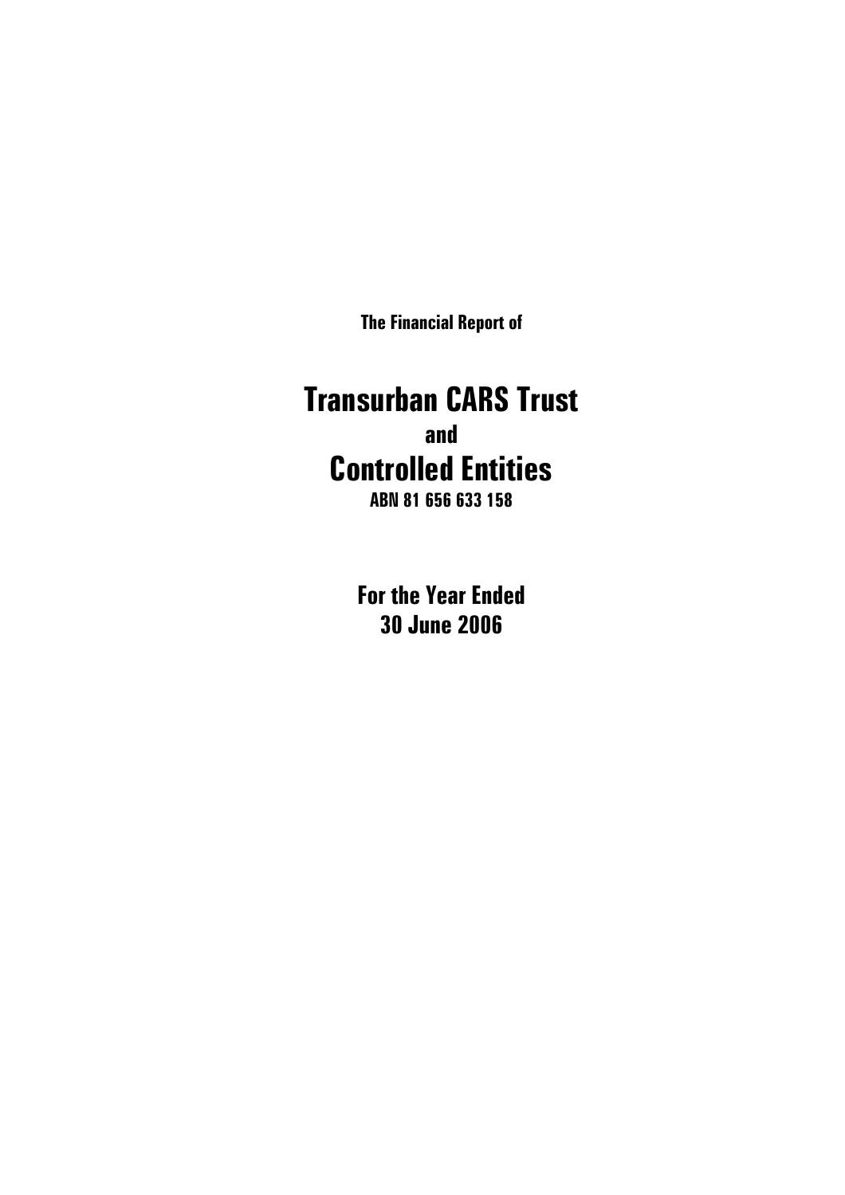**The Financial Report of**

# Transurban CARS Trust

**and**

# Controlled Entities

**ABN 81 656 633 158**

## For the Year Ended 30 June 2006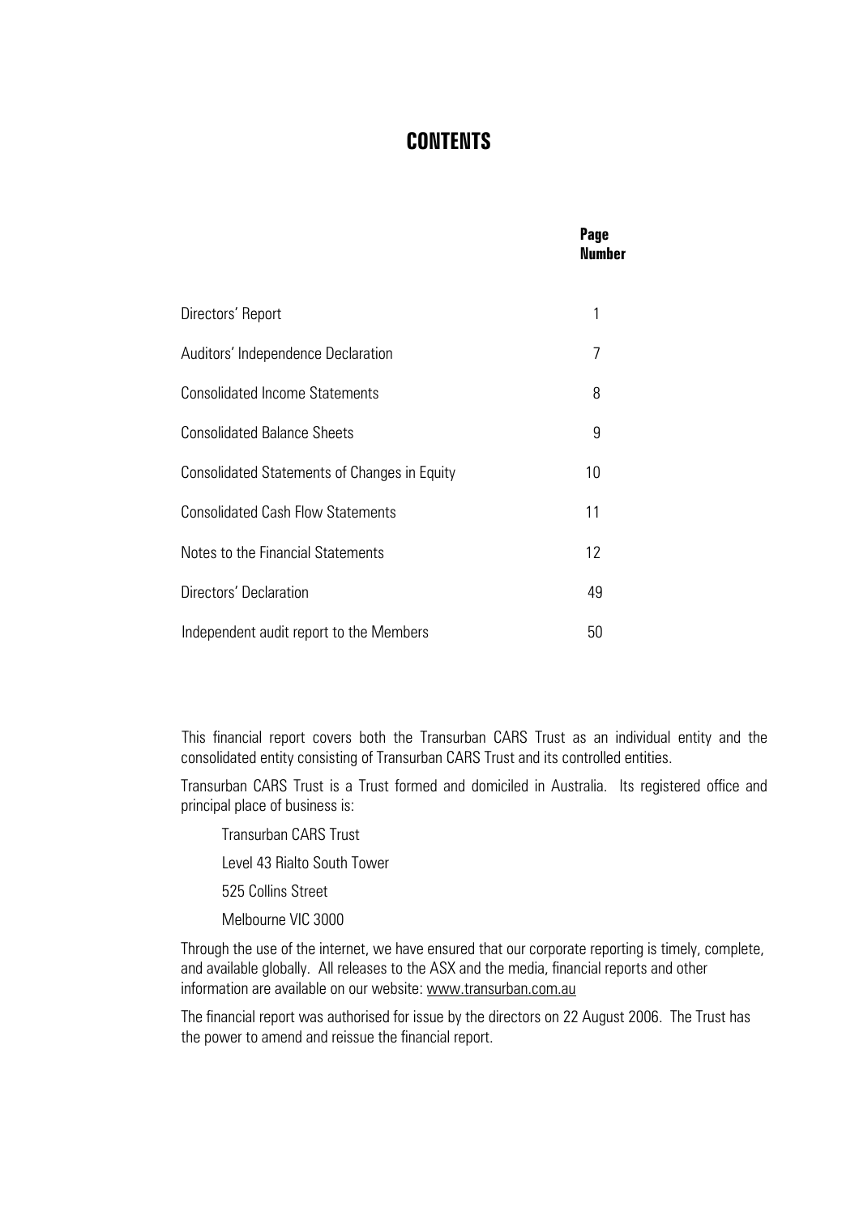# CONTENTS

| | Page Number |
|---|---|
| Directors' Report | 1 |
| Auditors' Independence Declaration | 7 |
| Consolidated Income Statements | 8 |
| Consolidated Balance Sheets | 9 |
| Consolidated Statements of Changes in Equity | 10 |
| Consolidated Cash Flow Statements | 11 |
| Notes to the Financial Statements | 12 |
| Directors' Declaration | 49 |
| Independent audit report to the Members | 50 |

This financial report covers both the Transurban CARS Trust as an individual entity and the consolidated entity consisting of Transurban CARS Trust and its controlled entities.

Transurban CARS Trust is a Trust formed and domiciled in Australia. Its registered office and principal place of business is:

Transurban CARS Trust

Level 43 Rialto South Tower

525 Collins Street

Melbourne VIC 3000

Through the use of the internet, we have ensured that our corporate reporting is timely, complete, and available globally. All releases to the ASX and the media, financial reports and other information are available on our website: www.transurban.com.au

The financial report was authorised for issue by the directors on 22 August 2006. The Trust has the power to amend and reissue the financial report.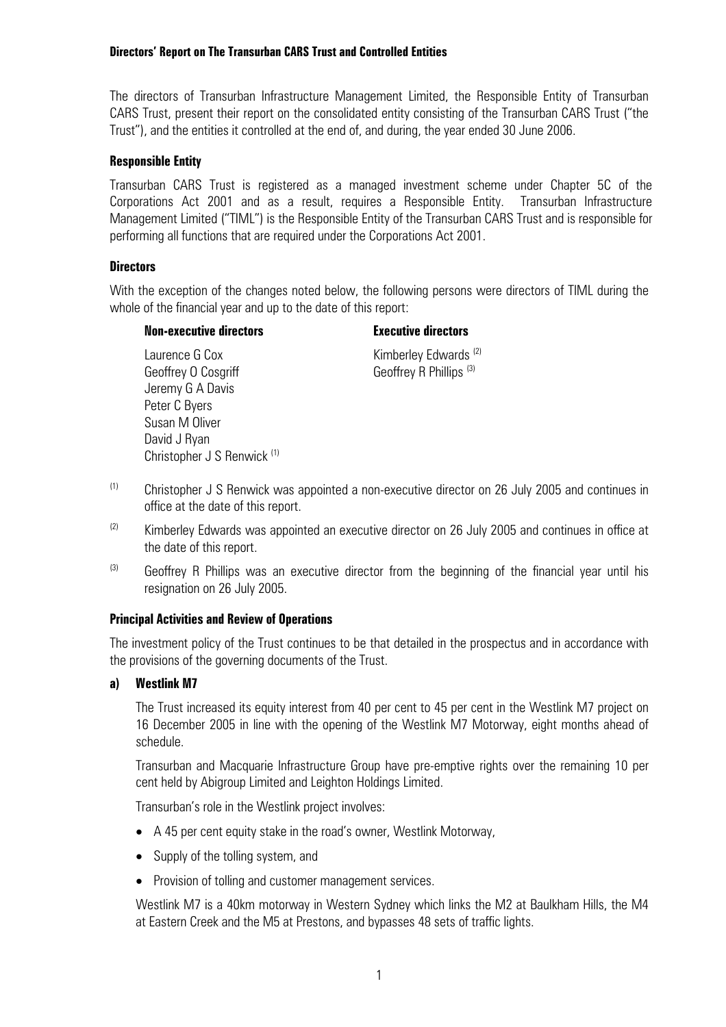**Directors' Report on The Transurban CARS Trust and Controlled Entities**

The directors of Transurban Infrastructure Management Limited, the Responsible Entity of Transurban CARS Trust, present their report on the consolidated entity consisting of the Transurban CARS Trust ("the Trust"), and the entities it controlled at the end of, and during, the year ended 30 June 2006.

**Responsible Entity**

Transurban CARS Trust is registered as a managed investment scheme under Chapter 5C of the Corporations Act 2001 and as a result, requires a Responsible Entity. Transurban Infrastructure Management Limited ("TIML") is the Responsible Entity of the Transurban CARS Trust and is responsible for performing all functions that are required under the Corporations Act 2001.

**Directors**

With the exception of the changes noted below, the following persons were directors of TIML during the whole of the financial year and up to the date of this report:

| **Non-executive directors** | **Executive directors** |
|---|---|
| Laurence G Cox | Kimberley Edwards (2) |
| Geoffrey O Cosgriff | Geoffrey R Phillips (3) |
| Jeremy G A Davis | |
| Peter C Byers | |
| Susan M Oliver | |
| David J Ryan | |
| Christopher J S Renwick (1) | |

(1) Christopher J S Renwick was appointed a non-executive director on 26 July 2005 and continues in office at the date of this report.

(2) Kimberley Edwards was appointed an executive director on 26 July 2005 and continues in office at the date of this report.

(3) Geoffrey R Phillips was an executive director from the beginning of the financial year until his resignation on 26 July 2005.

**Principal Activities and Review of Operations**

The investment policy of the Trust continues to be that detailed in the prospectus and in accordance with the provisions of the governing documents of the Trust.

**a) Westlink M7**

The Trust increased its equity interest from 40 per cent to 45 per cent in the Westlink M7 project on 16 December 2005 in line with the opening of the Westlink M7 Motorway, eight months ahead of schedule.

Transurban and Macquarie Infrastructure Group have pre-emptive rights over the remaining 10 per cent held by Abigroup Limited and Leighton Holdings Limited.

Transurban's role in the Westlink project involves:

- A 45 per cent equity stake in the road's owner, Westlink Motorway,
- Supply of the tolling system, and
- Provision of tolling and customer management services.

Westlink M7 is a 40km motorway in Western Sydney which links the M2 at Baulkham Hills, the M4 at Eastern Creek and the M5 at Prestons, and bypasses 48 sets of traffic lights.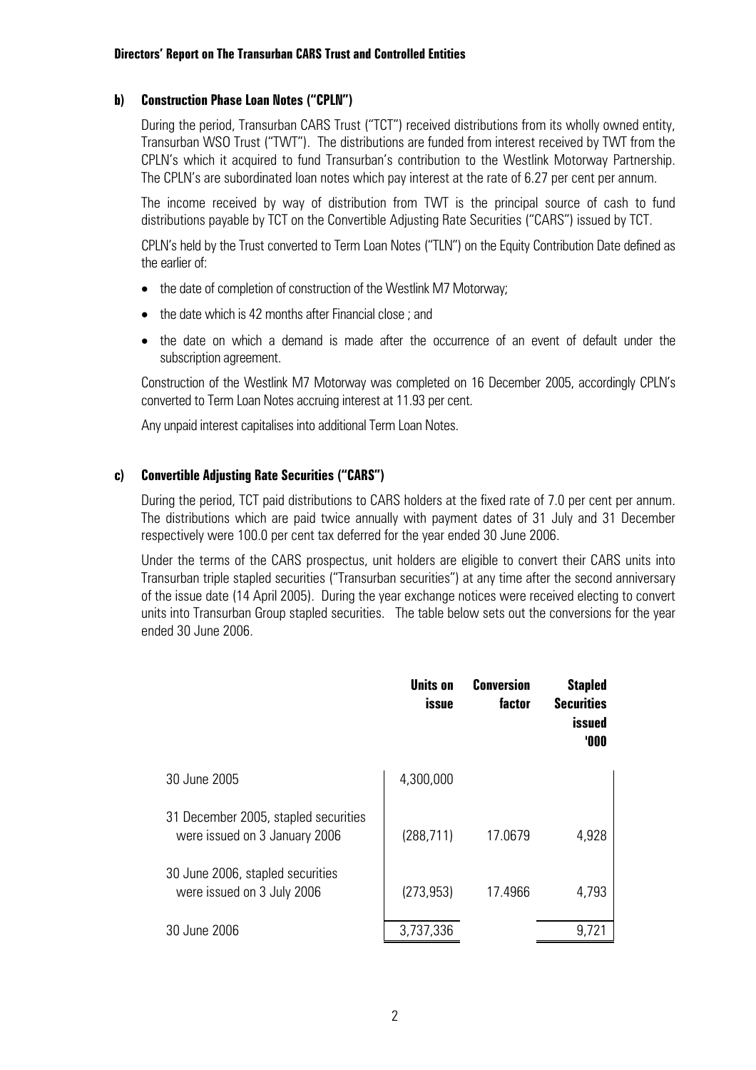**Directors' Report on The Transurban CARS Trust and Controlled Entities**

**b) Construction Phase Loan Notes ("CPLN")**

During the period, Transurban CARS Trust ("TCT") received distributions from its wholly owned entity, Transurban WSO Trust ("TWT"). The distributions are funded from interest received by TWT from the CPLN's which it acquired to fund Transurban's contribution to the Westlink Motorway Partnership. The CPLN's are subordinated loan notes which pay interest at the rate of 6.27 per cent per annum.

The income received by way of distribution from TWT is the principal source of cash to fund distributions payable by TCT on the Convertible Adjusting Rate Securities ("CARS") issued by TCT.

CPLN's held by the Trust converted to Term Loan Notes ("TLN") on the Equity Contribution Date defined as the earlier of:

- the date of completion of construction of the Westlink M7 Motorway;
- the date which is 42 months after Financial close ; and
- the date on which a demand is made after the occurrence of an event of default under the subscription agreement.

Construction of the Westlink M7 Motorway was completed on 16 December 2005, accordingly CPLN's converted to Term Loan Notes accruing interest at 11.93 per cent.

Any unpaid interest capitalises into additional Term Loan Notes.

**c) Convertible Adjusting Rate Securities ("CARS")**

During the period, TCT paid distributions to CARS holders at the fixed rate of 7.0 per cent per annum. The distributions which are paid twice annually with payment dates of 31 July and 31 December respectively were 100.0 per cent tax deferred for the year ended 30 June 2006.

Under the terms of the CARS prospectus, unit holders are eligible to convert their CARS units into Transurban triple stapled securities ("Transurban securities") at any time after the second anniversary of the issue date (14 April 2005). During the year exchange notices were received electing to convert units into Transurban Group stapled securities. The table below sets out the conversions for the year ended 30 June 2006.

| | Units on issue | Conversion factor | Stapled Securities issued '000 |
|---|---|---|---|
| 30 June 2005 | 4,300,000 | | |
| 31 December 2005, stapled securities were issued on 3 January 2006 | (288,711) | 17.0679 | 4,928 |
| 30 June 2006, stapled securities were issued on 3 July 2006 | (273,953) | 17.4966 | 4,793 |
| 30 June 2006 | 3,737,336 | | 9,721 |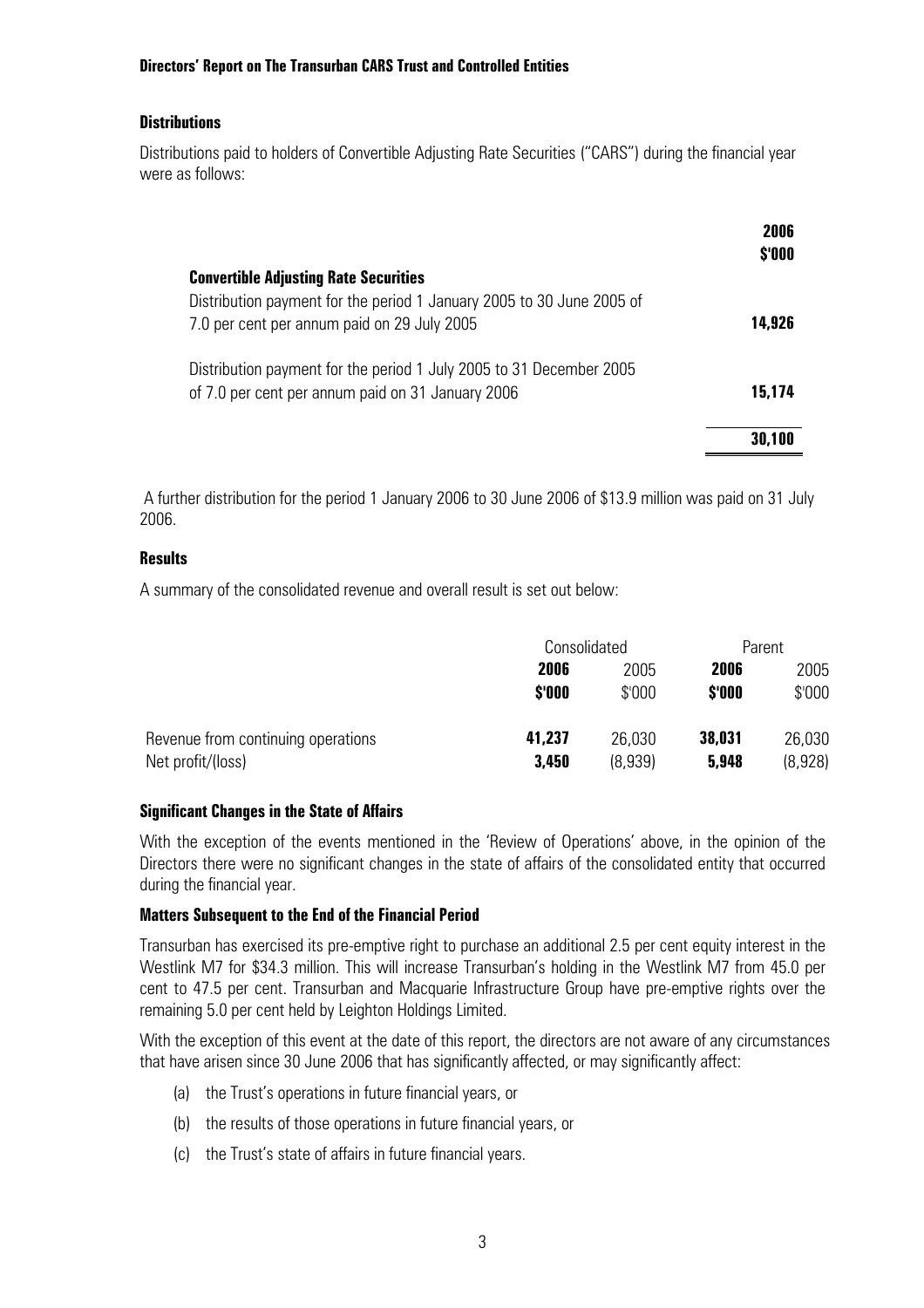**Directors' Report on The Transurban CARS Trust and Controlled Entities**

**Distributions**

Distributions paid to holders of Convertible Adjusting Rate Securities ("CARS") during the financial year were as follows:

| | 2006 $'000 |
|---|---|
| **Convertible Adjusting Rate Securities** | |
| Distribution payment for the period 1 January 2005 to 30 June 2005 of 7.0 per cent per annum paid on 29 July 2005 | **14,926** |
| Distribution payment for the period 1 July 2005 to 31 December 2005 of 7.0 per cent per annum paid on 31 January 2006 | **15,174** |
| | **30,100** |

A further distribution for the period 1 January 2006 to 30 June 2006 of $13.9 million was paid on 31 July 2006.

**Results**

A summary of the consolidated revenue and overall result is set out below:

| | Consolidated | | Parent | |
|---|---|---|---|---|
| | **2006 $'000** | 2005 $'000 | **2006 $'000** | 2005 $'000 |
| Revenue from continuing operations | **41,237** | 26,030 | **38,031** | 26,030 |
| Net profit/(loss) | **3,450** | (8,939) | **5,948** | (8,928) |

**Significant Changes in the State of Affairs**

With the exception of the events mentioned in the 'Review of Operations' above, in the opinion of the Directors there were no significant changes in the state of affairs of the consolidated entity that occurred during the financial year.

**Matters Subsequent to the End of the Financial Period**

Transurban has exercised its pre-emptive right to purchase an additional 2.5 per cent equity interest in the Westlink M7 for $34.3 million. This will increase Transurban's holding in the Westlink M7 from 45.0 per cent to 47.5 per cent. Transurban and Macquarie Infrastructure Group have pre-emptive rights over the remaining 5.0 per cent held by Leighton Holdings Limited.

With the exception of this event at the date of this report, the directors are not aware of any circumstances that have arisen since 30 June 2006 that has significantly affected, or may significantly affect:

(a) the Trust's operations in future financial years, or

(b) the results of those operations in future financial years, or

(c) the Trust's state of affairs in future financial years.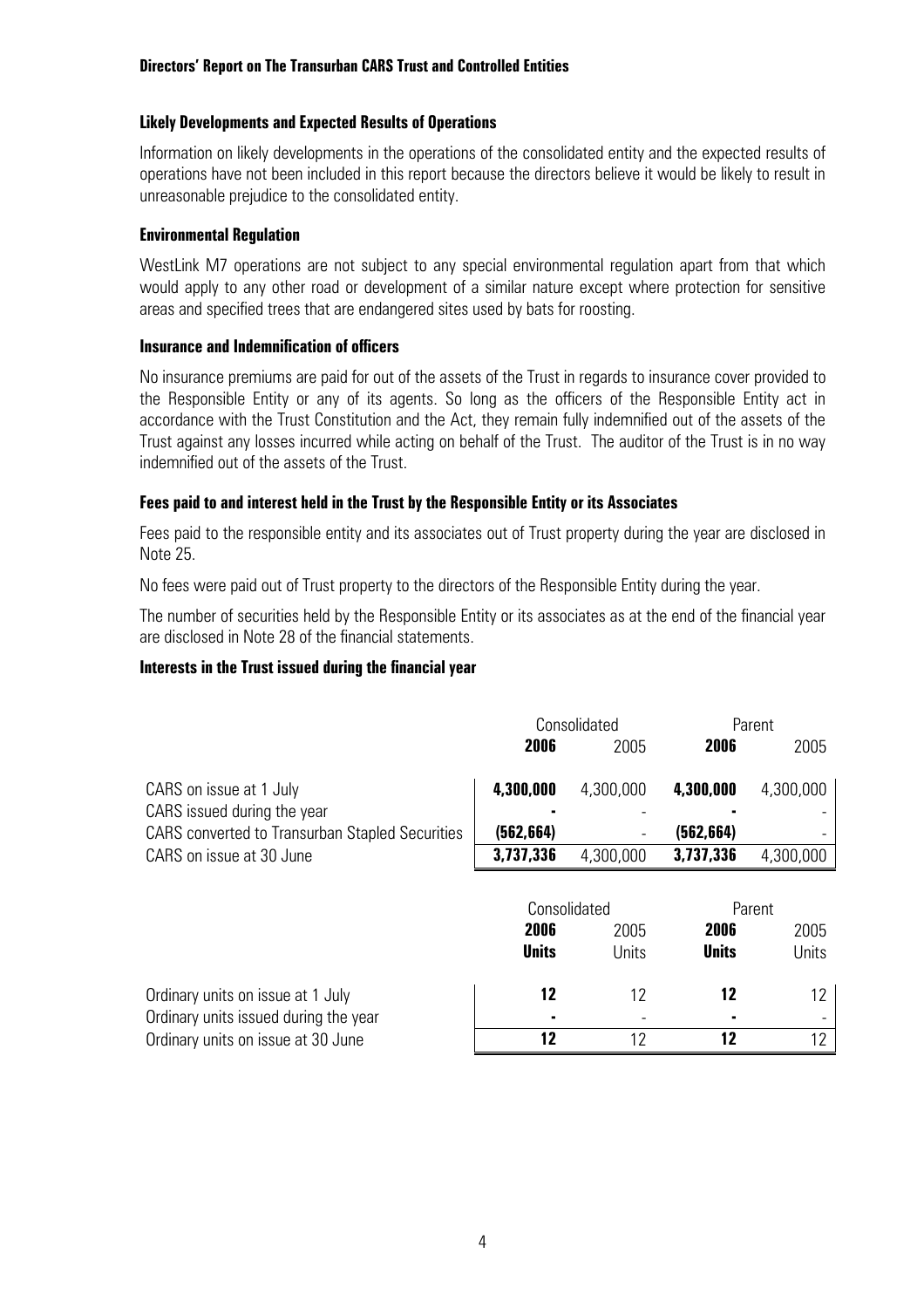**Directors' Report on The Transurban CARS Trust and Controlled Entities**

### Likely Developments and Expected Results of Operations

Information on likely developments in the operations of the consolidated entity and the expected results of operations have not been included in this report because the directors believe it would be likely to result in unreasonable prejudice to the consolidated entity.

### Environmental Regulation

WestLink M7 operations are not subject to any special environmental regulation apart from that which would apply to any other road or development of a similar nature except where protection for sensitive areas and specified trees that are endangered sites used by bats for roosting.

### Insurance and Indemnification of officers

No insurance premiums are paid for out of the assets of the Trust in regards to insurance cover provided to the Responsible Entity or any of its agents. So long as the officers of the Responsible Entity act in accordance with the Trust Constitution and the Act, they remain fully indemnified out of the assets of the Trust against any losses incurred while acting on behalf of the Trust. The auditor of the Trust is in no way indemnified out of the assets of the Trust.

### Fees paid to and interest held in the Trust by the Responsible Entity or its Associates

Fees paid to the responsible entity and its associates out of Trust property during the year are disclosed in Note 25.

No fees were paid out of Trust property to the directors of the Responsible Entity during the year.

The number of securities held by the Responsible Entity or its associates as at the end of the financial year are disclosed in Note 28 of the financial statements.

### Interests in the Trust issued during the financial year

| | Consolidated | | Parent | |
|---|---|---|---|---|
| | **2006** | 2005 | **2006** | 2005 |
| CARS on issue at 1 July | **4,300,000** | 4,300,000 | **4,300,000** | 4,300,000 |
| CARS issued during the year | **-** | - | **-** | - |
| CARS converted to Transurban Stapled Securities | **(562,664)** | - | **(562,664)** | - |
| CARS on issue at 30 June | **3,737,336** | 4,300,000 | **3,737,336** | 4,300,000 |

| | Consolidated | | Parent | |
|---|---|---|---|---|
| | **2006** | 2005 | **2006** | 2005 |
| | **Units** | Units | **Units** | Units |
| Ordinary units on issue at 1 July | **12** | 12 | **12** | 12 |
| Ordinary units issued during the year | **-** | - | **-** | - |
| Ordinary units on issue at 30 June | **12** | 12 | **12** | 12 |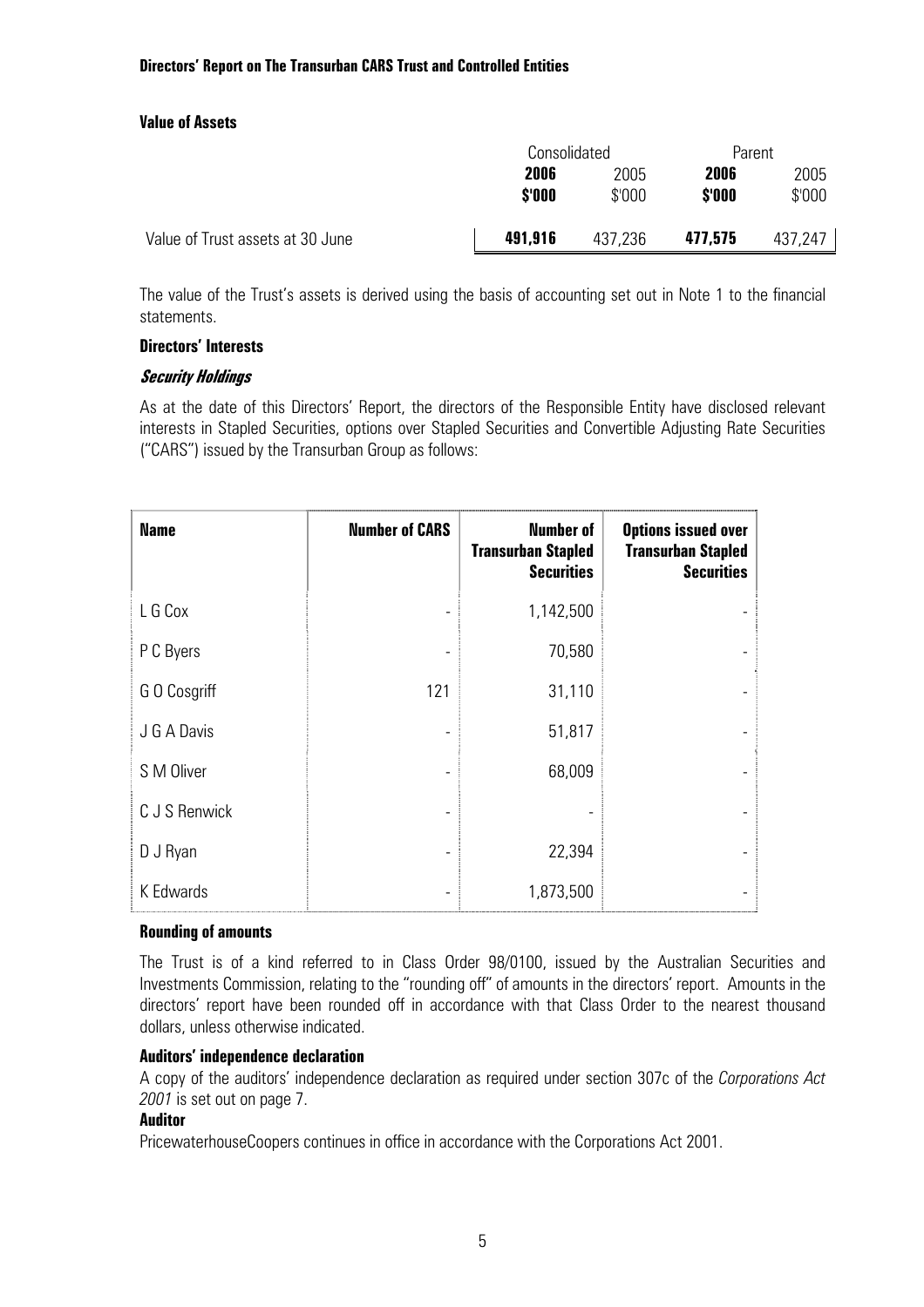### Value of Assets

| | Consolidated | | Parent | |
|---|---|---|---|---|
| | **2006** | 2005 | **2006** | 2005 |
| | **$'000** | $'000 | **$'000** | $'000 |
| Value of Trust assets at 30 June | **491,916** | 437,236 | **477,575** | 437,247 |

The value of the Trust's assets is derived using the basis of accounting set out in Note 1 to the financial statements.

### Directors' Interests

#### *Security Holdings*

As at the date of this Directors' Report, the directors of the Responsible Entity have disclosed relevant interests in Stapled Securities, options over Stapled Securities and Convertible Adjusting Rate Securities ("CARS") issued by the Transurban Group as follows:

| Name | Number of CARS | Number of Transurban Stapled Securities | Options issued over Transurban Stapled Securities |
|---|---|---|---|
| L G Cox | - | 1,142,500 | - |
| P C Byers | - | 70,580 | - |
| G O Cosgriff | 121 | 31,110 | - |
| J G A Davis | - | 51,817 | - |
| S M Oliver | - | 68,009 | - |
| C J S Renwick | - | - | - |
| D J Ryan | - | 22,394 | - |
| K Edwards | - | 1,873,500 | - |

### Rounding of amounts

The Trust is of a kind referred to in Class Order 98/0100, issued by the Australian Securities and Investments Commission, relating to the "rounding off" of amounts in the directors' report. Amounts in the directors' report have been rounded off in accordance with that Class Order to the nearest thousand dollars, unless otherwise indicated.

### Auditors' independence declaration

A copy of the auditors' independence declaration as required under section 307c of the *Corporations Act 2001* is set out on page 7.

### Auditor

PricewaterhouseCoopers continues in office in accordance with the Corporations Act 2001.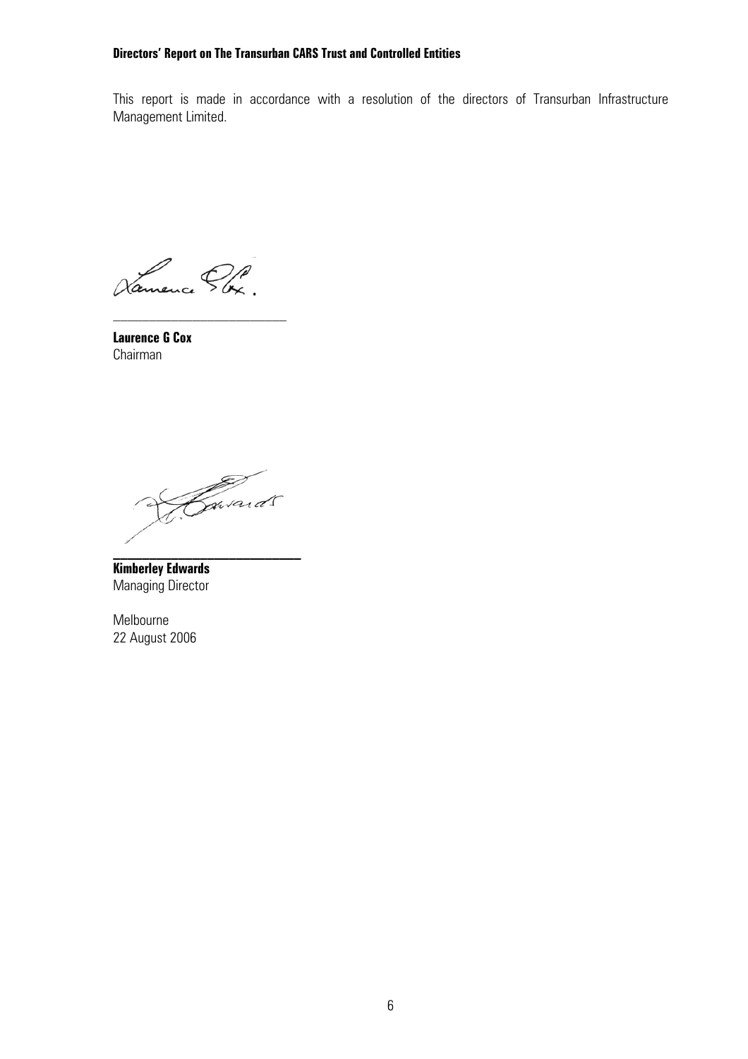**Directors' Report on The Transurban CARS Trust and Controlled Entities**

This report is made in accordance with a resolution of the directors of Transurban Infrastructure Management Limited.

**Laurence G Cox**
Chairman

**Kimberley Edwards**
Managing Director

Melbourne
22 August 2006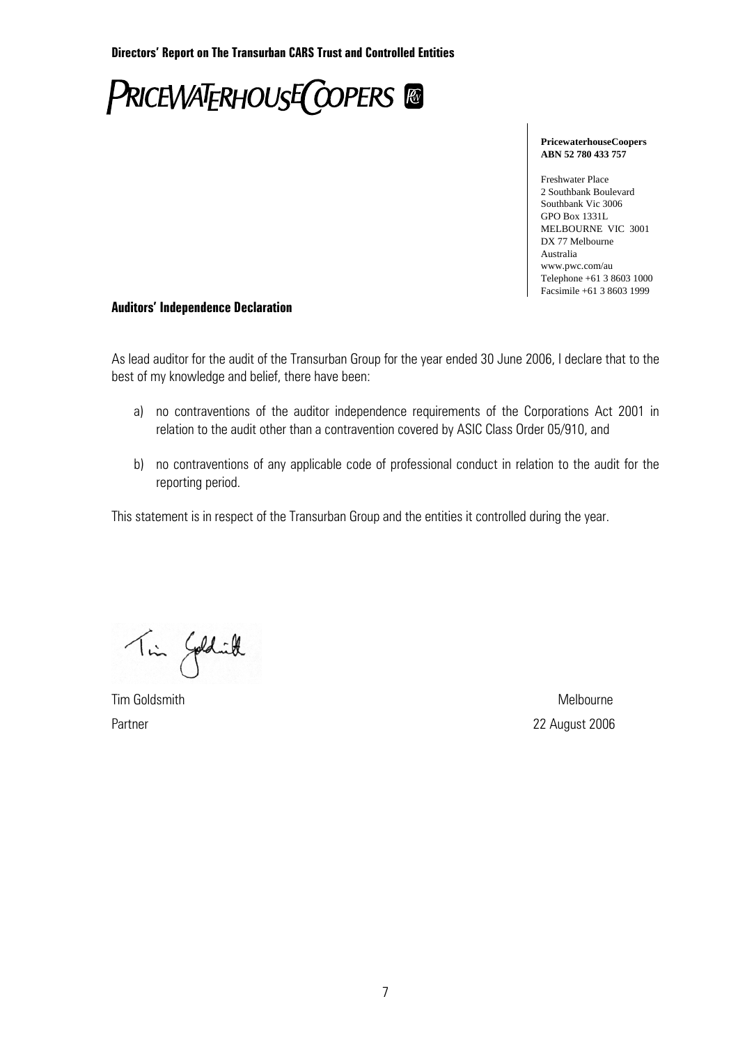PRICEWATERHOUSECOOPERS

**PricewaterhouseCoopers**
**ABN 52 780 433 757**

Freshwater Place
2 Southbank Boulevard
Southbank Vic 3006
GPO Box 1331L
MELBOURNE VIC 3001
DX 77 Melbourne
Australia
www.pwc.com/au
Telephone +61 3 8603 1000
Facsimile +61 3 8603 1999

**Auditors' Independence Declaration**

As lead auditor for the audit of the Transurban Group for the year ended 30 June 2006, I declare that to the best of my knowledge and belief, there have been:

a) no contraventions of the auditor independence requirements of the Corporations Act 2001 in relation to the audit other than a contravention covered by ASIC Class Order 05/910, and

b) no contraventions of any applicable code of professional conduct in relation to the audit for the reporting period.

This statement is in respect of the Transurban Group and the entities it controlled during the year.

Tim Goldsmith
Partner

Melbourne
22 August 2006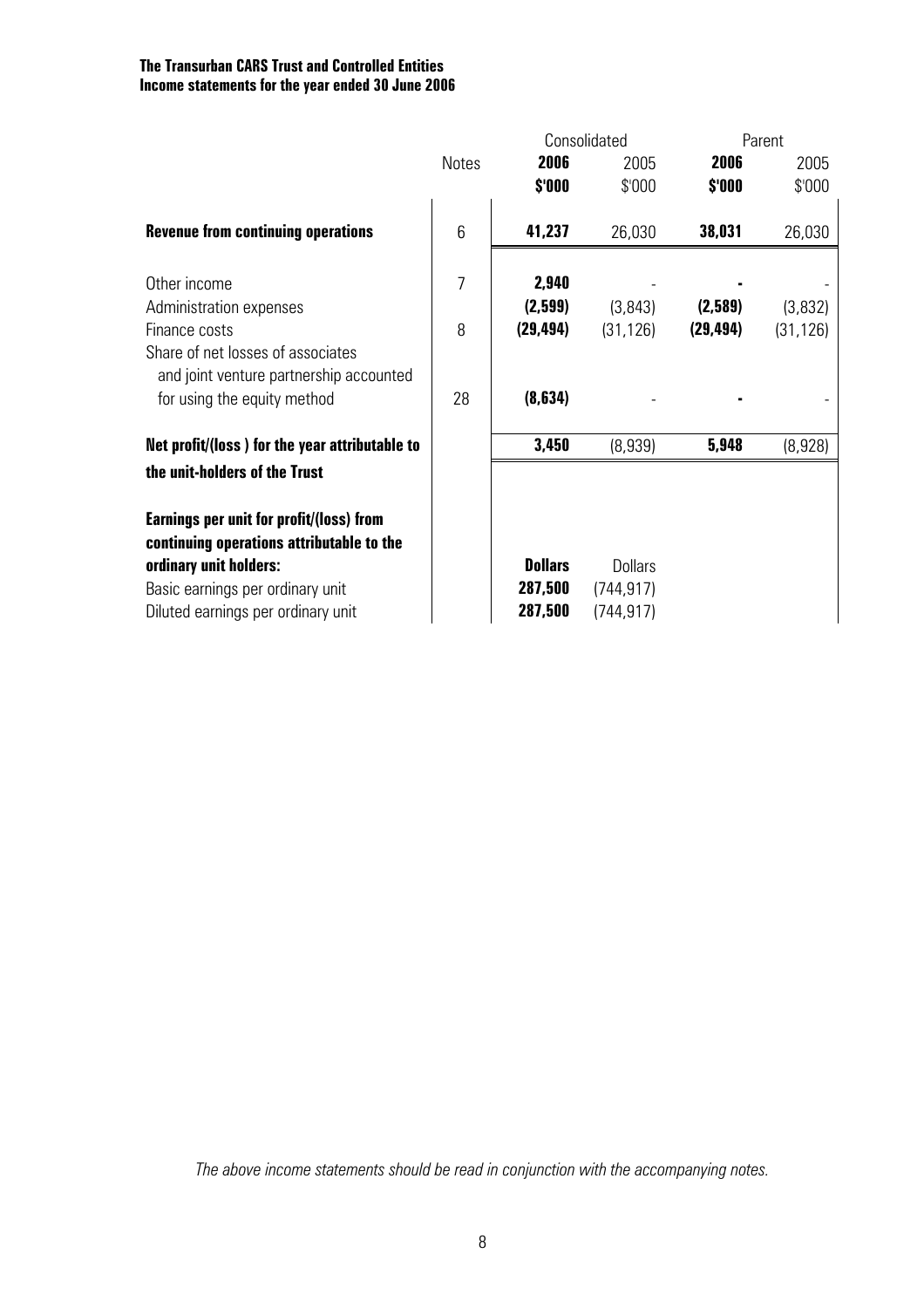**The Transurban CARS Trust and Controlled Entities**
**Income statements for the year ended 30 June 2006**

| | Notes | Consolidated | | Parent | |
|---|---|---|---|---|---|
| | | **2006** | 2005 | **2006** | 2005 |
| | | **$'000** | $'000 | **$'000** | $'000 |
| **Revenue from continuing operations** | 6 | **41,237** | 26,030 | **38,031** | 26,030 |
| Other income | 7 | **2,940** | - | **-** | - |
| Administration expenses | | **(2,599)** | (3,843) | **(2,589)** | (3,832) |
| Finance costs | 8 | **(29,494)** | (31,126) | **(29,494)** | (31,126) |
| Share of net losses of associates and joint venture partnership accounted for using the equity method | 28 | **(8,634)** | - | **-** | - |
| **Net profit/(loss ) for the year attributable to the unit-holders of the Trust** | | **3,450** | (8,939) | **5,948** | (8,928) |
| **Earnings per unit for profit/(loss) from continuing operations attributable to the ordinary unit holders:** | | **Dollars** | Dollars | | |
| Basic earnings per ordinary unit | | **287,500** | (744,917) | | |
| Diluted earnings per ordinary unit | | **287,500** | (744,917) | | |

*The above income statements should be read in conjunction with the accompanying notes.*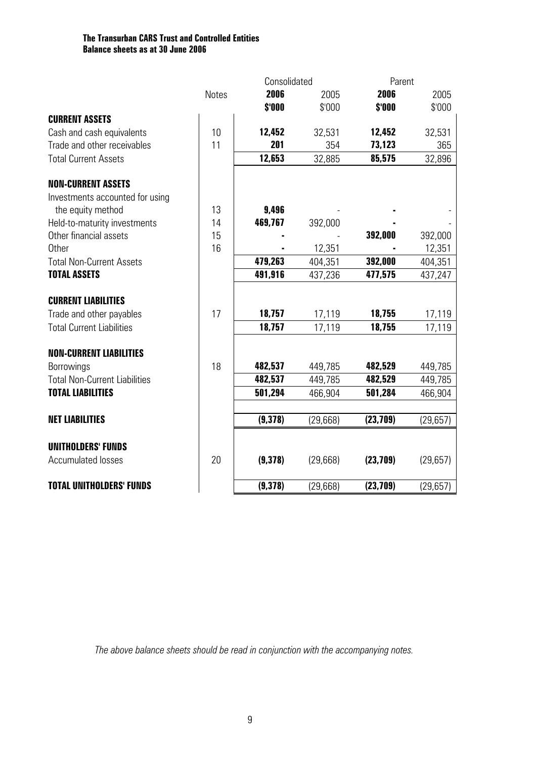**The Transurban CARS Trust and Controlled Entities**
**Balance sheets as at 30 June 2006**

| | Notes | Consolidated | | Parent | |
|---|---|---|---|---|---|
| | | **2006** | 2005 | **2006** | 2005 |
| | | **\$'000** | \$'000 | **\$'000** | \$'000 |
| **CURRENT ASSETS** | | | | | |
| Cash and cash equivalents | 10 | **12,452** | 32,531 | **12,452** | 32,531 |
| Trade and other receivables | 11 | **201** | 354 | **73,123** | 365 |
| Total Current Assets | | **12,653** | 32,885 | **85,575** | 32,896 |
| **NON-CURRENT ASSETS** | | | | | |
| Investments accounted for using the equity method | 13 | **9,496** | - | **-** | - |
| Held-to-maturity investments | 14 | **469,767** | 392,000 | **-** | - |
| Other financial assets | 15 | **-** | - | **392,000** | 392,000 |
| Other | 16 | **-** | 12,351 | **-** | 12,351 |
| Total Non-Current Assets | | **479,263** | 404,351 | **392,000** | 404,351 |
| **TOTAL ASSETS** | | **491,916** | 437,236 | **477,575** | 437,247 |
| **CURRENT LIABILITIES** | | | | | |
| Trade and other payables | 17 | **18,757** | 17,119 | **18,755** | 17,119 |
| Total Current Liabilities | | **18,757** | 17,119 | **18,755** | 17,119 |
| **NON-CURRENT LIABILITIES** | | | | | |
| Borrowings | 18 | **482,537** | 449,785 | **482,529** | 449,785 |
| Total Non-Current Liabilities | | **482,537** | 449,785 | **482,529** | 449,785 |
| **TOTAL LIABILITIES** | | **501,294** | 466,904 | **501,284** | 466,904 |
| **NET LIABILITIES** | | **(9,378)** | (29,668) | **(23,709)** | (29,657) |
| **UNITHOLDERS' FUNDS** | | | | | |
| Accumulated losses | 20 | **(9,378)** | (29,668) | **(23,709)** | (29,657) |
| **TOTAL UNITHOLDERS' FUNDS** | | **(9,378)** | (29,668) | **(23,709)** | (29,657) |

*The above balance sheets should be read in conjunction with the accompanying notes.*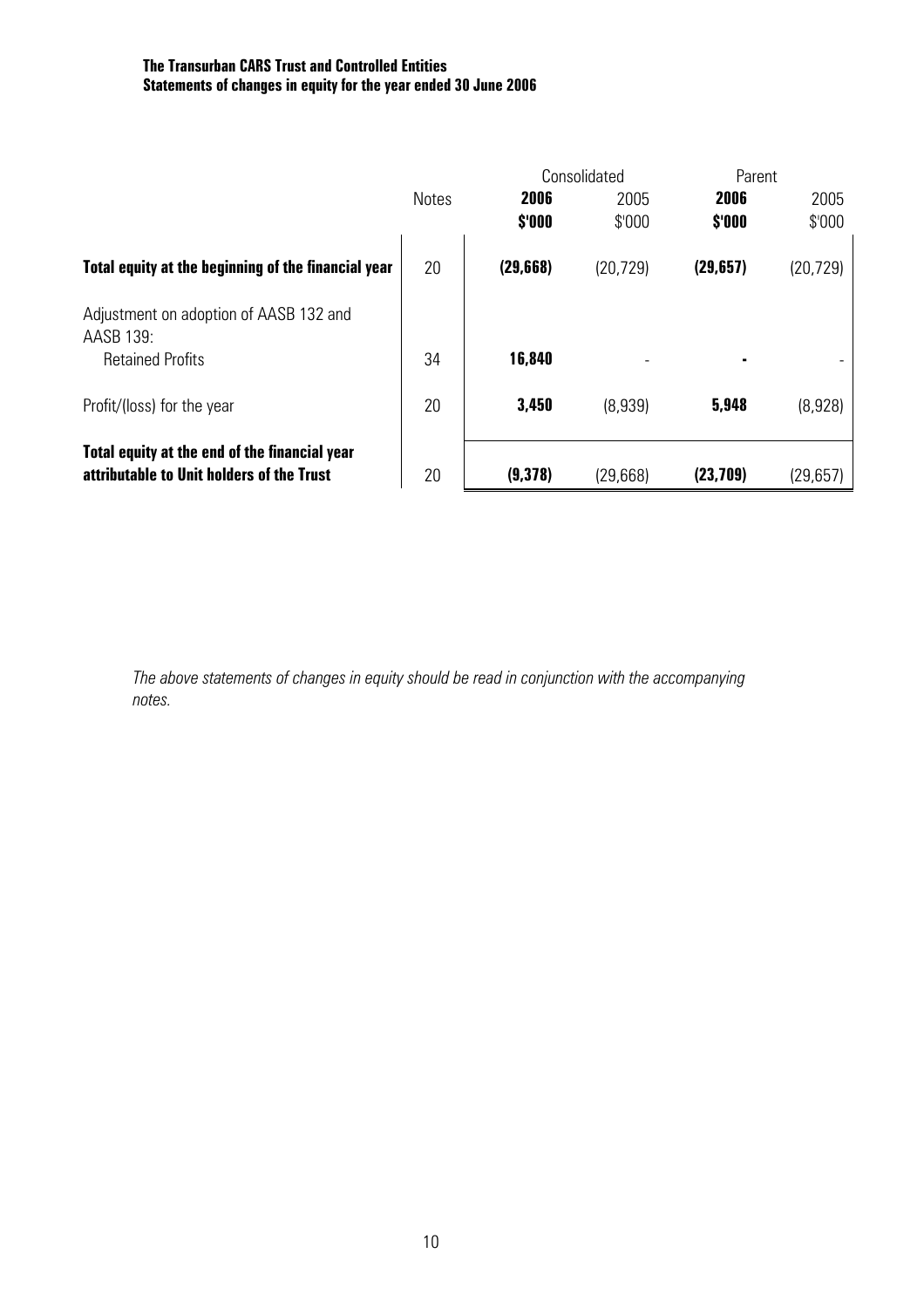**The Transurban CARS Trust and Controlled Entities**
**Statements of changes in equity for the year ended 30 June 2006**

| | Notes | Consolidated | | Parent | |
|---|---|---|---|---|---|
| | | **2006** | 2005 | **2006** | 2005 |
| | | **$'000** | $'000 | **$'000** | $'000 |
| **Total equity at the beginning of the financial year** | 20 | **(29,668)** | (20,729) | **(29,657)** | (20,729) |
| Adjustment on adoption of AASB 132 and AASB 139: | | | | | |
| Retained Profits | 34 | **16,840** | - | **-** | - |
| Profit/(loss) for the year | 20 | **3,450** | (8,939) | **5,948** | (8,928) |
| **Total equity at the end of the financial year attributable to Unit holders of the Trust** | 20 | **(9,378)** | (29,668) | **(23,709)** | (29,657) |

*The above statements of changes in equity should be read in conjunction with the accompanying notes.*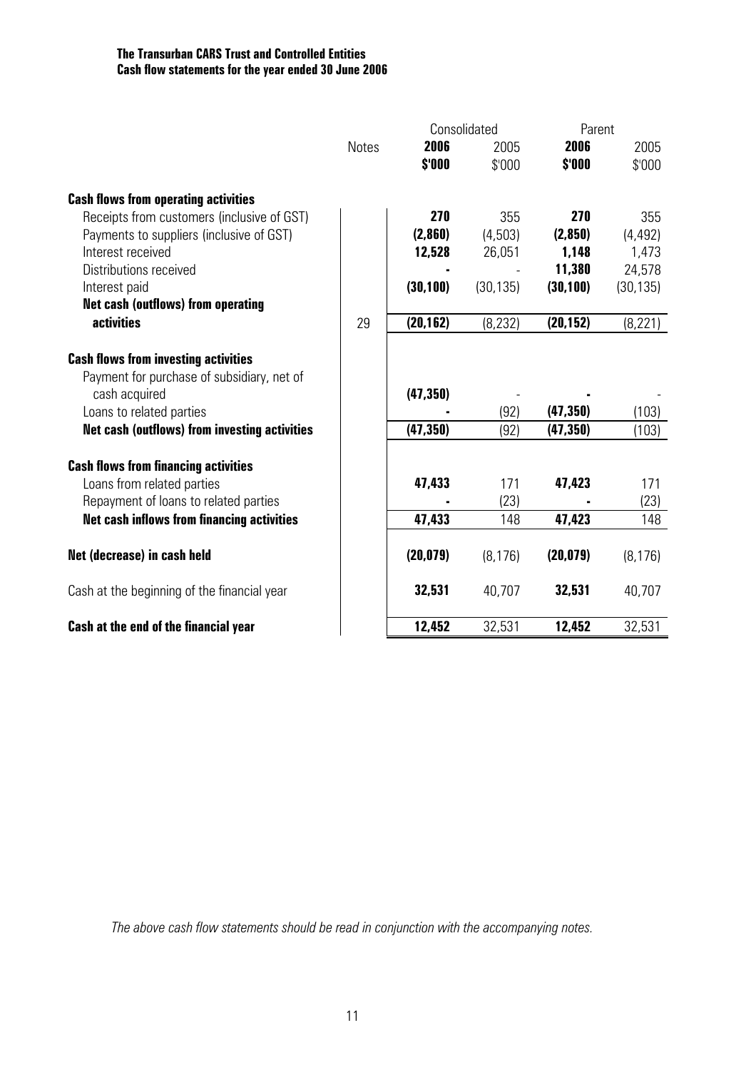**The Transurban CARS Trust and Controlled Entities**
**Cash flow statements for the year ended 30 June 2006**

| | Notes | Consolidated | | Parent | |
|---|---|---|---|---|---|
| | | **2006** | 2005 | **2006** | 2005 |
| | | **$'000** | $'000 | **$'000** | $'000 |
| **Cash flows from operating activities** | | | | | |
| Receipts from customers (inclusive of GST) | | **270** | 355 | **270** | 355 |
| Payments to suppliers (inclusive of GST) | | **(2,860)** | (4,503) | **(2,850)** | (4,492) |
| Interest received | | **12,528** | 26,051 | **1,148** | 1,473 |
| Distributions received | | **-** | - | **11,380** | 24,578 |
| Interest paid | | **(30,100)** | (30,135) | **(30,100)** | (30,135) |
| **Net cash (outflows) from operating activities** | 29 | **(20,162)** | (8,232) | **(20,152)** | (8,221) |
| **Cash flows from investing activities** | | | | | |
| Payment for purchase of subsidiary, net of cash acquired | | **(47,350)** | - | **-** | - |
| Loans to related parties | | **-** | (92) | **(47,350)** | (103) |
| **Net cash (outflows) from investing activities** | | **(47,350)** | (92) | **(47,350)** | (103) |
| **Cash flows from financing activities** | | | | | |
| Loans from related parties | | **47,433** | 171 | **47,423** | 171 |
| Repayment of loans to related parties | | **-** | (23) | **-** | (23) |
| **Net cash inflows from financing activities** | | **47,433** | 148 | **47,423** | 148 |
| **Net (decrease) in cash held** | | **(20,079)** | (8,176) | **(20,079)** | (8,176) |
| Cash at the beginning of the financial year | | **32,531** | 40,707 | **32,531** | 40,707 |
| **Cash at the end of the financial year** | | **12,452** | 32,531 | **12,452** | 32,531 |

*The above cash flow statements should be read in conjunction with the accompanying notes.*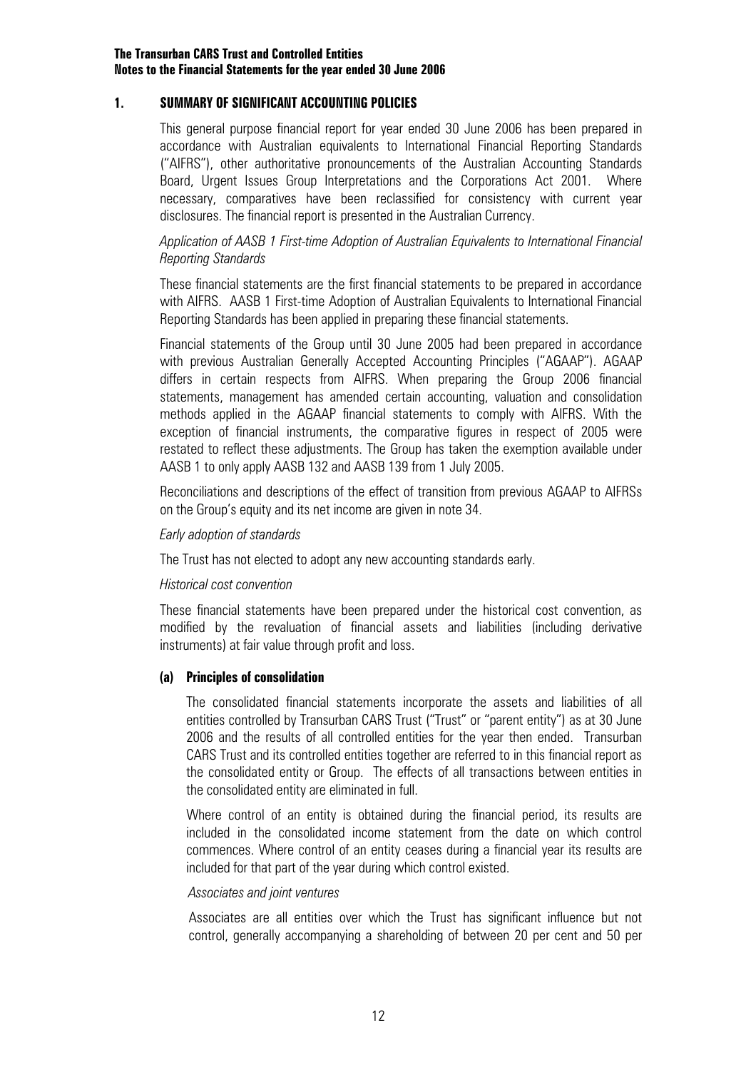## 1. SUMMARY OF SIGNIFICANT ACCOUNTING POLICIES

This general purpose financial report for year ended 30 June 2006 has been prepared in accordance with Australian equivalents to International Financial Reporting Standards ("AIFRS"), other authoritative pronouncements of the Australian Accounting Standards Board, Urgent Issues Group Interpretations and the Corporations Act 2001. Where necessary, comparatives have been reclassified for consistency with current year disclosures. The financial report is presented in the Australian Currency.

*Application of AASB 1 First-time Adoption of Australian Equivalents to International Financial Reporting Standards*

These financial statements are the first financial statements to be prepared in accordance with AIFRS. AASB 1 First-time Adoption of Australian Equivalents to International Financial Reporting Standards has been applied in preparing these financial statements.

Financial statements of the Group until 30 June 2005 had been prepared in accordance with previous Australian Generally Accepted Accounting Principles ("AGAAP"). AGAAP differs in certain respects from AIFRS. When preparing the Group 2006 financial statements, management has amended certain accounting, valuation and consolidation methods applied in the AGAAP financial statements to comply with AIFRS. With the exception of financial instruments, the comparative figures in respect of 2005 were restated to reflect these adjustments. The Group has taken the exemption available under AASB 1 to only apply AASB 132 and AASB 139 from 1 July 2005.

Reconciliations and descriptions of the effect of transition from previous AGAAP to AIFRSs on the Group's equity and its net income are given in note 34.

*Early adoption of standards*

The Trust has not elected to adopt any new accounting standards early.

*Historical cost convention*

These financial statements have been prepared under the historical cost convention, as modified by the revaluation of financial assets and liabilities (including derivative instruments) at fair value through profit and loss.

### (a) Principles of consolidation

The consolidated financial statements incorporate the assets and liabilities of all entities controlled by Transurban CARS Trust ("Trust" or "parent entity") as at 30 June 2006 and the results of all controlled entities for the year then ended. Transurban CARS Trust and its controlled entities together are referred to in this financial report as the consolidated entity or Group. The effects of all transactions between entities in the consolidated entity are eliminated in full.

Where control of an entity is obtained during the financial period, its results are included in the consolidated income statement from the date on which control commences. Where control of an entity ceases during a financial year its results are included for that part of the year during which control existed.

*Associates and joint ventures*

Associates are all entities over which the Trust has significant influence but not control, generally accompanying a shareholding of between 20 per cent and 50 per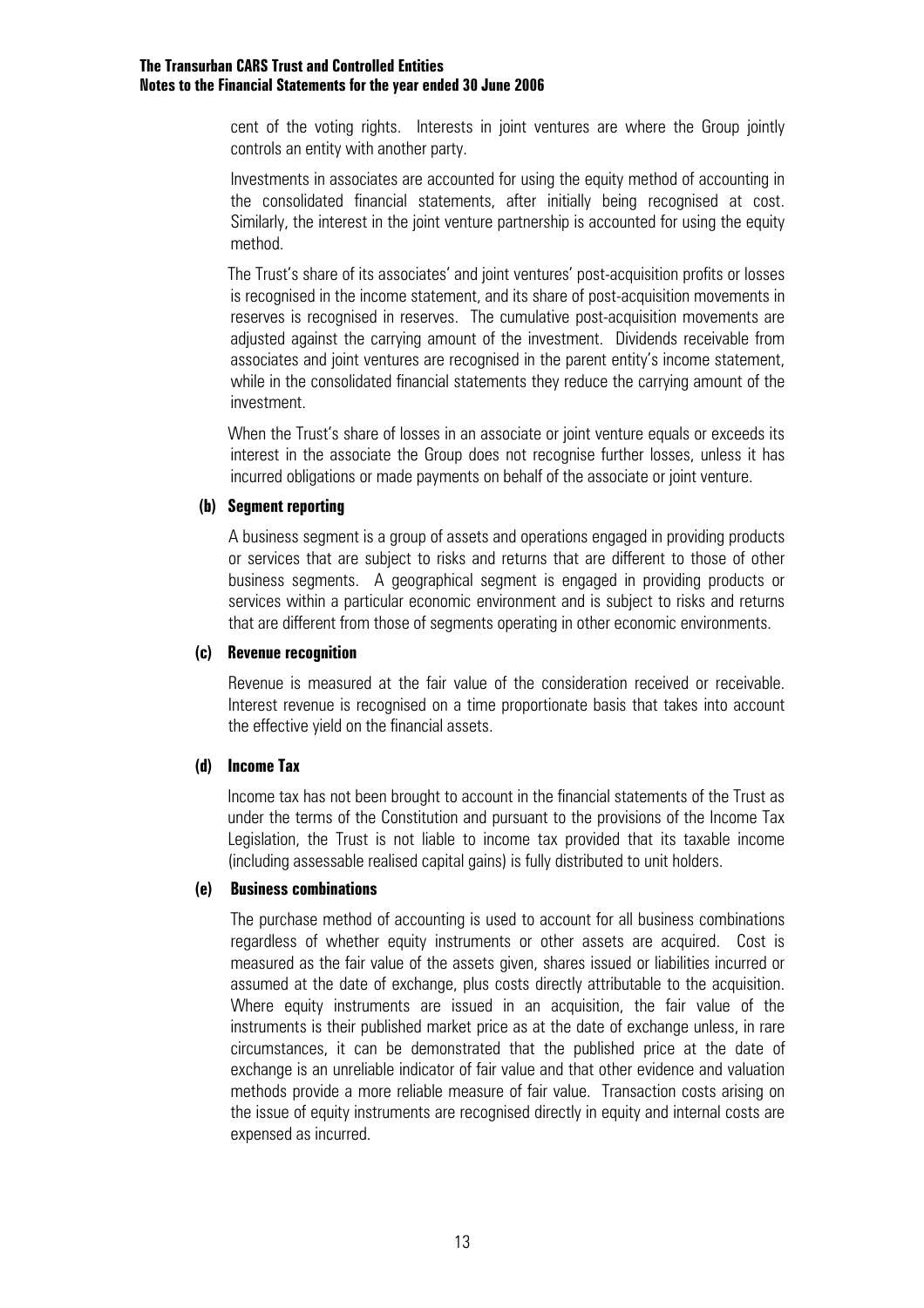cent of the voting rights. Interests in joint ventures are where the Group jointly controls an entity with another party.

Investments in associates are accounted for using the equity method of accounting in the consolidated financial statements, after initially being recognised at cost. Similarly, the interest in the joint venture partnership is accounted for using the equity method.

The Trust's share of its associates' and joint ventures' post-acquisition profits or losses is recognised in the income statement, and its share of post-acquisition movements in reserves is recognised in reserves. The cumulative post-acquisition movements are adjusted against the carrying amount of the investment. Dividends receivable from associates and joint ventures are recognised in the parent entity's income statement, while in the consolidated financial statements they reduce the carrying amount of the investment.

When the Trust's share of losses in an associate or joint venture equals or exceeds its interest in the associate the Group does not recognise further losses, unless it has incurred obligations or made payments on behalf of the associate or joint venture.

### (b) Segment reporting

A business segment is a group of assets and operations engaged in providing products or services that are subject to risks and returns that are different to those of other business segments. A geographical segment is engaged in providing products or services within a particular economic environment and is subject to risks and returns that are different from those of segments operating in other economic environments.

### (c) Revenue recognition

Revenue is measured at the fair value of the consideration received or receivable. Interest revenue is recognised on a time proportionate basis that takes into account the effective yield on the financial assets.

### (d) Income Tax

Income tax has not been brought to account in the financial statements of the Trust as under the terms of the Constitution and pursuant to the provisions of the Income Tax Legislation, the Trust is not liable to income tax provided that its taxable income (including assessable realised capital gains) is fully distributed to unit holders.

### (e) Business combinations

The purchase method of accounting is used to account for all business combinations regardless of whether equity instruments or other assets are acquired. Cost is measured as the fair value of the assets given, shares issued or liabilities incurred or assumed at the date of exchange, plus costs directly attributable to the acquisition. Where equity instruments are issued in an acquisition, the fair value of the instruments is their published market price as at the date of exchange unless, in rare circumstances, it can be demonstrated that the published price at the date of exchange is an unreliable indicator of fair value and that other evidence and valuation methods provide a more reliable measure of fair value. Transaction costs arising on the issue of equity instruments are recognised directly in equity and internal costs are expensed as incurred.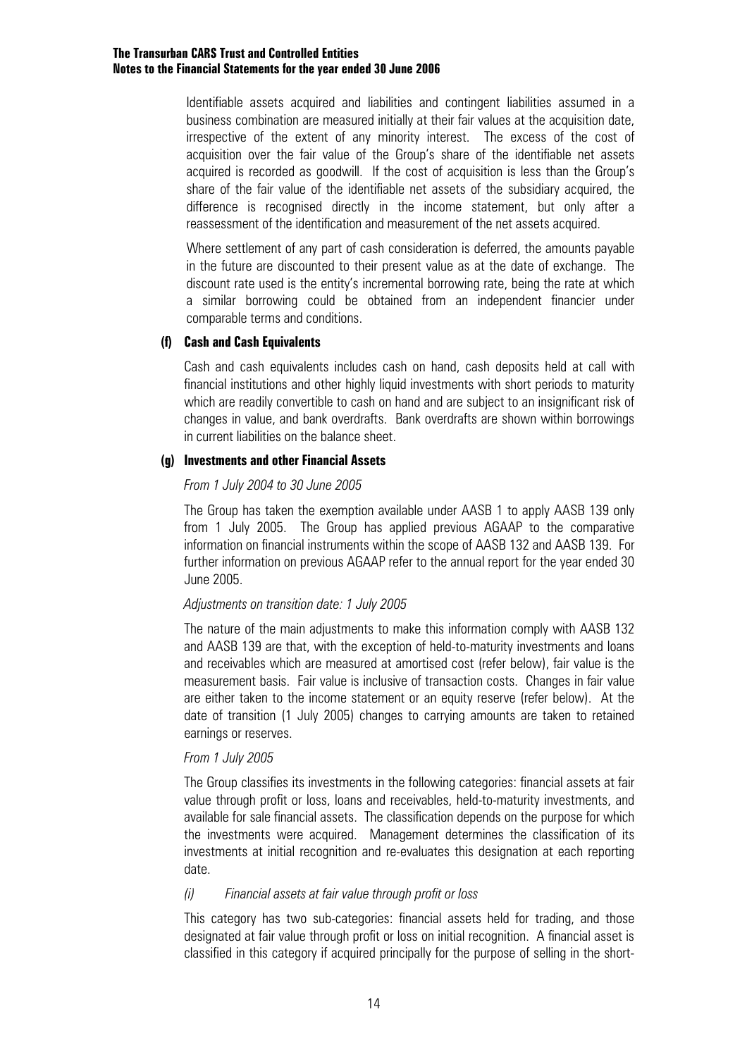Identifiable assets acquired and liabilities and contingent liabilities assumed in a business combination are measured initially at their fair values at the acquisition date, irrespective of the extent of any minority interest. The excess of the cost of acquisition over the fair value of the Group's share of the identifiable net assets acquired is recorded as goodwill. If the cost of acquisition is less than the Group's share of the fair value of the identifiable net assets of the subsidiary acquired, the difference is recognised directly in the income statement, but only after a reassessment of the identification and measurement of the net assets acquired.

Where settlement of any part of cash consideration is deferred, the amounts payable in the future are discounted to their present value as at the date of exchange. The discount rate used is the entity's incremental borrowing rate, being the rate at which a similar borrowing could be obtained from an independent financier under comparable terms and conditions.

#### (f) Cash and Cash Equivalents

Cash and cash equivalents includes cash on hand, cash deposits held at call with financial institutions and other highly liquid investments with short periods to maturity which are readily convertible to cash on hand and are subject to an insignificant risk of changes in value, and bank overdrafts. Bank overdrafts are shown within borrowings in current liabilities on the balance sheet.

#### (g) Investments and other Financial Assets

*From 1 July 2004 to 30 June 2005*

The Group has taken the exemption available under AASB 1 to apply AASB 139 only from 1 July 2005. The Group has applied previous AGAAP to the comparative information on financial instruments within the scope of AASB 132 and AASB 139. For further information on previous AGAAP refer to the annual report for the year ended 30 June 2005.

*Adjustments on transition date: 1 July 2005*

The nature of the main adjustments to make this information comply with AASB 132 and AASB 139 are that, with the exception of held-to-maturity investments and loans and receivables which are measured at amortised cost (refer below), fair value is the measurement basis. Fair value is inclusive of transaction costs. Changes in fair value are either taken to the income statement or an equity reserve (refer below). At the date of transition (1 July 2005) changes to carrying amounts are taken to retained earnings or reserves.

*From 1 July 2005*

The Group classifies its investments in the following categories: financial assets at fair value through profit or loss, loans and receivables, held-to-maturity investments, and available for sale financial assets. The classification depends on the purpose for which the investments were acquired. Management determines the classification of its investments at initial recognition and re-evaluates this designation at each reporting date.

*(i) Financial assets at fair value through profit or loss*

This category has two sub-categories: financial assets held for trading, and those designated at fair value through profit or loss on initial recognition. A financial asset is classified in this category if acquired principally for the purpose of selling in the short-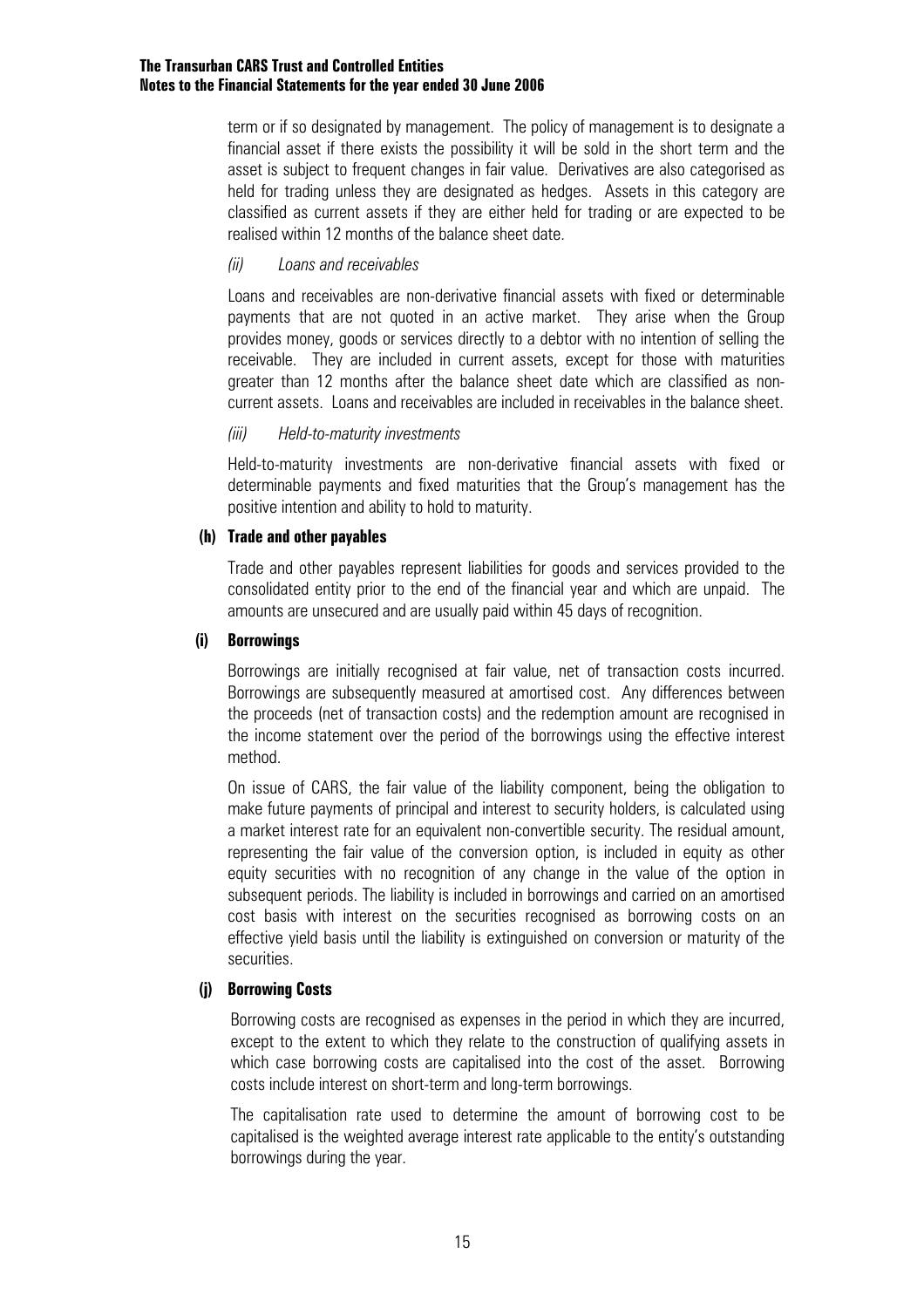term or if so designated by management. The policy of management is to designate a financial asset if there exists the possibility it will be sold in the short term and the asset is subject to frequent changes in fair value. Derivatives are also categorised as held for trading unless they are designated as hedges. Assets in this category are classified as current assets if they are either held for trading or are expected to be realised within 12 months of the balance sheet date.

*(ii) Loans and receivables*

Loans and receivables are non-derivative financial assets with fixed or determinable payments that are not quoted in an active market. They arise when the Group provides money, goods or services directly to a debtor with no intention of selling the receivable. They are included in current assets, except for those with maturities greater than 12 months after the balance sheet date which are classified as non-current assets. Loans and receivables are included in receivables in the balance sheet.

*(iii) Held-to-maturity investments*

Held-to-maturity investments are non-derivative financial assets with fixed or determinable payments and fixed maturities that the Group's management has the positive intention and ability to hold to maturity.

**(h) Trade and other payables**

Trade and other payables represent liabilities for goods and services provided to the consolidated entity prior to the end of the financial year and which are unpaid. The amounts are unsecured and are usually paid within 45 days of recognition.

**(i) Borrowings**

Borrowings are initially recognised at fair value, net of transaction costs incurred. Borrowings are subsequently measured at amortised cost. Any differences between the proceeds (net of transaction costs) and the redemption amount are recognised in the income statement over the period of the borrowings using the effective interest method.

On issue of CARS, the fair value of the liability component, being the obligation to make future payments of principal and interest to security holders, is calculated using a market interest rate for an equivalent non-convertible security. The residual amount, representing the fair value of the conversion option, is included in equity as other equity securities with no recognition of any change in the value of the option in subsequent periods. The liability is included in borrowings and carried on an amortised cost basis with interest on the securities recognised as borrowing costs on an effective yield basis until the liability is extinguished on conversion or maturity of the securities.

**(j) Borrowing Costs**

Borrowing costs are recognised as expenses in the period in which they are incurred, except to the extent to which they relate to the construction of qualifying assets in which case borrowing costs are capitalised into the cost of the asset. Borrowing costs include interest on short-term and long-term borrowings.

The capitalisation rate used to determine the amount of borrowing cost to be capitalised is the weighted average interest rate applicable to the entity's outstanding borrowings during the year.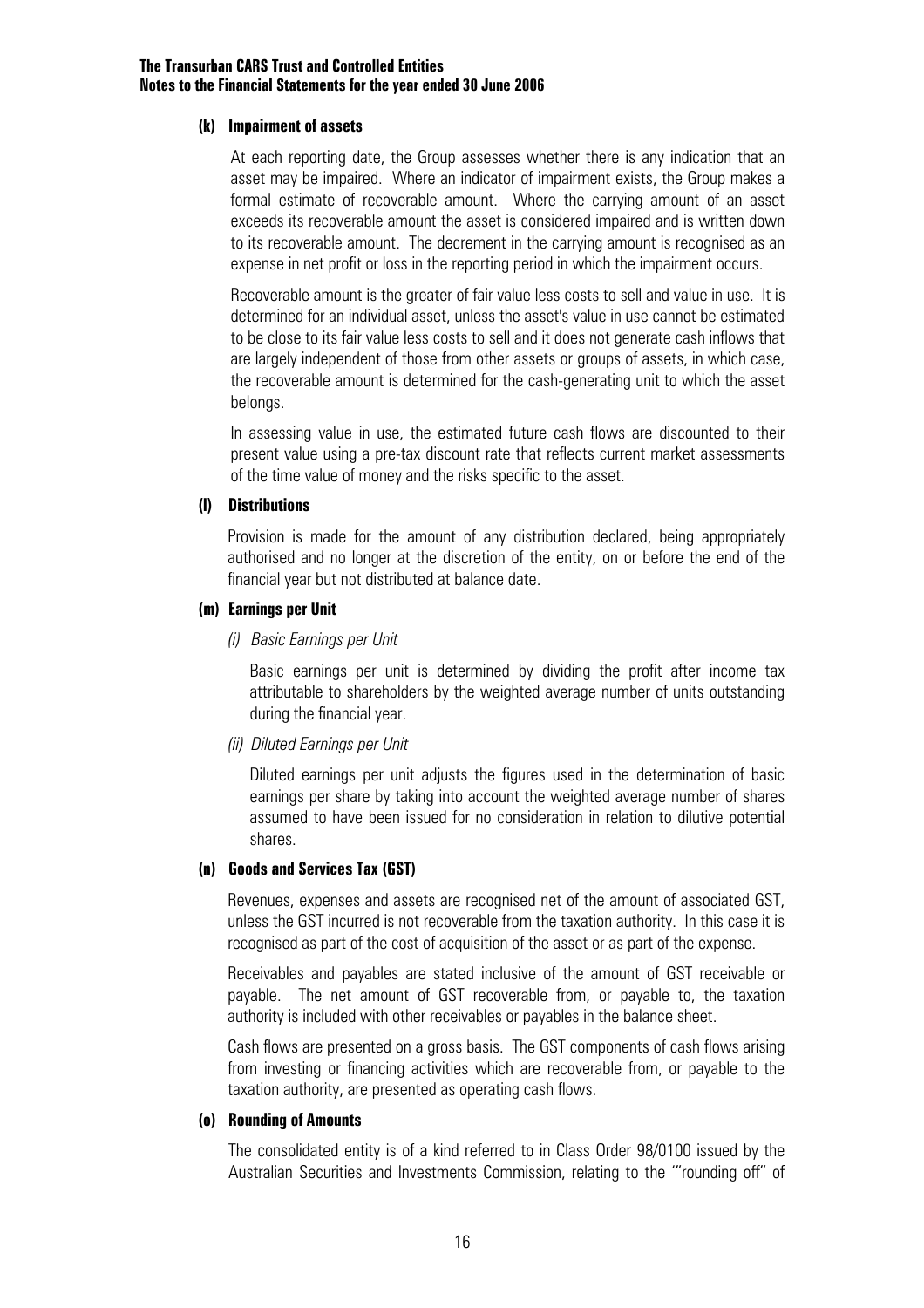#### (k) Impairment of assets

At each reporting date, the Group assesses whether there is any indication that an asset may be impaired. Where an indicator of impairment exists, the Group makes a formal estimate of recoverable amount. Where the carrying amount of an asset exceeds its recoverable amount the asset is considered impaired and is written down to its recoverable amount. The decrement in the carrying amount is recognised as an expense in net profit or loss in the reporting period in which the impairment occurs.

Recoverable amount is the greater of fair value less costs to sell and value in use. It is determined for an individual asset, unless the asset's value in use cannot be estimated to be close to its fair value less costs to sell and it does not generate cash inflows that are largely independent of those from other assets or groups of assets, in which case, the recoverable amount is determined for the cash-generating unit to which the asset belongs.

In assessing value in use, the estimated future cash flows are discounted to their present value using a pre-tax discount rate that reflects current market assessments of the time value of money and the risks specific to the asset.

#### (l) Distributions

Provision is made for the amount of any distribution declared, being appropriately authorised and no longer at the discretion of the entity, on or before the end of the financial year but not distributed at balance date.

#### (m) Earnings per Unit

*(i) Basic Earnings per Unit*

Basic earnings per unit is determined by dividing the profit after income tax attributable to shareholders by the weighted average number of units outstanding during the financial year.

*(ii) Diluted Earnings per Unit*

Diluted earnings per unit adjusts the figures used in the determination of basic earnings per share by taking into account the weighted average number of shares assumed to have been issued for no consideration in relation to dilutive potential shares.

#### (n) Goods and Services Tax (GST)

Revenues, expenses and assets are recognised net of the amount of associated GST, unless the GST incurred is not recoverable from the taxation authority. In this case it is recognised as part of the cost of acquisition of the asset or as part of the expense.

Receivables and payables are stated inclusive of the amount of GST receivable or payable. The net amount of GST recoverable from, or payable to, the taxation authority is included with other receivables or payables in the balance sheet.

Cash flows are presented on a gross basis. The GST components of cash flows arising from investing or financing activities which are recoverable from, or payable to the taxation authority, are presented as operating cash flows.

#### (o) Rounding of Amounts

The consolidated entity is of a kind referred to in Class Order 98/0100 issued by the Australian Securities and Investments Commission, relating to the '"rounding off" of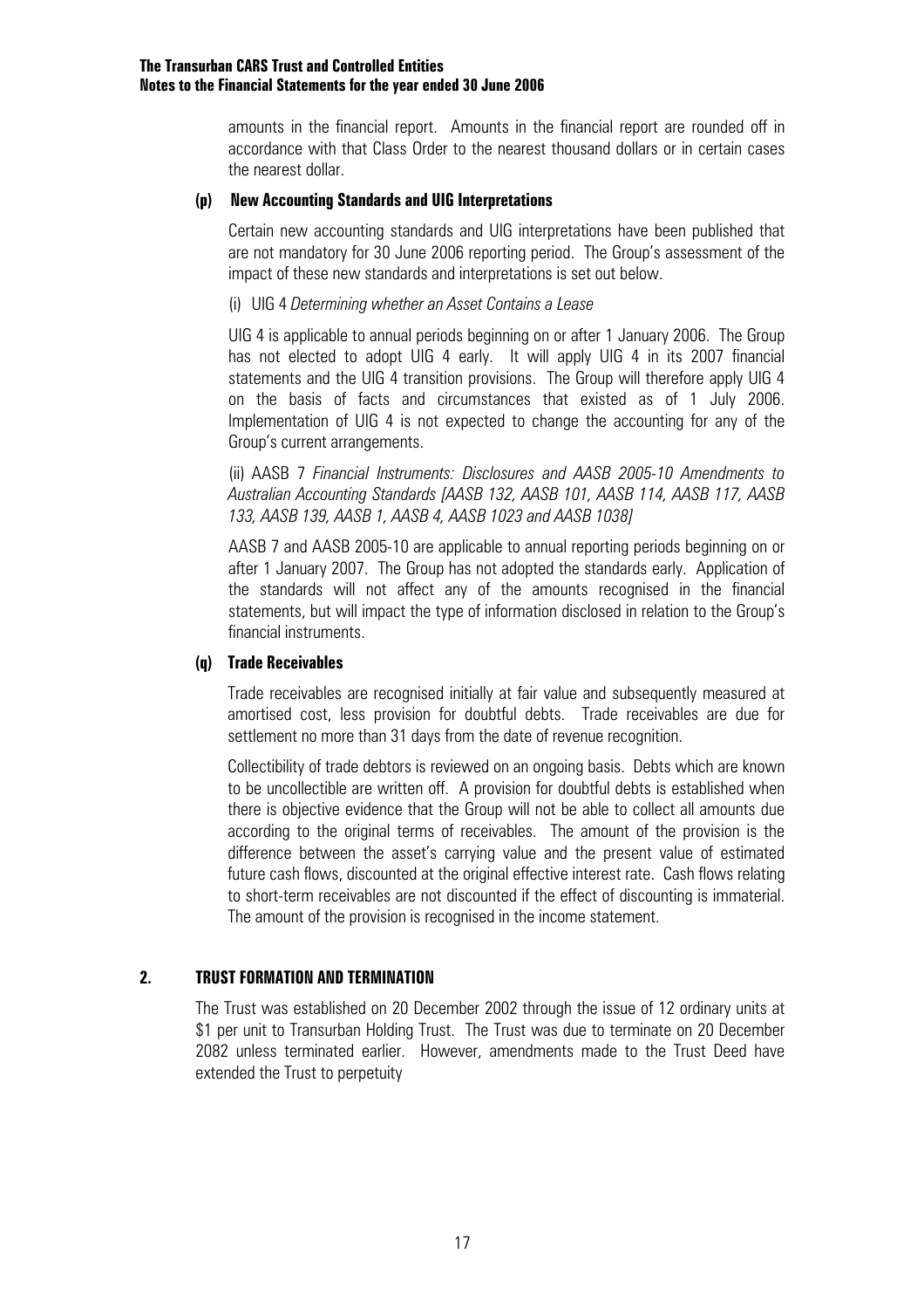amounts in the financial report. Amounts in the financial report are rounded off in accordance with that Class Order to the nearest thousand dollars or in certain cases the nearest dollar.

### (p) New Accounting Standards and UIG Interpretations

Certain new accounting standards and UIG interpretations have been published that are not mandatory for 30 June 2006 reporting period. The Group's assessment of the impact of these new standards and interpretations is set out below.

(i) UIG 4 *Determining whether an Asset Contains a Lease*

UIG 4 is applicable to annual periods beginning on or after 1 January 2006. The Group has not elected to adopt UIG 4 early. It will apply UIG 4 in its 2007 financial statements and the UIG 4 transition provisions. The Group will therefore apply UIG 4 on the basis of facts and circumstances that existed as of 1 July 2006. Implementation of UIG 4 is not expected to change the accounting for any of the Group's current arrangements.

(ii) AASB 7 *Financial Instruments: Disclosures and AASB 2005-10 Amendments to Australian Accounting Standards [AASB 132, AASB 101, AASB 114, AASB 117, AASB 133, AASB 139, AASB 1, AASB 4, AASB 1023 and AASB 1038]*

AASB 7 and AASB 2005-10 are applicable to annual reporting periods beginning on or after 1 January 2007. The Group has not adopted the standards early. Application of the standards will not affect any of the amounts recognised in the financial statements, but will impact the type of information disclosed in relation to the Group's financial instruments.

### (q) Trade Receivables

Trade receivables are recognised initially at fair value and subsequently measured at amortised cost, less provision for doubtful debts. Trade receivables are due for settlement no more than 31 days from the date of revenue recognition.

Collectibility of trade debtors is reviewed on an ongoing basis. Debts which are known to be uncollectible are written off. A provision for doubtful debts is established when there is objective evidence that the Group will not be able to collect all amounts due according to the original terms of receivables. The amount of the provision is the difference between the asset's carrying value and the present value of estimated future cash flows, discounted at the original effective interest rate. Cash flows relating to short-term receivables are not discounted if the effect of discounting is immaterial. The amount of the provision is recognised in the income statement.

## 2. TRUST FORMATION AND TERMINATION

The Trust was established on 20 December 2002 through the issue of 12 ordinary units at $1 per unit to Transurban Holding Trust. The Trust was due to terminate on 20 December 2082 unless terminated earlier. However, amendments made to the Trust Deed have extended the Trust to perpetuity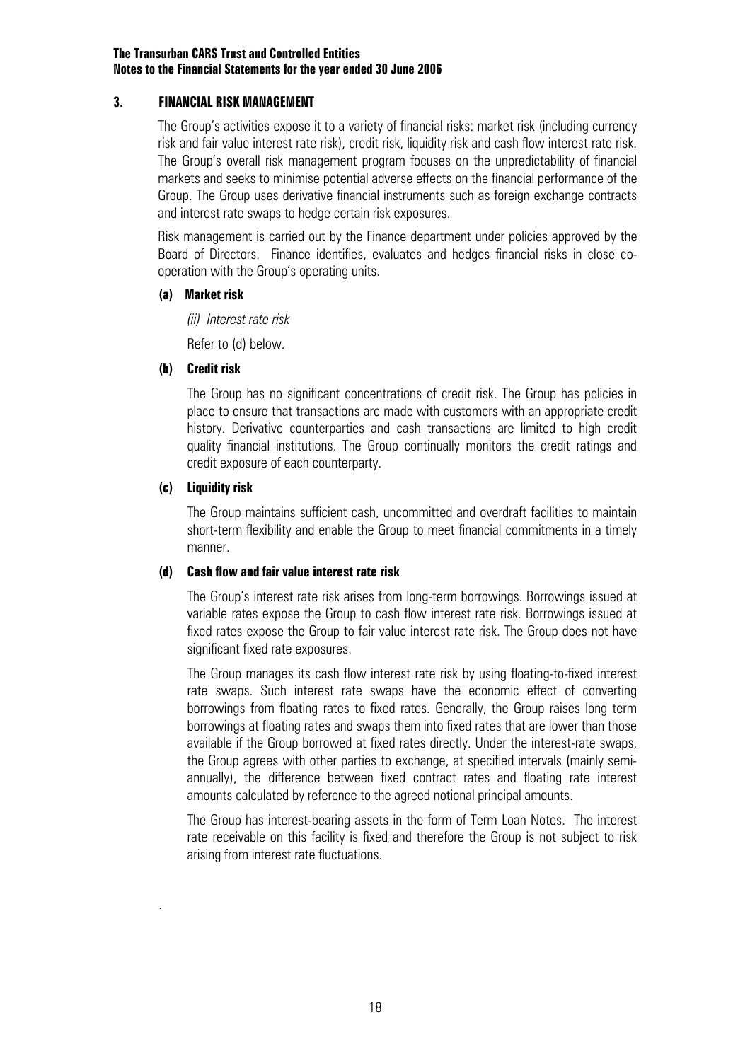## 3. FINANCIAL RISK MANAGEMENT

The Group's activities expose it to a variety of financial risks: market risk (including currency risk and fair value interest rate risk), credit risk, liquidity risk and cash flow interest rate risk. The Group's overall risk management program focuses on the unpredictability of financial markets and seeks to minimise potential adverse effects on the financial performance of the Group. The Group uses derivative financial instruments such as foreign exchange contracts and interest rate swaps to hedge certain risk exposures.

Risk management is carried out by the Finance department under policies approved by the Board of Directors. Finance identifies, evaluates and hedges financial risks in close co-operation with the Group's operating units.

### (a) Market risk

*(ii) Interest rate risk*

Refer to (d) below.

### (b) Credit risk

The Group has no significant concentrations of credit risk. The Group has policies in place to ensure that transactions are made with customers with an appropriate credit history. Derivative counterparties and cash transactions are limited to high credit quality financial institutions. The Group continually monitors the credit ratings and credit exposure of each counterparty.

### (c) Liquidity risk

The Group maintains sufficient cash, uncommitted and overdraft facilities to maintain short-term flexibility and enable the Group to meet financial commitments in a timely manner.

### (d) Cash flow and fair value interest rate risk

The Group's interest rate risk arises from long-term borrowings. Borrowings issued at variable rates expose the Group to cash flow interest rate risk. Borrowings issued at fixed rates expose the Group to fair value interest rate risk. The Group does not have significant fixed rate exposures.

The Group manages its cash flow interest rate risk by using floating-to-fixed interest rate swaps. Such interest rate swaps have the economic effect of converting borrowings from floating rates to fixed rates. Generally, the Group raises long term borrowings at floating rates and swaps them into fixed rates that are lower than those available if the Group borrowed at fixed rates directly. Under the interest-rate swaps, the Group agrees with other parties to exchange, at specified intervals (mainly semi-annually), the difference between fixed contract rates and floating rate interest amounts calculated by reference to the agreed notional principal amounts.

The Group has interest-bearing assets in the form of Term Loan Notes. The interest rate receivable on this facility is fixed and therefore the Group is not subject to risk arising from interest rate fluctuations.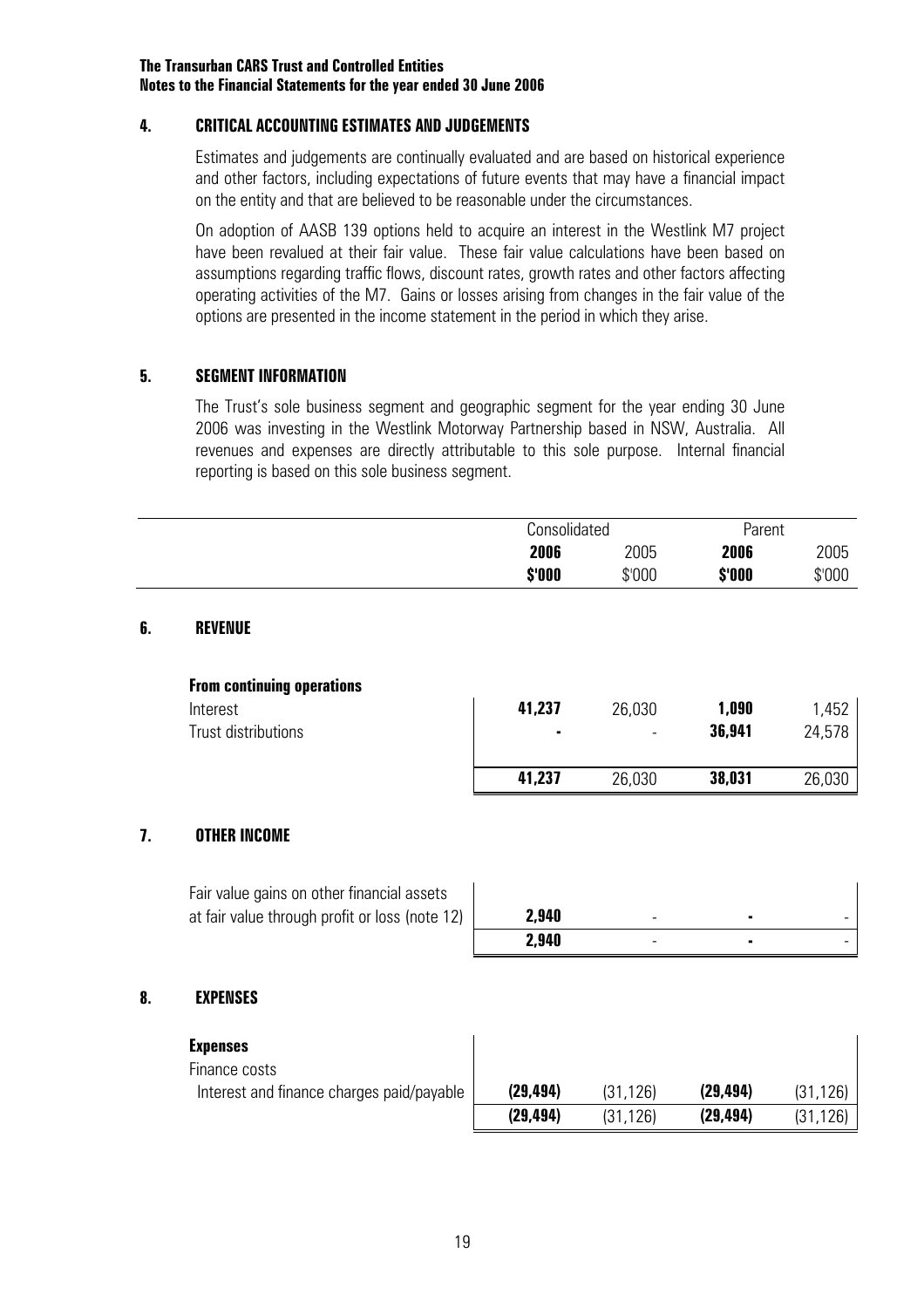## 4. CRITICAL ACCOUNTING ESTIMATES AND JUDGEMENTS

Estimates and judgements are continually evaluated and are based on historical experience and other factors, including expectations of future events that may have a financial impact on the entity and that are believed to be reasonable under the circumstances.

On adoption of AASB 139 options held to acquire an interest in the Westlink M7 project have been revalued at their fair value. These fair value calculations have been based on assumptions regarding traffic flows, discount rates, growth rates and other factors affecting operating activities of the M7. Gains or losses arising from changes in the fair value of the options are presented in the income statement in the period in which they arise.

## 5. SEGMENT INFORMATION

The Trust's sole business segment and geographic segment for the year ending 30 June 2006 was investing in the Westlink Motorway Partnership based in NSW, Australia. All revenues and expenses are directly attributable to this sole purpose. Internal financial reporting is based on this sole business segment.

| | Consolidated | | Parent | |
|---|---|---|---|---|
| | **2006** | 2005 | **2006** | 2005 |
| | **$'000** | $'000 | **$'000** | $'000 |
| **6. REVENUE** | | | | |
| **From continuing operations** | | | | |
| Interest | **41,237** | 26,030 | **1,090** | 1,452 |
| Trust distributions | **-** | - | **36,941** | 24,578 |
| | **41,237** | 26,030 | **38,031** | 26,030 |
| **7. OTHER INCOME** | | | | |
| Fair value gains on other financial assets at fair value through profit or loss (note 12) | **2,940** | - | **-** | - |
| | **2,940** | - | **-** | - |
| **8. EXPENSES** | | | | |
| **Expenses** | | | | |
| Finance costs | | | | |
| Interest and finance charges paid/payable | **(29,494)** | (31,126) | **(29,494)** | (31,126) |
| | **(29,494)** | (31,126) | **(29,494)** | (31,126) |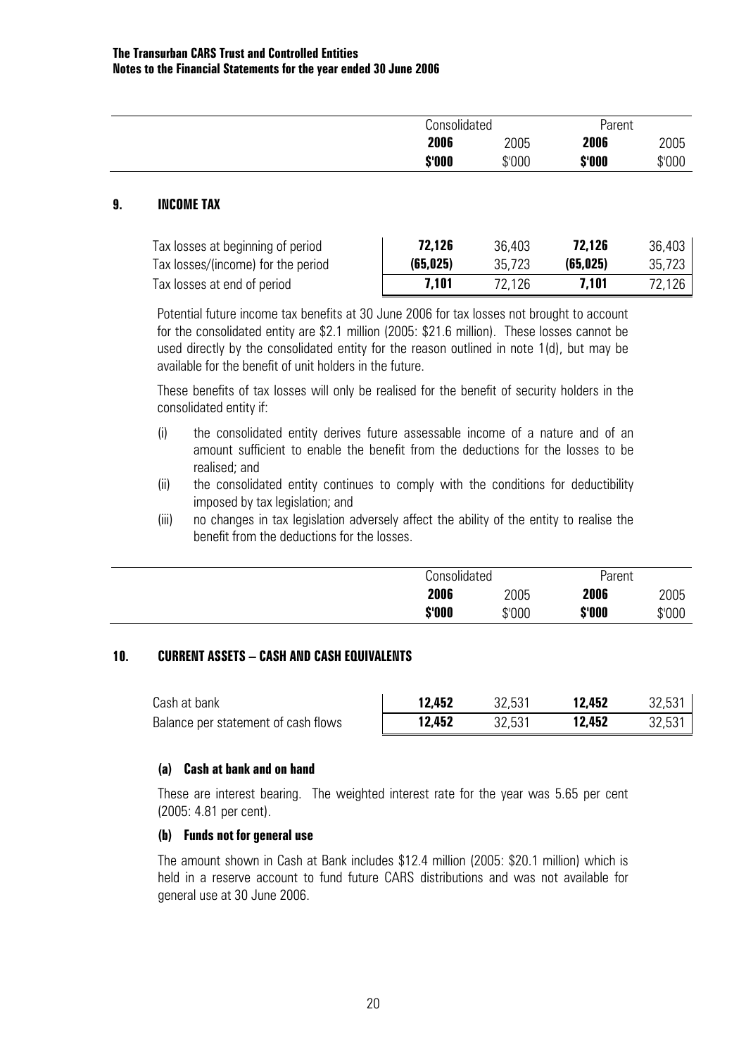## 9. INCOME TAX

| | Consolidated 2006 $'000 | Consolidated 2005 $'000 | Parent 2006 $'000 | Parent 2005 $'000 |
|---|---|---|---|---|
| Tax losses at beginning of period | **72,126** | 36,403 | **72,126** | 36,403 |
| Tax losses/(income) for the period | **(65,025)** | 35,723 | **(65,025)** | 35,723 |
| Tax losses at end of period | **7,101** | 72,126 | **7,101** | 72,126 |

Potential future income tax benefits at 30 June 2006 for tax losses not brought to account for the consolidated entity are $2.1 million (2005: $21.6 million). These losses cannot be used directly by the consolidated entity for the reason outlined in note 1(d), but may be available for the benefit of unit holders in the future.

These benefits of tax losses will only be realised for the benefit of security holders in the consolidated entity if:

(i) the consolidated entity derives future assessable income of a nature and of an amount sufficient to enable the benefit from the deductions for the losses to be realised; and

(ii) the consolidated entity continues to comply with the conditions for deductibility imposed by tax legislation; and

(iii) no changes in tax legislation adversely affect the ability of the entity to realise the benefit from the deductions for the losses.

## 10. CURRENT ASSETS – CASH AND CASH EQUIVALENTS

| | Consolidated 2006 $'000 | Consolidated 2005 $'000 | Parent 2006 $'000 | Parent 2005 $'000 |
|---|---|---|---|---|
| Cash at bank | **12,452** | 32,531 | **12,452** | 32,531 |
| Balance per statement of cash flows | **12,452** | 32,531 | **12,452** | 32,531 |

### (a) Cash at bank and on hand

These are interest bearing. The weighted interest rate for the year was 5.65 per cent (2005: 4.81 per cent).

### (b) Funds not for general use

The amount shown in Cash at Bank includes $12.4 million (2005: $20.1 million) which is held in a reserve account to fund future CARS distributions and was not available for general use at 30 June 2006.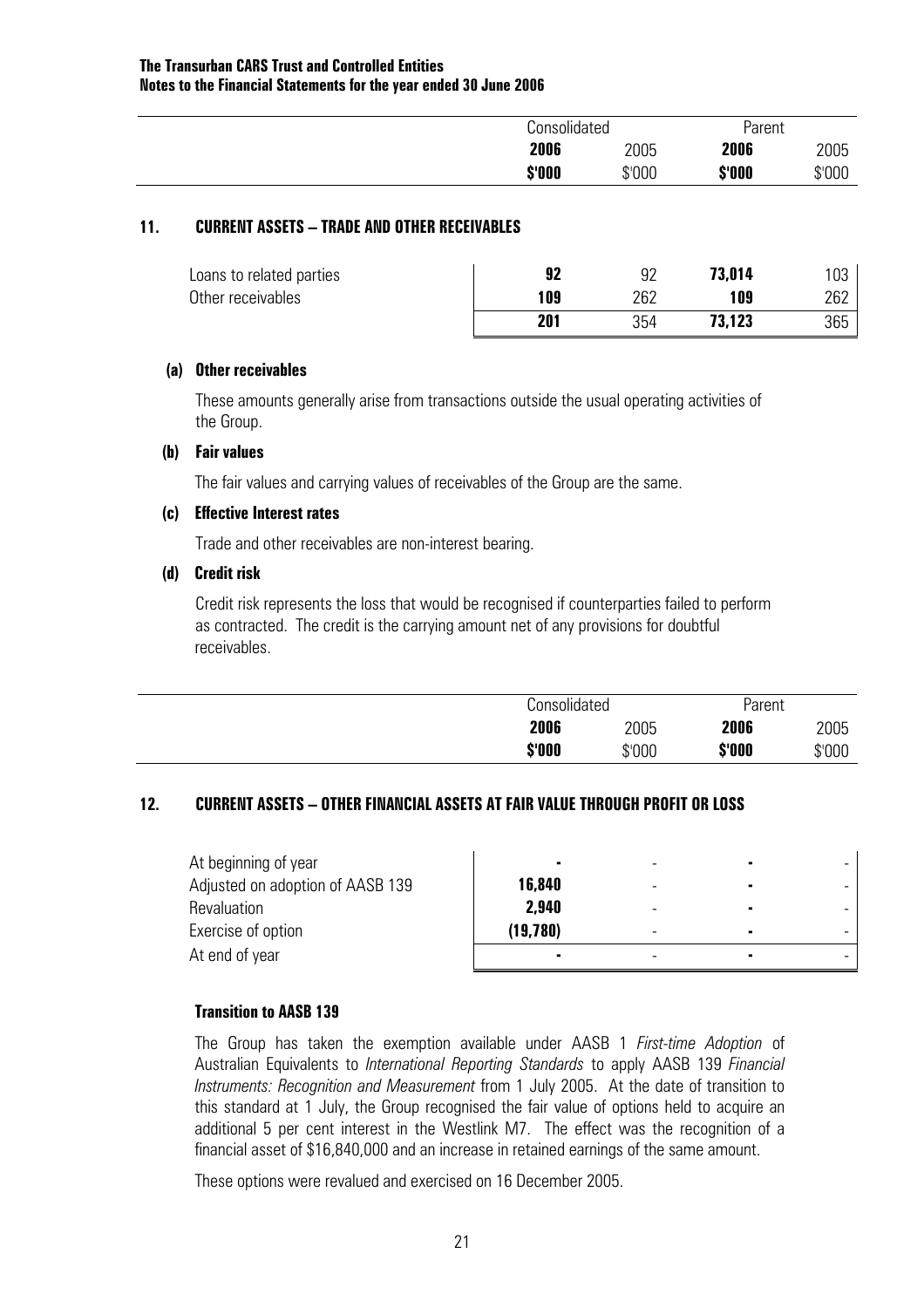| | Consolidated | | Parent | |
|---|---|---|---|---|
| | **2006** | 2005 | **2006** | 2005 |
| | **$'000** | $'000 | **$'000** | $'000 |

## 11. CURRENT ASSETS – TRADE AND OTHER RECEIVABLES

| | Consolidated 2006 $'000 | Consolidated 2005 $'000 | Parent 2006 $'000 | Parent 2005 $'000 |
|---|---|---|---|---|
| Loans to related parties | **92** | 92 | **73,014** | 103 |
| Other receivables | **109** | 262 | **109** | 262 |
| | **201** | 354 | **73,123** | 365 |

### (a) Other receivables

These amounts generally arise from transactions outside the usual operating activities of the Group.

### (b) Fair values

The fair values and carrying values of receivables of the Group are the same.

### (c) Effective Interest rates

Trade and other receivables are non-interest bearing.

### (d) Credit risk

Credit risk represents the loss that would be recognised if counterparties failed to perform as contracted. The credit is the carrying amount net of any provisions for doubtful receivables.

| | Consolidated | | Parent | |
|---|---|---|---|---|
| | **2006** | 2005 | **2006** | 2005 |
| | **$'000** | $'000 | **$'000** | $'000 |

## 12. CURRENT ASSETS – OTHER FINANCIAL ASSETS AT FAIR VALUE THROUGH PROFIT OR LOSS

| | Consolidated 2006 $'000 | Consolidated 2005 $'000 | Parent 2006 $'000 | Parent 2005 $'000 |
|---|---|---|---|---|
| At beginning of year | **-** | - | **-** | - |
| Adjusted on adoption of AASB 139 | **16,840** | - | **-** | - |
| Revaluation | **2,940** | - | **-** | - |
| Exercise of option | **(19,780)** | - | **-** | - |
| At end of year | **-** | - | **-** | - |

### Transition to AASB 139

The Group has taken the exemption available under AASB 1 *First-time Adoption* of Australian Equivalents to *International Reporting Standards* to apply AASB 139 *Financial Instruments: Recognition and Measurement* from 1 July 2005. At the date of transition to this standard at 1 July, the Group recognised the fair value of options held to acquire an additional 5 per cent interest in the Westlink M7. The effect was the recognition of a financial asset of $16,840,000 and an increase in retained earnings of the same amount.

These options were revalued and exercised on 16 December 2005.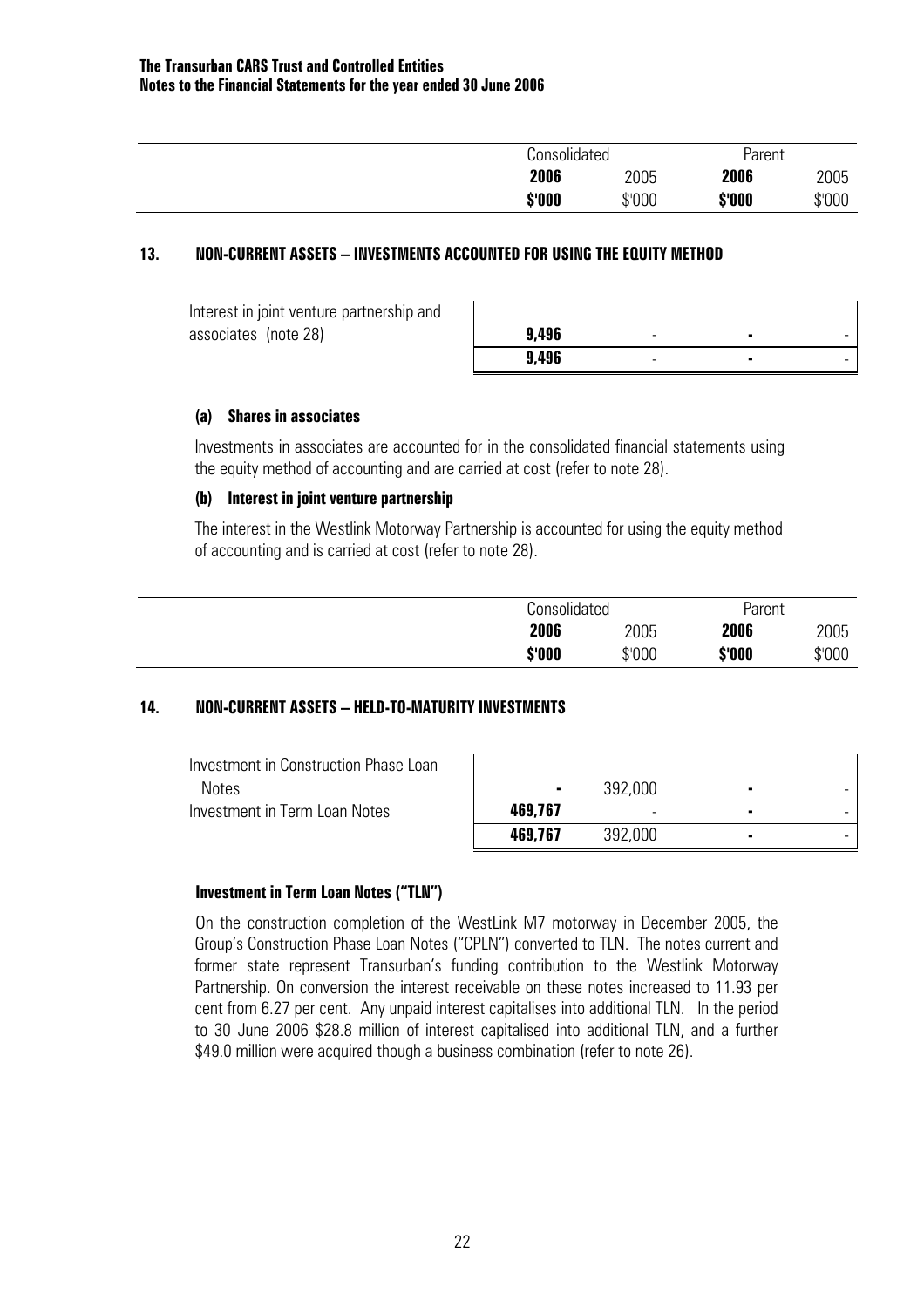## 13. NON-CURRENT ASSETS – INVESTMENTS ACCOUNTED FOR USING THE EQUITY METHOD

| | Consolidated | | Parent | |
|---|---|---|---|---|
| | **2006** | 2005 | **2006** | 2005 |
| | **$'000** | $'000 | **$'000** | $'000 |
| Interest in joint venture partnership and associates (note 28) | **9,496** | - | **-** | - |
| | **9,496** | - | **-** | - |

### (a) Shares in associates

Investments in associates are accounted for in the consolidated financial statements using the equity method of accounting and are carried at cost (refer to note 28).

### (b) Interest in joint venture partnership

The interest in the Westlink Motorway Partnership is accounted for using the equity method of accounting and is carried at cost (refer to note 28).

## 14. NON-CURRENT ASSETS – HELD-TO-MATURITY INVESTMENTS

| | Consolidated | | Parent | |
|---|---|---|---|---|
| | **2006** | 2005 | **2006** | 2005 |
| | **$'000** | $'000 | **$'000** | $'000 |
| Investment in Construction Phase Loan Notes | **-** | 392,000 | **-** | - |
| Investment in Term Loan Notes | **469,767** | - | **-** | - |
| | **469,767** | 392,000 | **-** | - |

### Investment in Term Loan Notes ("TLN")

On the construction completion of the WestLink M7 motorway in December 2005, the Group's Construction Phase Loan Notes ("CPLN") converted to TLN. The notes current and former state represent Transurban's funding contribution to the Westlink Motorway Partnership. On conversion the interest receivable on these notes increased to 11.93 per cent from 6.27 per cent. Any unpaid interest capitalises into additional TLN. In the period to 30 June 2006 $28.8 million of interest capitalised into additional TLN, and a further $49.0 million were acquired though a business combination (refer to note 26).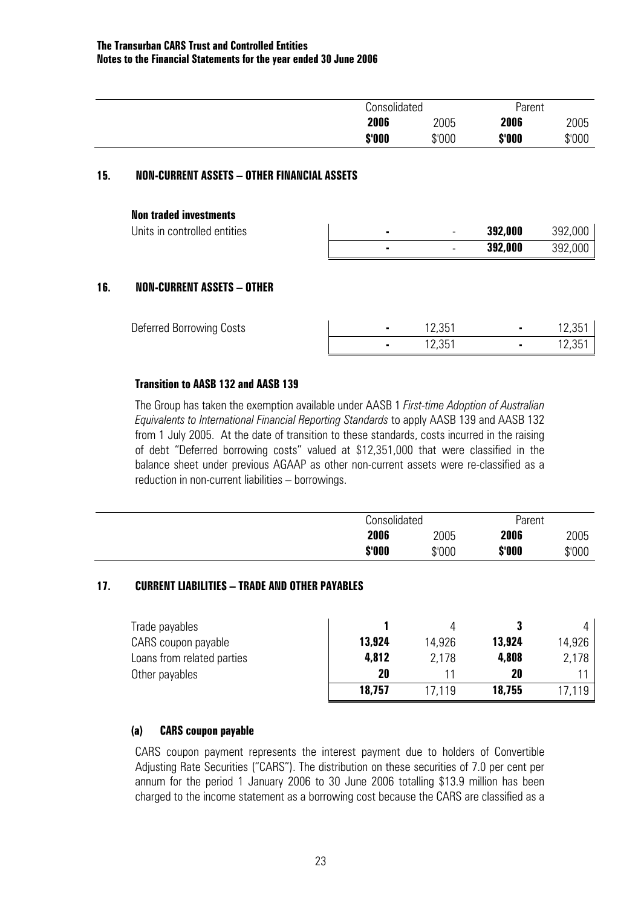| | Consolidated | | Parent | |
|---|---|---|---|---|
| | **2006** | 2005 | **2006** | 2005 |
| | **$'000** | $'000 | **$'000** | $'000 |

## 15. NON-CURRENT ASSETS – OTHER FINANCIAL ASSETS

**Non traded investments**

| | | | | |
|---|---|---|---|---|
| Units in controlled entities | **-** | - | **392,000** | 392,000 |
| | **-** | - | **392,000** | 392,000 |

## 16. NON-CURRENT ASSETS – OTHER

| | | | | |
|---|---|---|---|---|
| Deferred Borrowing Costs | **-** | 12,351 | **-** | 12,351 |
| | **-** | 12,351 | **-** | 12,351 |

**Transition to AASB 132 and AASB 139**

The Group has taken the exemption available under AASB 1 *First-time Adoption of Australian Equivalents to International Financial Reporting Standards* to apply AASB 139 and AASB 132 from 1 July 2005. At the date of transition to these standards, costs incurred in the raising of debt "Deferred borrowing costs" valued at $12,351,000 that were classified in the balance sheet under previous AGAAP as other non-current assets were re-classified as a reduction in non-current liabilities – borrowings.

| | Consolidated | | Parent | |
|---|---|---|---|---|
| | **2006** | 2005 | **2006** | 2005 |
| | **$'000** | $'000 | **$'000** | $'000 |

## 17. CURRENT LIABILITIES – TRADE AND OTHER PAYABLES

| | | | | |
|---|---|---|---|---|
| Trade payables | **1** | 4 | **3** | 4 |
| CARS coupon payable | **13,924** | 14,926 | **13,924** | 14,926 |
| Loans from related parties | **4,812** | 2,178 | **4,808** | 2,178 |
| Other payables | **20** | 11 | **20** | 11 |
| | **18,757** | 17,119 | **18,755** | 17,119 |

**(a) CARS coupon payable**

CARS coupon payment represents the interest payment due to holders of Convertible Adjusting Rate Securities ("CARS"). The distribution on these securities of 7.0 per cent per annum for the period 1 January 2006 to 30 June 2006 totalling $13.9 million has been charged to the income statement as a borrowing cost because the CARS are classified as a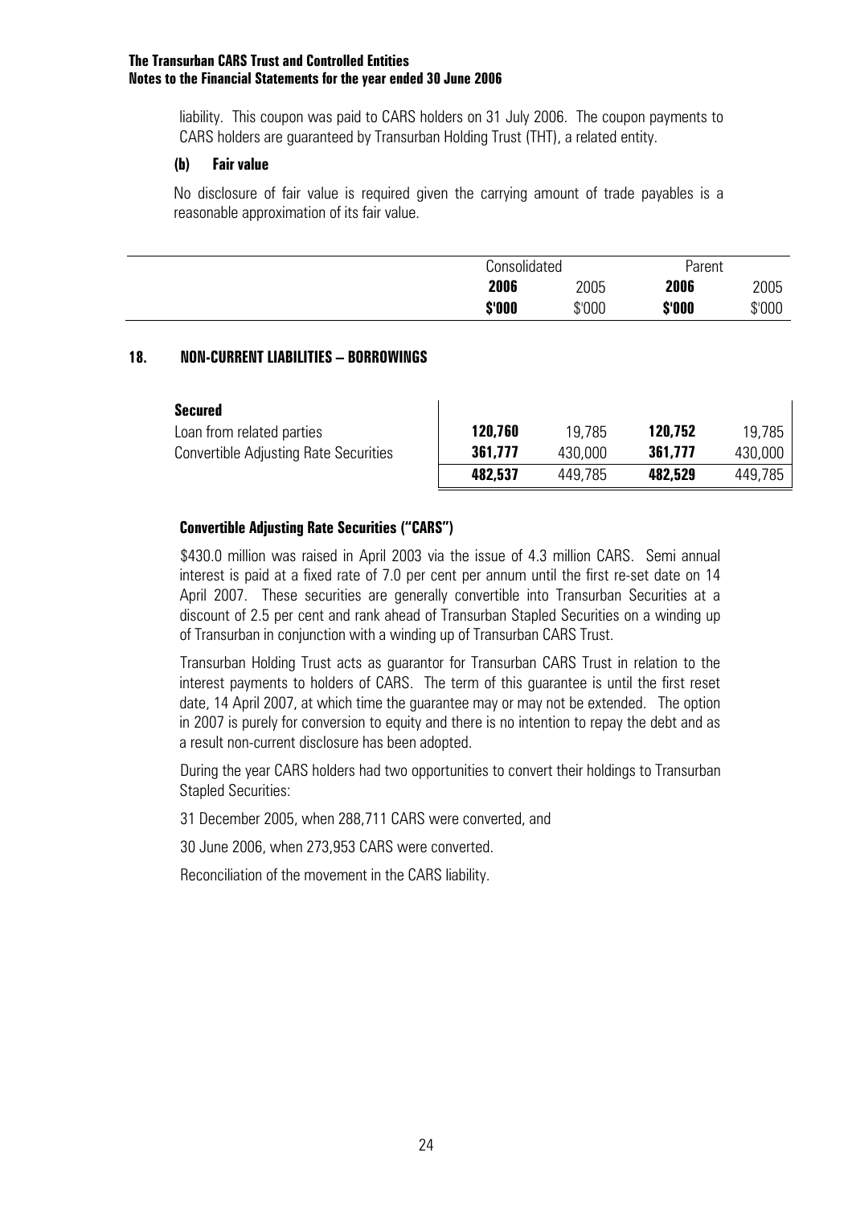liability. This coupon was paid to CARS holders on 31 July 2006. The coupon payments to CARS holders are guaranteed by Transurban Holding Trust (THT), a related entity.

**(b) Fair value**

No disclosure of fair value is required given the carrying amount of trade payables is a reasonable approximation of its fair value.

## 18. NON-CURRENT LIABILITIES – BORROWINGS

| | Consolidated | | Parent | |
|---|---|---|---|---|
| | **2006** | 2005 | **2006** | 2005 |
| | **\$'000** | \$'000 | **\$'000** | \$'000 |
| **Secured** | | | | |
| Loan from related parties | **120,760** | 19,785 | **120,752** | 19,785 |
| Convertible Adjusting Rate Securities | **361,777** | 430,000 | **361,777** | 430,000 |
| | **482,537** | 449,785 | **482,529** | 449,785 |

### Convertible Adjusting Rate Securities ("CARS")

\$430.0 million was raised in April 2003 via the issue of 4.3 million CARS. Semi annual interest is paid at a fixed rate of 7.0 per cent per annum until the first re-set date on 14 April 2007. These securities are generally convertible into Transurban Securities at a discount of 2.5 per cent and rank ahead of Transurban Stapled Securities on a winding up of Transurban in conjunction with a winding up of Transurban CARS Trust.

Transurban Holding Trust acts as guarantor for Transurban CARS Trust in relation to the interest payments to holders of CARS. The term of this guarantee is until the first reset date, 14 April 2007, at which time the guarantee may or may not be extended. The option in 2007 is purely for conversion to equity and there is no intention to repay the debt and as a result non-current disclosure has been adopted.

During the year CARS holders had two opportunities to convert their holdings to Transurban Stapled Securities:

31 December 2005, when 288,711 CARS were converted, and

30 June 2006, when 273,953 CARS were converted.

Reconciliation of the movement in the CARS liability.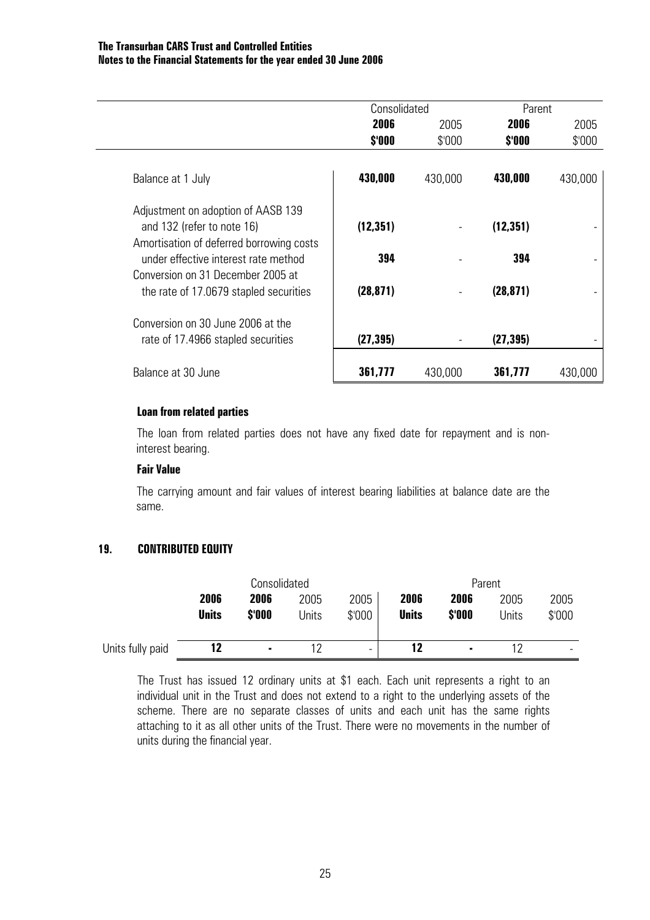| | Consolidated | | Parent | |
|---|---|---|---|---|
| | **2006** | 2005 | **2006** | 2005 |
| | **$'000** | $'000 | **$'000** | $'000 |
| Balance at 1 July | **430,000** | 430,000 | **430,000** | 430,000 |
| Adjustment on adoption of AASB 139 and 132 (refer to note 16) | **(12,351)** | - | **(12,351)** | - |
| Amortisation of deferred borrowing costs under effective interest rate method | **394** | - | **394** | - |
| Conversion on 31 December 2005 at the rate of 17.0679 stapled securities | **(28,871)** | - | **(28,871)** | - |
| Conversion on 30 June 2006 at the rate of 17.4966 stapled securities | **(27,395)** | - | **(27,395)** | - |
| Balance at 30 June | **361,777** | 430,000 | **361,777** | 430,000 |

**Loan from related parties**

The loan from related parties does not have any fixed date for repayment and is non-interest bearing.

**Fair Value**

The carrying amount and fair values of interest bearing liabilities at balance date are the same.

## 19. CONTRIBUTED EQUITY

| | Consolidated | | | | Parent | | | |
|---|---|---|---|---|---|---|---|---|
| | **2006 Units** | **2006 $'000** | 2005 Units | 2005 $'000 | **2006 Units** | **2006 $'000** | 2005 Units | 2005 $'000 |
| Units fully paid | **12** | **-** | 12 | - | **12** | **-** | 12 | - |

The Trust has issued 12 ordinary units at $1 each. Each unit represents a right to an individual unit in the Trust and does not extend to a right to the underlying assets of the scheme. There are no separate classes of units and each unit has the same rights attaching to it as all other units of the Trust. There were no movements in the number of units during the financial year.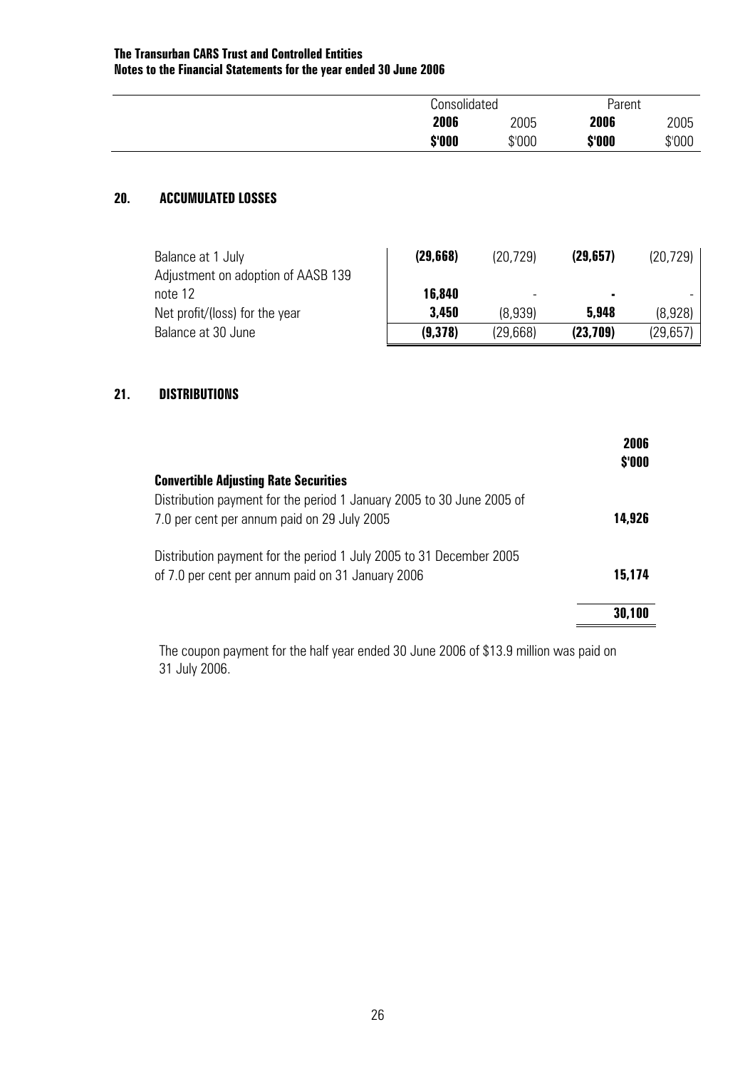|  | Consolidated |  | Parent |  |
|---|---|---|---|---|
|  | **2006** | 2005 | **2006** | 2005 |
|  | **$'000** | $'000 | **$'000** | $'000 |

## 20. ACCUMULATED LOSSES

|  | Consolidated 2006 $'000 | Consolidated 2005 $'000 | Parent 2006 $'000 | Parent 2005 $'000 |
|---|---|---|---|---|
| Balance at 1 July | **(29,668)** | (20,729) | **(29,657)** | (20,729) |
| Adjustment on adoption of AASB 139 note 12 | **16,840** | - | **-** | - |
| Net profit/(loss) for the year | **3,450** | (8,939) | **5,948** | (8,928) |
| Balance at 30 June | **(9,378)** | (29,668) | **(23,709)** | (29,657) |

## 21. DISTRIBUTIONS

|  | **2006** **$'000** |
|---|---|
| **Convertible Adjusting Rate Securities** |  |
| Distribution payment for the period 1 January 2005 to 30 June 2005 of 7.0 per cent per annum paid on 29 July 2005 | **14,926** |
| Distribution payment for the period 1 July 2005 to 31 December 2005 of 7.0 per cent per annum paid on 31 January 2006 | **15,174** |
|  | **30,100** |

The coupon payment for the half year ended 30 June 2006 of $13.9 million was paid on 31 July 2006.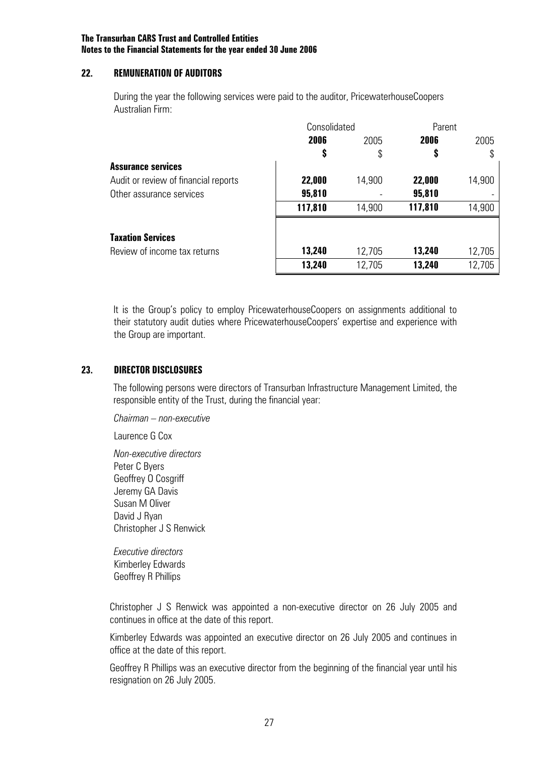## 22. REMUNERATION OF AUDITORS

During the year the following services were paid to the auditor, PricewaterhouseCoopers Australian Firm:

| | Consolidated | | Parent | |
|---|---|---|---|---|
| | **2006** | 2005 | **2006** | 2005 |
| | **$** | $ | **$** | $ |
| **Assurance services** | | | | |
| Audit or review of financial reports | **22,000** | 14,900 | **22,000** | 14,900 |
| Other assurance services | **95,810** | - | **95,810** | - |
| | **117,810** | 14,900 | **117,810** | 14,900 |
| **Taxation Services** | | | | |
| Review of income tax returns | **13,240** | 12,705 | **13,240** | 12,705 |
| | **13,240** | 12,705 | **13,240** | 12,705 |

It is the Group's policy to employ PricewaterhouseCoopers on assignments additional to their statutory audit duties where PricewaterhouseCoopers' expertise and experience with the Group are important.

## 23. DIRECTOR DISCLOSURES

The following persons were directors of Transurban Infrastructure Management Limited, the responsible entity of the Trust, during the financial year:

*Chairman – non-executive*

Laurence G Cox

*Non-executive directors*
Peter C Byers
Geoffrey O Cosgriff
Jeremy GA Davis
Susan M Oliver
David J Ryan
Christopher J S Renwick

*Executive directors*
Kimberley Edwards
Geoffrey R Phillips

Christopher J S Renwick was appointed a non-executive director on 26 July 2005 and continues in office at the date of this report.

Kimberley Edwards was appointed an executive director on 26 July 2005 and continues in office at the date of this report.

Geoffrey R Phillips was an executive director from the beginning of the financial year until his resignation on 26 July 2005.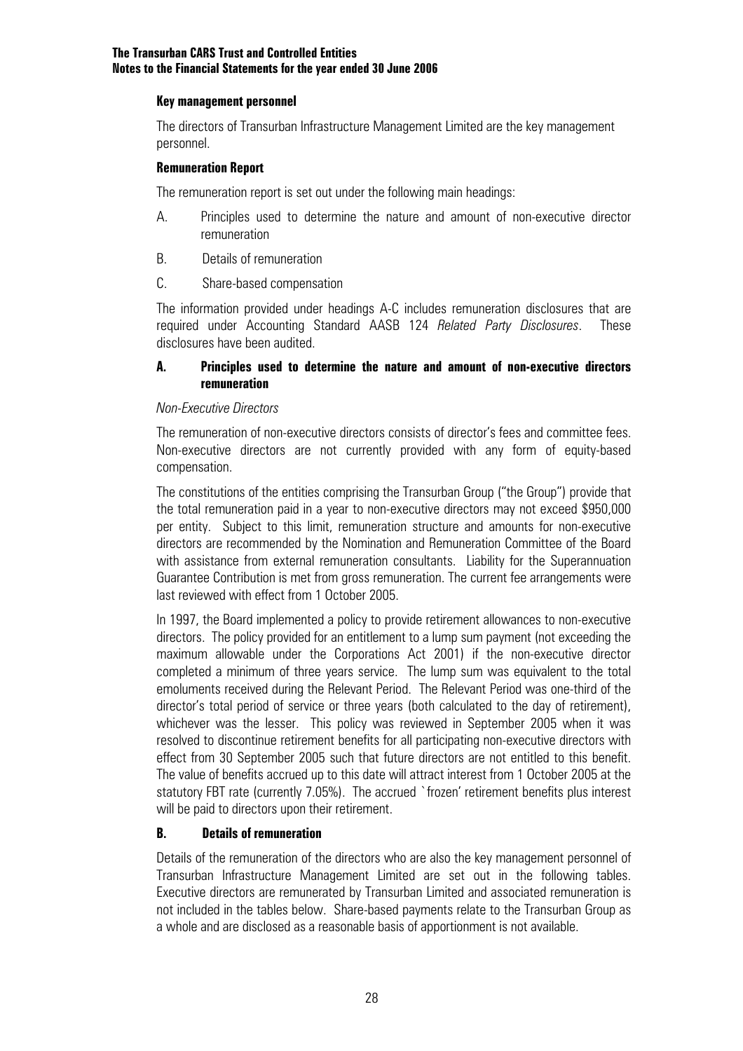#### Key management personnel

The directors of Transurban Infrastructure Management Limited are the key management personnel.

#### Remuneration Report

The remuneration report is set out under the following main headings:

A. Principles used to determine the nature and amount of non-executive director remuneration

B. Details of remuneration

C. Share-based compensation

The information provided under headings A-C includes remuneration disclosures that are required under Accounting Standard AASB 124 *Related Party Disclosures*. These disclosures have been audited.

#### A. Principles used to determine the nature and amount of non-executive directors remuneration

*Non-Executive Directors*

The remuneration of non-executive directors consists of director's fees and committee fees. Non-executive directors are not currently provided with any form of equity-based compensation.

The constitutions of the entities comprising the Transurban Group ("the Group") provide that the total remuneration paid in a year to non-executive directors may not exceed $950,000 per entity. Subject to this limit, remuneration structure and amounts for non-executive directors are recommended by the Nomination and Remuneration Committee of the Board with assistance from external remuneration consultants. Liability for the Superannuation Guarantee Contribution is met from gross remuneration. The current fee arrangements were last reviewed with effect from 1 October 2005.

In 1997, the Board implemented a policy to provide retirement allowances to non-executive directors. The policy provided for an entitlement to a lump sum payment (not exceeding the maximum allowable under the Corporations Act 2001) if the non-executive director completed a minimum of three years service. The lump sum was equivalent to the total emoluments received during the Relevant Period. The Relevant Period was one-third of the director's total period of service or three years (both calculated to the day of retirement), whichever was the lesser. This policy was reviewed in September 2005 when it was resolved to discontinue retirement benefits for all participating non-executive directors with effect from 30 September 2005 such that future directors are not entitled to this benefit. The value of benefits accrued up to this date will attract interest from 1 October 2005 at the statutory FBT rate (currently 7.05%). The accrued `frozen' retirement benefits plus interest will be paid to directors upon their retirement.

#### B. Details of remuneration

Details of the remuneration of the directors who are also the key management personnel of Transurban Infrastructure Management Limited are set out in the following tables. Executive directors are remunerated by Transurban Limited and associated remuneration is not included in the tables below. Share-based payments relate to the Transurban Group as a whole and are disclosed as a reasonable basis of apportionment is not available.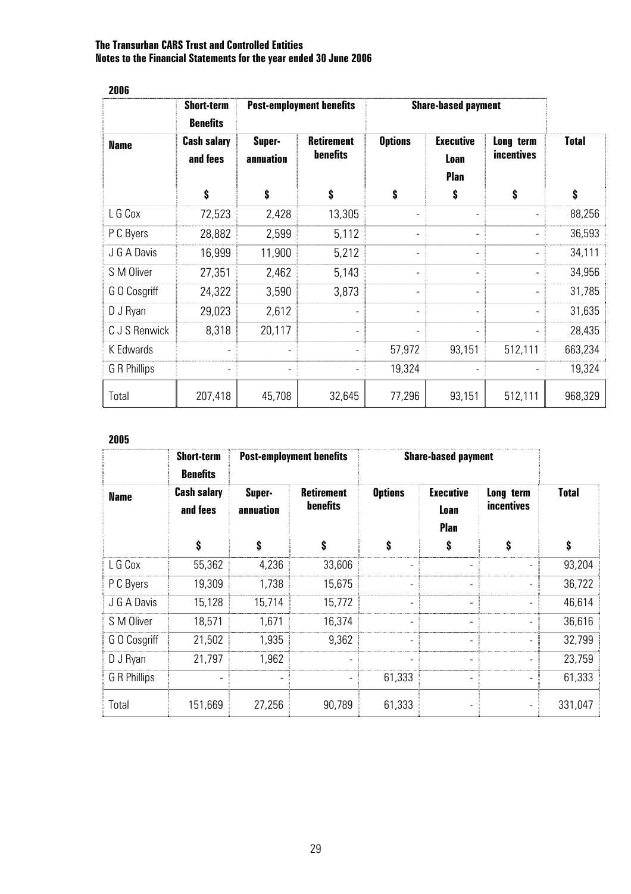**2006**

| | Short-term Benefits | Post-employment benefits | | Share-based payment | | | |
|---|---|---|---|---|---|---|---|
| **Name** | **Cash salary and fees** | **Super-annuation** | **Retirement benefits** | **Options** | **Executive Loan Plan** | **Long term incentives** | **Total** |
| | **$** | **$** | **$** | **$** | **$** | **$** | **$** |
| L G Cox | 72,523 | 2,428 | 13,305 | - | - | - | 88,256 |
| P C Byers | 28,882 | 2,599 | 5,112 | - | - | - | 36,593 |
| J G A Davis | 16,999 | 11,900 | 5,212 | - | - | - | 34,111 |
| S M Oliver | 27,351 | 2,462 | 5,143 | - | - | - | 34,956 |
| G O Cosgriff | 24,322 | 3,590 | 3,873 | - | - | - | 31,785 |
| D J Ryan | 29,023 | 2,612 | - | - | - | - | 31,635 |
| C J S Renwick | 8,318 | 20,117 | - | - | - | - | 28,435 |
| K Edwards | - | - | - | 57,972 | 93,151 | 512,111 | 663,234 |
| G R Phillips | - | - | - | 19,324 | - | - | 19,324 |
| Total | 207,418 | 45,708 | 32,645 | 77,296 | 93,151 | 512,111 | 968,329 |

**2005**

| | Short-term Benefits | Post-employment benefits | | Share-based payment | | | |
|---|---|---|---|---|---|---|---|
| **Name** | **Cash salary and fees** | **Super-annuation** | **Retirement benefits** | **Options** | **Executive Loan Plan** | **Long term incentives** | **Total** |
| | **$** | **$** | **$** | **$** | **$** | **$** | **$** |
| L G Cox | 55,362 | 4,236 | 33,606 | - | - | - | 93,204 |
| P C Byers | 19,309 | 1,738 | 15,675 | - | - | - | 36,722 |
| J G A Davis | 15,128 | 15,714 | 15,772 | - | - | - | 46,614 |
| S M Oliver | 18,571 | 1,671 | 16,374 | - | - | - | 36,616 |
| G O Cosgriff | 21,502 | 1,935 | 9,362 | - | - | - | 32,799 |
| D J Ryan | 21,797 | 1,962 | - | - | - | - | 23,759 |
| G R Phillips | - | - | - | 61,333 | - | - | 61,333 |
| Total | 151,669 | 27,256 | 90,789 | 61,333 | - | - | 331,047 |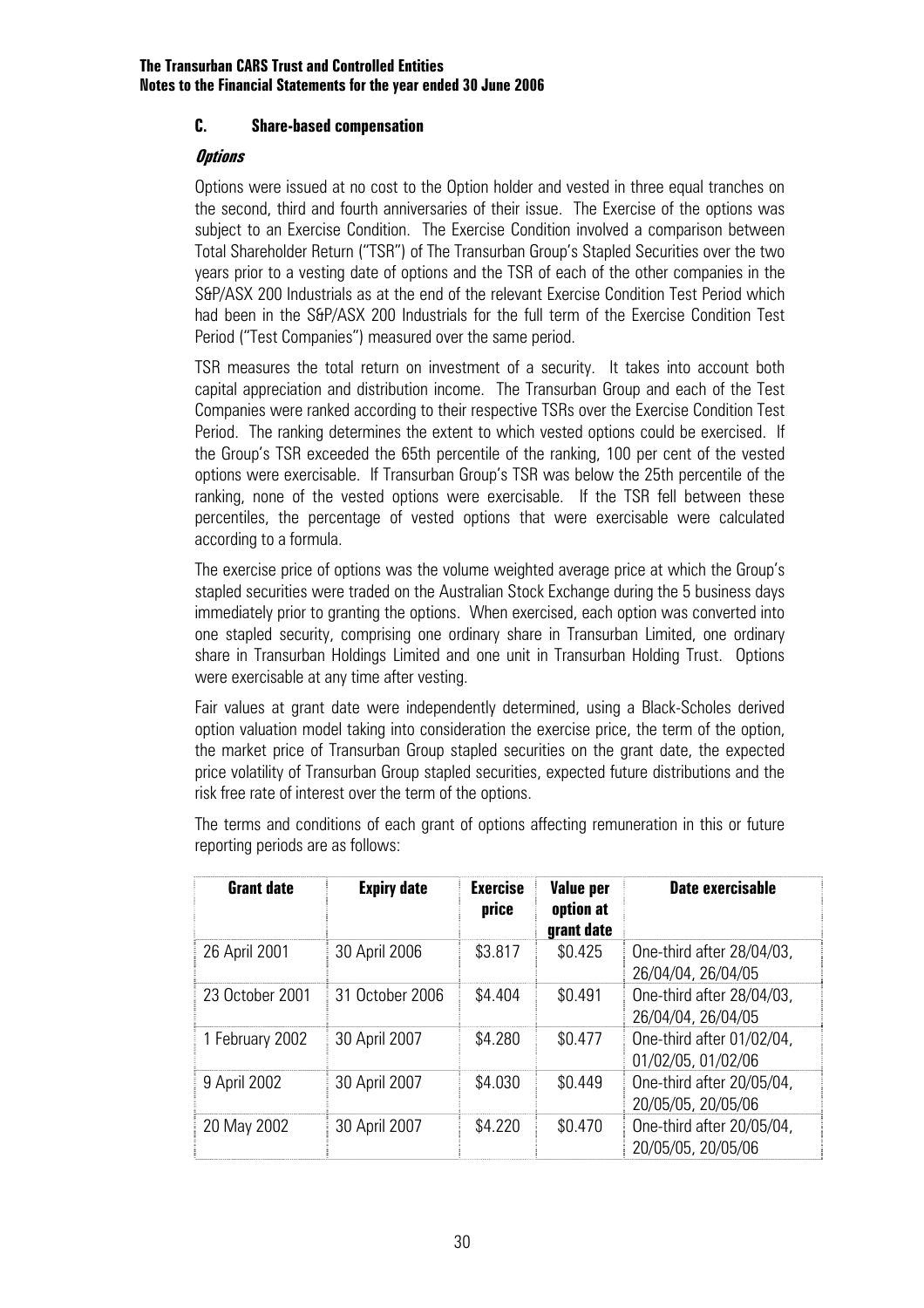### C. Share-based compensation

#### *Options*

Options were issued at no cost to the Option holder and vested in three equal tranches on the second, third and fourth anniversaries of their issue. The Exercise of the options was subject to an Exercise Condition. The Exercise Condition involved a comparison between Total Shareholder Return ("TSR") of The Transurban Group's Stapled Securities over the two years prior to a vesting date of options and the TSR of each of the other companies in the S&P/ASX 200 Industrials as at the end of the relevant Exercise Condition Test Period which had been in the S&P/ASX 200 Industrials for the full term of the Exercise Condition Test Period ("Test Companies") measured over the same period.

TSR measures the total return on investment of a security. It takes into account both capital appreciation and distribution income. The Transurban Group and each of the Test Companies were ranked according to their respective TSRs over the Exercise Condition Test Period. The ranking determines the extent to which vested options could be exercised. If the Group's TSR exceeded the 65th percentile of the ranking, 100 per cent of the vested options were exercisable. If Transurban Group's TSR was below the 25th percentile of the ranking, none of the vested options were exercisable. If the TSR fell between these percentiles, the percentage of vested options that were exercisable were calculated according to a formula.

The exercise price of options was the volume weighted average price at which the Group's stapled securities were traded on the Australian Stock Exchange during the 5 business days immediately prior to granting the options. When exercised, each option was converted into one stapled security, comprising one ordinary share in Transurban Limited, one ordinary share in Transurban Holdings Limited and one unit in Transurban Holding Trust. Options were exercisable at any time after vesting.

Fair values at grant date were independently determined, using a Black-Scholes derived option valuation model taking into consideration the exercise price, the term of the option, the market price of Transurban Group stapled securities on the grant date, the expected price volatility of Transurban Group stapled securities, expected future distributions and the risk free rate of interest over the term of the options.

The terms and conditions of each grant of options affecting remuneration in this or future reporting periods are as follows:

| Grant date | Expiry date | Exercise price | Value per option at grant date | Date exercisable |
|---|---|---|---|---|
| 26 April 2001 | 30 April 2006 | \$3.817 | \$0.425 | One-third after 28/04/03, 26/04/04, 26/04/05 |
| 23 October 2001 | 31 October 2006 | \$4.404 | \$0.491 | One-third after 28/04/03, 26/04/04, 26/04/05 |
| 1 February 2002 | 30 April 2007 | \$4.280 | \$0.477 | One-third after 01/02/04, 01/02/05, 01/02/06 |
| 9 April 2002 | 30 April 2007 | \$4.030 | \$0.449 | One-third after 20/05/04, 20/05/05, 20/05/06 |
| 20 May 2002 | 30 April 2007 | \$4.220 | \$0.470 | One-third after 20/05/04, 20/05/05, 20/05/06 |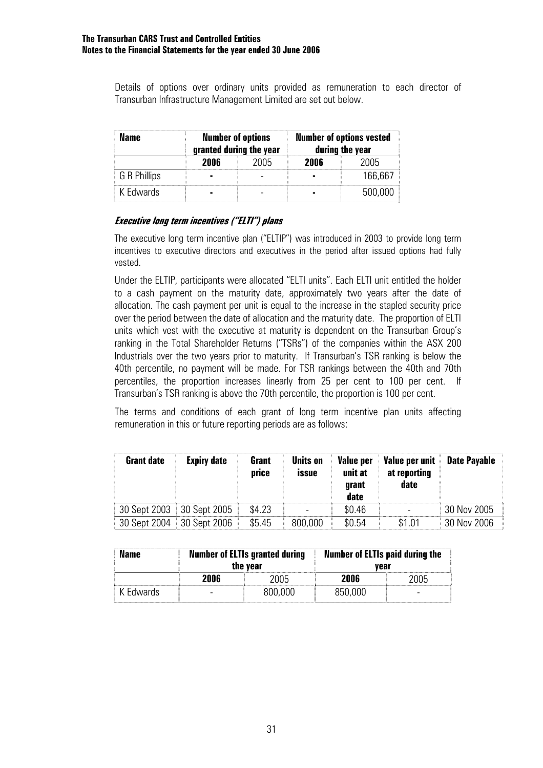Details of options over ordinary units provided as remuneration to each director of Transurban Infrastructure Management Limited are set out below.

| Name | Number of options granted during the year | | Number of options vested during the year | |
|---|---|---|---|---|
| | **2006** | 2005 | **2006** | 2005 |
| G R Phillips | **-** | - | **-** | 166,667 |
| K Edwards | **-** | - | **-** | 500,000 |

### *Executive long term incentives ("ELTI") plans*

The executive long term incentive plan ("ELTIP") was introduced in 2003 to provide long term incentives to executive directors and executives in the period after issued options had fully vested.

Under the ELTIP, participants were allocated "ELTI units". Each ELTI unit entitled the holder to a cash payment on the maturity date, approximately two years after the date of allocation. The cash payment per unit is equal to the increase in the stapled security price over the period between the date of allocation and the maturity date. The proportion of ELTI units which vest with the executive at maturity is dependent on the Transurban Group's ranking in the Total Shareholder Returns ("TSRs") of the companies within the ASX 200 Industrials over the two years prior to maturity. If Transurban's TSR ranking is below the 40th percentile, no payment will be made. For TSR rankings between the 40th and 70th percentiles, the proportion increases linearly from 25 per cent to 100 per cent. If Transurban's TSR ranking is above the 70th percentile, the proportion is 100 per cent.

The terms and conditions of each grant of long term incentive plan units affecting remuneration in this or future reporting periods are as follows:

| Grant date | Expiry date | Grant price | Units on issue | Value per unit at grant date | Value per unit at reporting date | Date Payable |
|---|---|---|---|---|---|---|
| 30 Sept 2003 | 30 Sept 2005 | \$4.23 | - | \$0.46 | - | 30 Nov 2005 |
| 30 Sept 2004 | 30 Sept 2006 | \$5.45 | 800,000 | \$0.54 | \$1.01 | 30 Nov 2006 |

| Name | Number of ELTIs granted during the year | | Number of ELTIs paid during the year | |
|---|---|---|---|---|
| | **2006** | 2005 | **2006** | 2005 |
| K Edwards | - | 800,000 | 850,000 | - |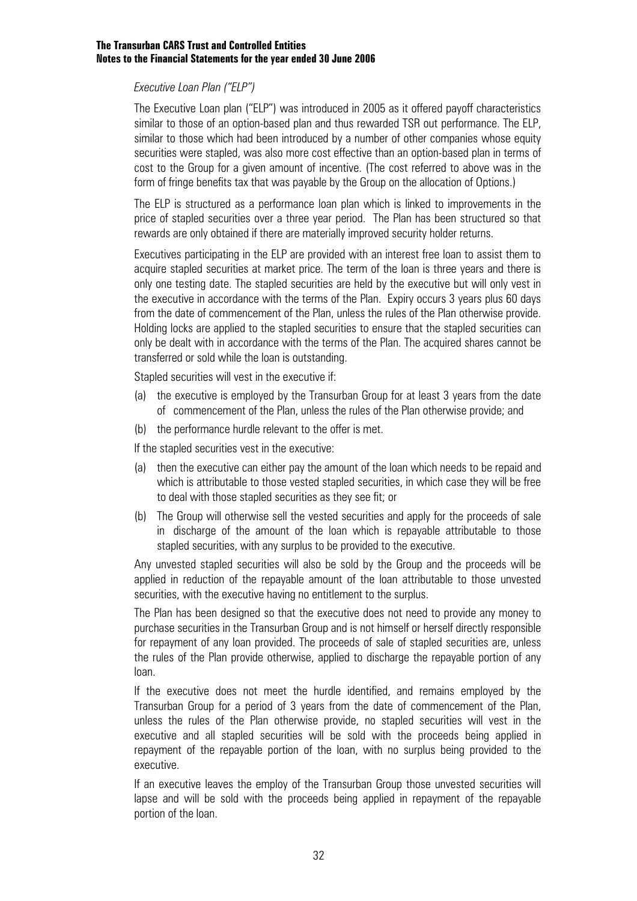*Executive Loan Plan ("ELP")*

The Executive Loan plan ("ELP") was introduced in 2005 as it offered payoff characteristics similar to those of an option-based plan and thus rewarded TSR out performance. The ELP, similar to those which had been introduced by a number of other companies whose equity securities were stapled, was also more cost effective than an option-based plan in terms of cost to the Group for a given amount of incentive. (The cost referred to above was in the form of fringe benefits tax that was payable by the Group on the allocation of Options.)

The ELP is structured as a performance loan plan which is linked to improvements in the price of stapled securities over a three year period. The Plan has been structured so that rewards are only obtained if there are materially improved security holder returns.

Executives participating in the ELP are provided with an interest free loan to assist them to acquire stapled securities at market price. The term of the loan is three years and there is only one testing date. The stapled securities are held by the executive but will only vest in the executive in accordance with the terms of the Plan. Expiry occurs 3 years plus 60 days from the date of commencement of the Plan, unless the rules of the Plan otherwise provide. Holding locks are applied to the stapled securities to ensure that the stapled securities can only be dealt with in accordance with the terms of the Plan. The acquired shares cannot be transferred or sold while the loan is outstanding.

Stapled securities will vest in the executive if:

(a) the executive is employed by the Transurban Group for at least 3 years from the date of commencement of the Plan, unless the rules of the Plan otherwise provide; and

(b) the performance hurdle relevant to the offer is met.

If the stapled securities vest in the executive:

(a) then the executive can either pay the amount of the loan which needs to be repaid and which is attributable to those vested stapled securities, in which case they will be free to deal with those stapled securities as they see fit; or

(b) The Group will otherwise sell the vested securities and apply for the proceeds of sale in discharge of the amount of the loan which is repayable attributable to those stapled securities, with any surplus to be provided to the executive.

Any unvested stapled securities will also be sold by the Group and the proceeds will be applied in reduction of the repayable amount of the loan attributable to those unvested securities, with the executive having no entitlement to the surplus.

The Plan has been designed so that the executive does not need to provide any money to purchase securities in the Transurban Group and is not himself or herself directly responsible for repayment of any loan provided. The proceeds of sale of stapled securities are, unless the rules of the Plan provide otherwise, applied to discharge the repayable portion of any loan.

If the executive does not meet the hurdle identified, and remains employed by the Transurban Group for a period of 3 years from the date of commencement of the Plan, unless the rules of the Plan otherwise provide, no stapled securities will vest in the executive and all stapled securities will be sold with the proceeds being applied in repayment of the repayable portion of the loan, with no surplus being provided to the executive.

If an executive leaves the employ of the Transurban Group those unvested securities will lapse and will be sold with the proceeds being applied in repayment of the repayable portion of the loan.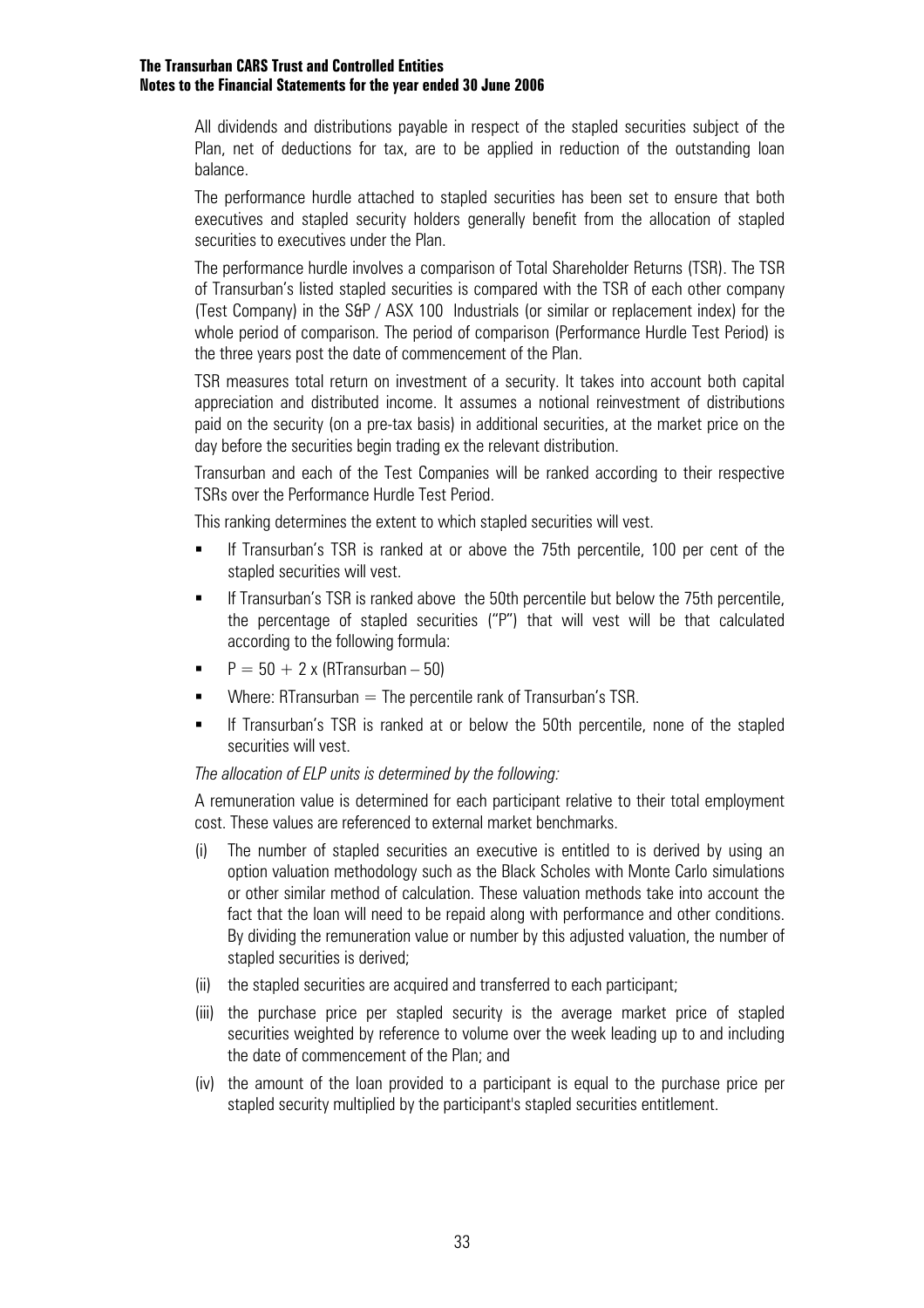All dividends and distributions payable in respect of the stapled securities subject of the Plan, net of deductions for tax, are to be applied in reduction of the outstanding loan balance.

The performance hurdle attached to stapled securities has been set to ensure that both executives and stapled security holders generally benefit from the allocation of stapled securities to executives under the Plan.

The performance hurdle involves a comparison of Total Shareholder Returns (TSR). The TSR of Transurban's listed stapled securities is compared with the TSR of each other company (Test Company) in the S&P / ASX 100 Industrials (or similar or replacement index) for the whole period of comparison. The period of comparison (Performance Hurdle Test Period) is the three years post the date of commencement of the Plan.

TSR measures total return on investment of a security. It takes into account both capital appreciation and distributed income. It assumes a notional reinvestment of distributions paid on the security (on a pre-tax basis) in additional securities, at the market price on the day before the securities begin trading ex the relevant distribution.

Transurban and each of the Test Companies will be ranked according to their respective TSRs over the Performance Hurdle Test Period.

This ranking determines the extent to which stapled securities will vest.

- If Transurban's TSR is ranked at or above the 75th percentile, 100 per cent of the stapled securities will vest.
- If Transurban's TSR is ranked above the 50th percentile but below the 75th percentile, the percentage of stapled securities ("P") that will vest will be that calculated according to the following formula:
- $P = 50 + 2 \times (RTransurban - 50)$
- Where: RTransurban = The percentile rank of Transurban's TSR.
- If Transurban's TSR is ranked at or below the 50th percentile, none of the stapled securities will vest.

*The allocation of ELP units is determined by the following:*

A remuneration value is determined for each participant relative to their total employment cost. These values are referenced to external market benchmarks.

(i) The number of stapled securities an executive is entitled to is derived by using an option valuation methodology such as the Black Scholes with Monte Carlo simulations or other similar method of calculation. These valuation methods take into account the fact that the loan will need to be repaid along with performance and other conditions. By dividing the remuneration value or number by this adjusted valuation, the number of stapled securities is derived;

(ii) the stapled securities are acquired and transferred to each participant;

(iii) the purchase price per stapled security is the average market price of stapled securities weighted by reference to volume over the week leading up to and including the date of commencement of the Plan; and

(iv) the amount of the loan provided to a participant is equal to the purchase price per stapled security multiplied by the participant's stapled securities entitlement.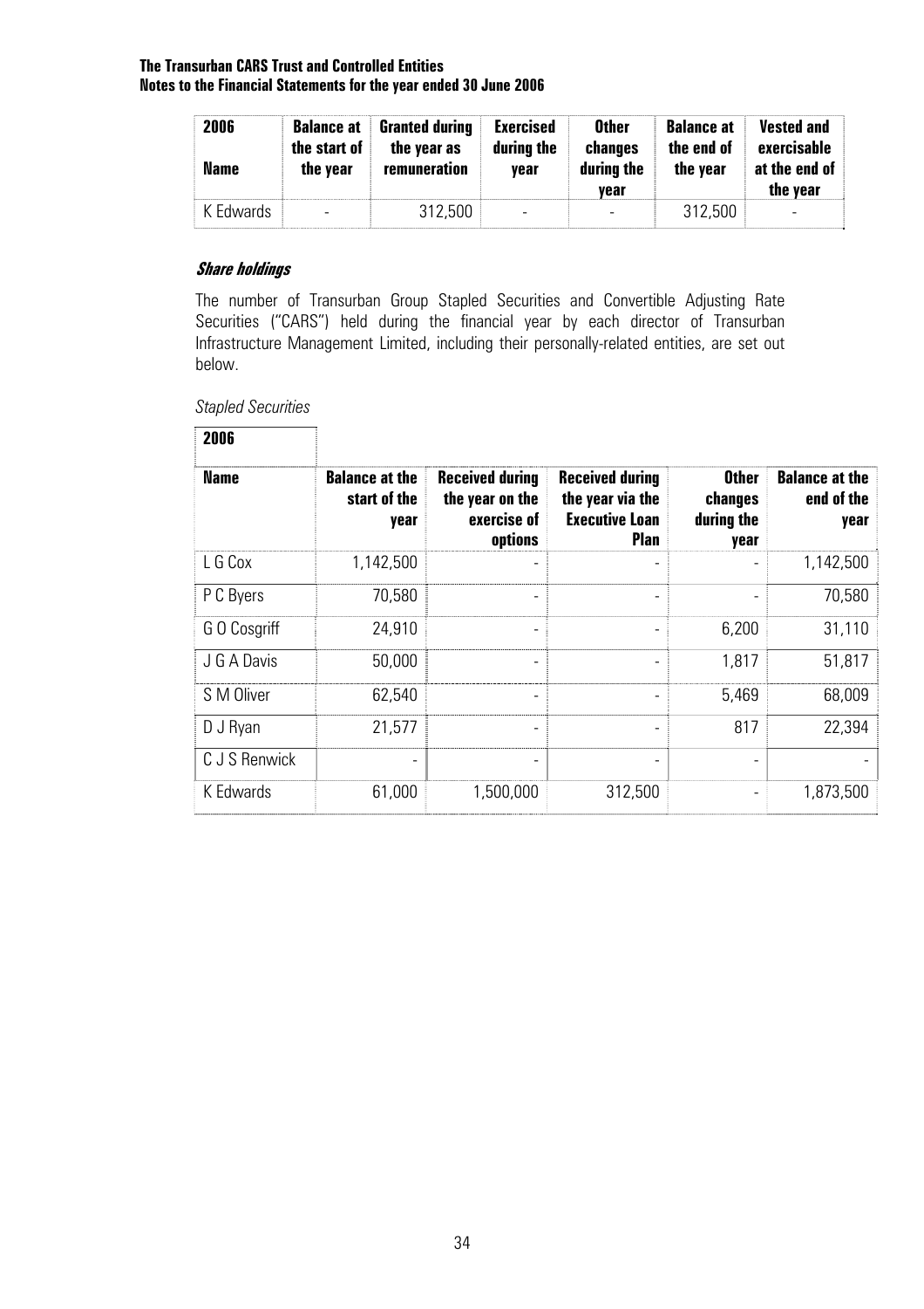| 2006<br>Name | Balance at the start of the year | Granted during the year as remuneration | Exercised during the year | Other changes during the year | Balance at the end of the year | Vested and exercisable at the end of the year |
|---|---|---|---|---|---|---|
| K Edwards | - | 312,500 | - | - | 312,500 | - |

### *Share holdings*

The number of Transurban Group Stapled Securities and Convertible Adjusting Rate Securities ("CARS") held during the financial year by each director of Transurban Infrastructure Management Limited, including their personally-related entities, are set out below.

*Stapled Securities*

| 2006 | | | | | |
|---|---|---|---|---|---|
| **Name** | **Balance at the start of the year** | **Received during the year on the exercise of options** | **Received during the year via the Executive Loan Plan** | **Other changes during the year** | **Balance at the end of the year** |
| L G Cox | 1,142,500 | - | - | - | 1,142,500 |
| P C Byers | 70,580 | - | - | - | 70,580 |
| G O Cosgriff | 24,910 | - | - | 6,200 | 31,110 |
| J G A Davis | 50,000 | - | - | 1,817 | 51,817 |
| S M Oliver | 62,540 | - | - | 5,469 | 68,009 |
| D J Ryan | 21,577 | - | - | 817 | 22,394 |
| C J S Renwick | - | - | - | - | - |
| K Edwards | 61,000 | 1,500,000 | 312,500 | - | 1,873,500 |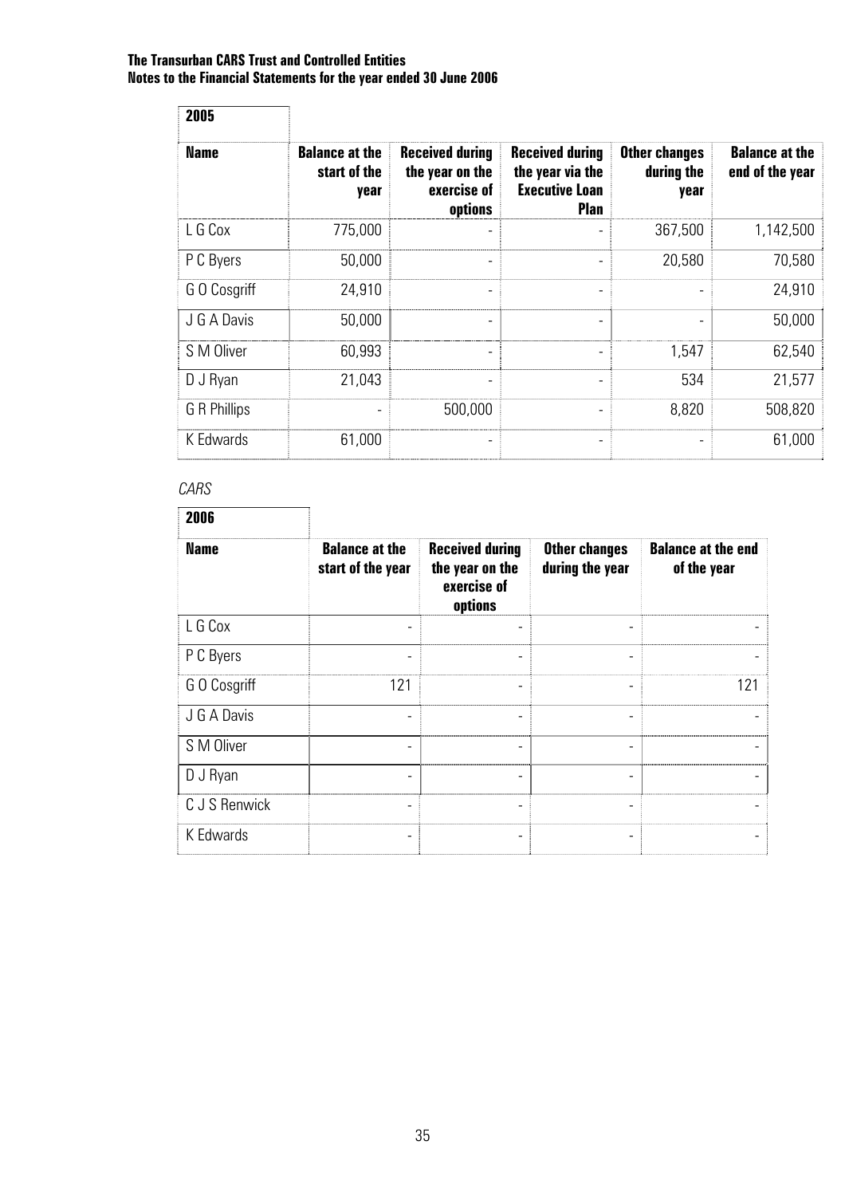**The Transurban CARS Trust and Controlled Entities**
**Notes to the Financial Statements for the year ended 30 June 2006**

| **2005** | | | | | |
|---|---|---|---|---|---|
| **Name** | **Balance at the start of the year** | **Received during the year on the exercise of options** | **Received during the year via the Executive Loan Plan** | **Other changes during the year** | **Balance at the end of the year** |
| L G Cox | 775,000 | - | - | 367,500 | 1,142,500 |
| P C Byers | 50,000 | - | - | 20,580 | 70,580 |
| G O Cosgriff | 24,910 | - | - | - | 24,910 |
| J G A Davis | 50,000 | - | - | - | 50,000 |
| S M Oliver | 60,993 | - | - | 1,547 | 62,540 |
| D J Ryan | 21,043 | - | - | 534 | 21,577 |
| G R Phillips | - | 500,000 | - | 8,820 | 508,820 |
| K Edwards | 61,000 | - | - | - | 61,000 |

*CARS*

| **2006** | | | | |
|---|---|---|---|---|
| **Name** | **Balance at the start of the year** | **Received during the year on the exercise of options** | **Other changes during the year** | **Balance at the end of the year** |
| L G Cox | - | - | - | - |
| P C Byers | - | - | - | - |
| G O Cosgriff | 121 | - | - | 121 |
| J G A Davis | - | - | - | - |
| S M Oliver | - | - | - | - |
| D J Ryan | - | - | - | - |
| C J S Renwick | - | - | - | - |
| K Edwards | - | - | - | - |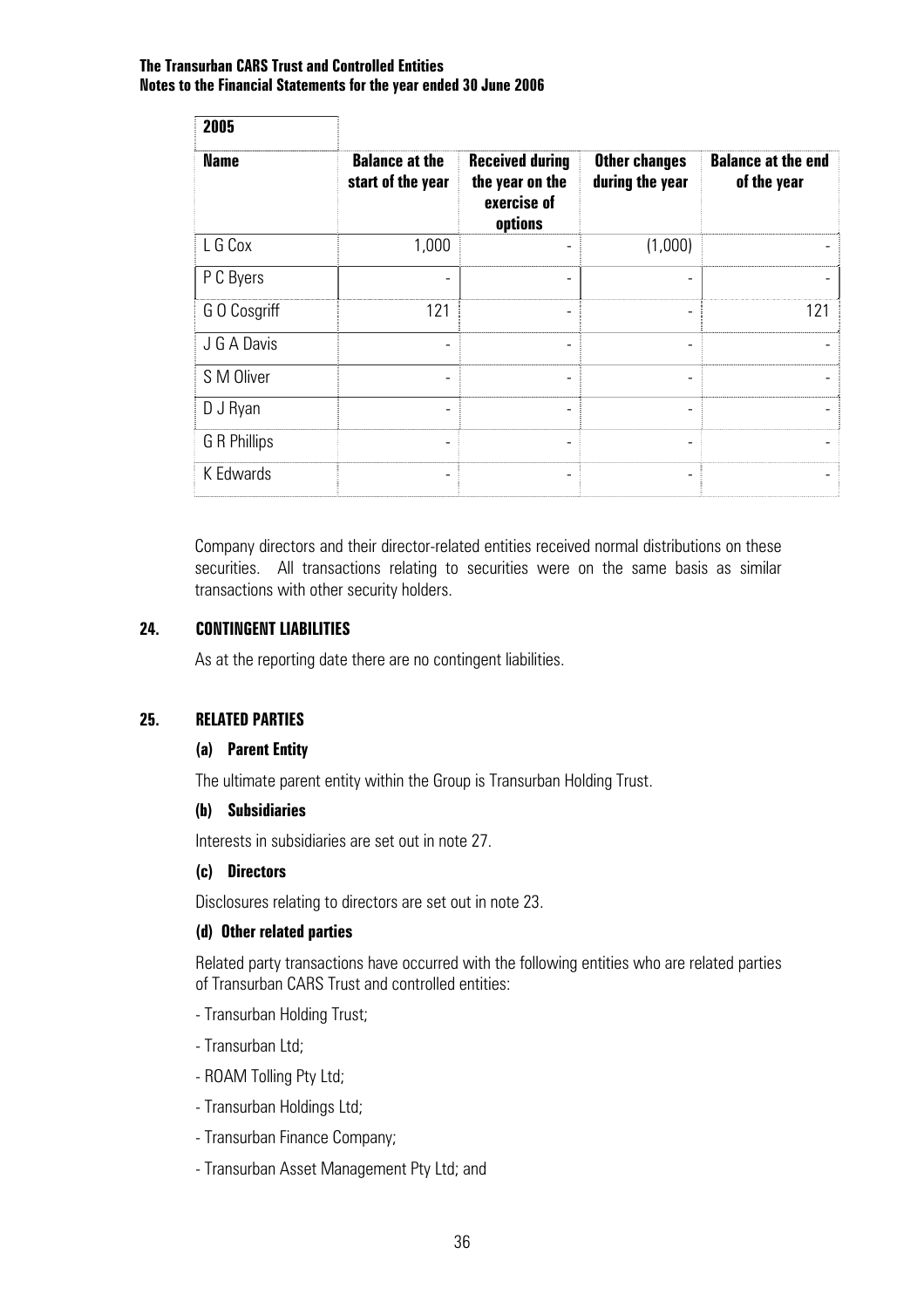| 2005 | | | | |
|---|---|---|---|---|
| **Name** | **Balance at the start of the year** | **Received during the year on the exercise of options** | **Other changes during the year** | **Balance at the end of the year** |
| L G Cox | 1,000 | - | (1,000) | - |
| P C Byers | - | - | - | - |
| G O Cosgriff | 121 | - | - | 121 |
| J G A Davis | - | - | - | - |
| S M Oliver | - | - | - | - |
| D J Ryan | - | - | - | - |
| G R Phillips | - | - | - | - |
| K Edwards | - | - | - | - |

Company directors and their director-related entities received normal distributions on these securities. All transactions relating to securities were on the same basis as similar transactions with other security holders.

## 24. CONTINGENT LIABILITIES

As at the reporting date there are no contingent liabilities.

## 25. RELATED PARTIES

### (a) Parent Entity

The ultimate parent entity within the Group is Transurban Holding Trust.

### (b) Subsidiaries

Interests in subsidiaries are set out in note 27.

### (c) Directors

Disclosures relating to directors are set out in note 23.

### (d) Other related parties

Related party transactions have occurred with the following entities who are related parties of Transurban CARS Trust and controlled entities:

- Transurban Holding Trust;
- Transurban Ltd;
- ROAM Tolling Pty Ltd;
- Transurban Holdings Ltd;
- Transurban Finance Company;
- Transurban Asset Management Pty Ltd; and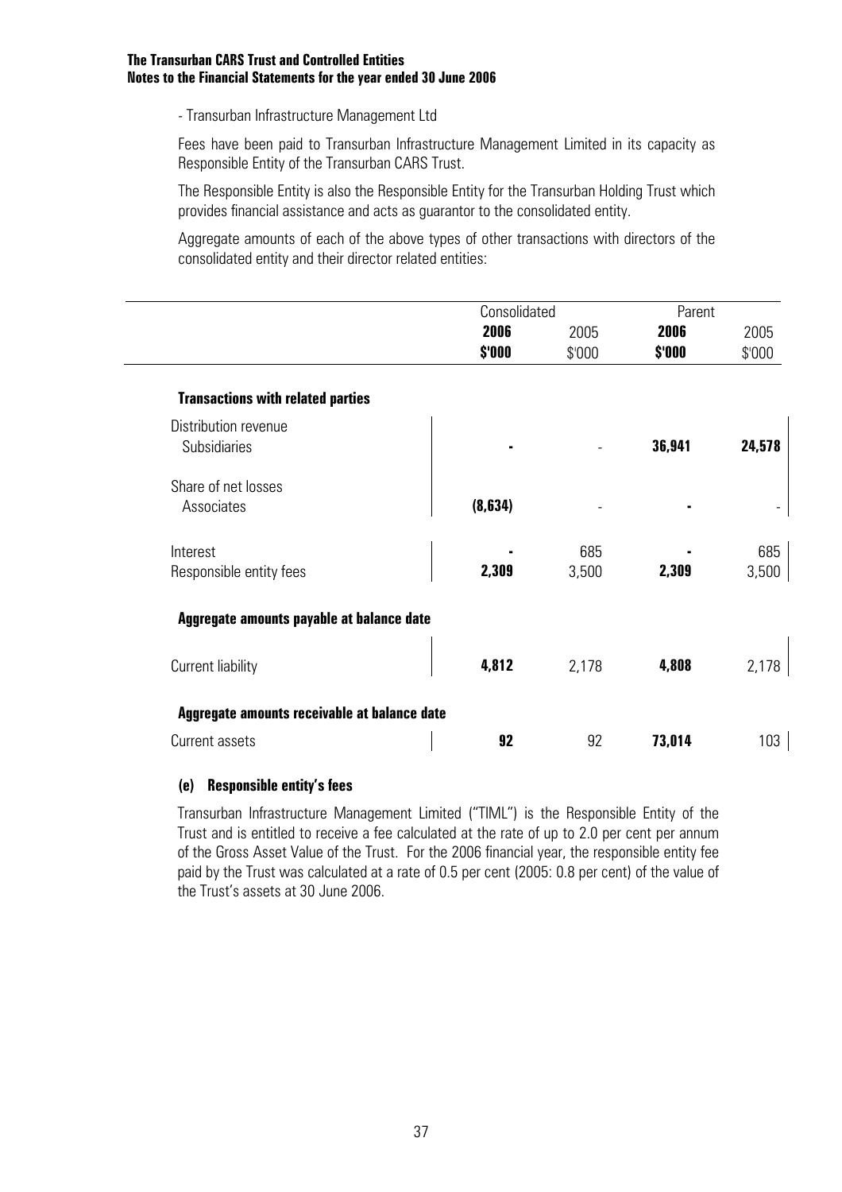- Transurban Infrastructure Management Ltd

Fees have been paid to Transurban Infrastructure Management Limited in its capacity as Responsible Entity of the Transurban CARS Trust.

The Responsible Entity is also the Responsible Entity for the Transurban Holding Trust which provides financial assistance and acts as guarantor to the consolidated entity.

Aggregate amounts of each of the above types of other transactions with directors of the consolidated entity and their director related entities:

| | Consolidated | | Parent | |
|---|---|---|---|---|
| | **2006** | 2005 | **2006** | 2005 |
| | **$'000** | $'000 | **$'000** | $'000 |
| **Transactions with related parties** | | | | |
| Distribution revenue | | | | |
| Subsidiaries | **-** | - | **36,941** | **24,578** |
| Share of net losses | | | | |
| Associates | **(8,634)** | - | **-** | - |
| Interest | **-** | 685 | **-** | 685 |
| Responsible entity fees | **2,309** | 3,500 | **2,309** | 3,500 |
| **Aggregate amounts payable at balance date** | | | | |
| Current liability | **4,812** | 2,178 | **4,808** | 2,178 |
| **Aggregate amounts receivable at balance date** | | | | |
| Current assets | **92** | 92 | **73,014** | 103 |

### (e) Responsible entity's fees

Transurban Infrastructure Management Limited ("TIML") is the Responsible Entity of the Trust and is entitled to receive a fee calculated at the rate of up to 2.0 per cent per annum of the Gross Asset Value of the Trust. For the 2006 financial year, the responsible entity fee paid by the Trust was calculated at a rate of 0.5 per cent (2005: 0.8 per cent) of the value of the Trust's assets at 30 June 2006.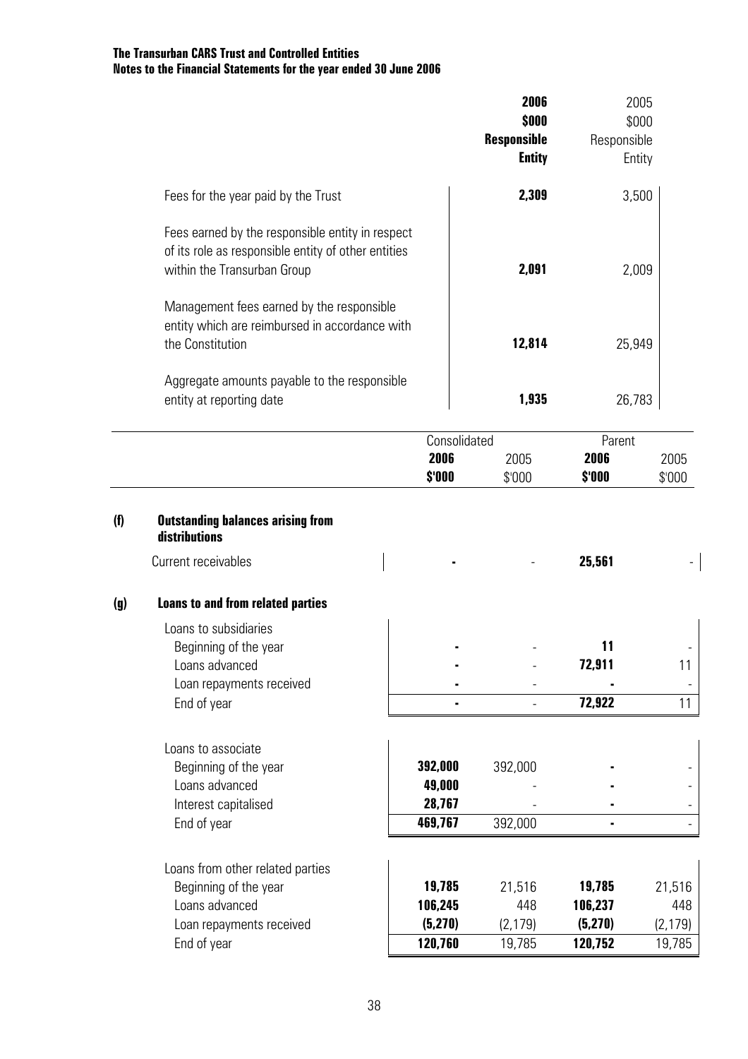**The Transurban CARS Trust and Controlled Entities**
**Notes to the Financial Statements for the year ended 30 June 2006**

| | 2006 $000 Responsible Entity | 2005 $000 Responsible Entity |
|---|---|---|
| Fees for the year paid by the Trust | **2,309** | 3,500 |
| Fees earned by the responsible entity in respect of its role as responsible entity of other entities within the Transurban Group | **2,091** | 2,009 |
| Management fees earned by the responsible entity which are reimbursed in accordance with the Constitution | **12,814** | 25,949 |
| Aggregate amounts payable to the responsible entity at reporting date | **1,935** | 26,783 |

| | Consolidated | | Parent | |
|---|---|---|---|---|
| | **2006 $'000** | 2005 $'000 | **2006 $'000** | 2005 $'000 |
| **(f) Outstanding balances arising from distributions** | | | | |
| Current receivables | **-** | - | **25,561** | - |
| **(g) Loans to and from related parties** | | | | |
| Loans to subsidiaries | | | | |
| Beginning of the year | **-** | - | **11** | - |
| Loans advanced | **-** | - | **72,911** | 11 |
| Loan repayments received | **-** | - | **-** | - |
| End of year | **-** | - | **72,922** | 11 |
| Loans to associate | | | | |
| Beginning of the year | **392,000** | 392,000 | **-** | - |
| Loans advanced | **49,000** | - | **-** | - |
| Interest capitalised | **28,767** | - | **-** | - |
| End of year | **469,767** | 392,000 | **-** | - |
| Loans from other related parties | | | | |
| Beginning of the year | **19,785** | 21,516 | **19,785** | 21,516 |
| Loans advanced | **106,245** | 448 | **106,237** | 448 |
| Loan repayments received | **(5,270)** | (2,179) | **(5,270)** | (2,179) |
| End of year | **120,760** | 19,785 | **120,752** | 19,785 |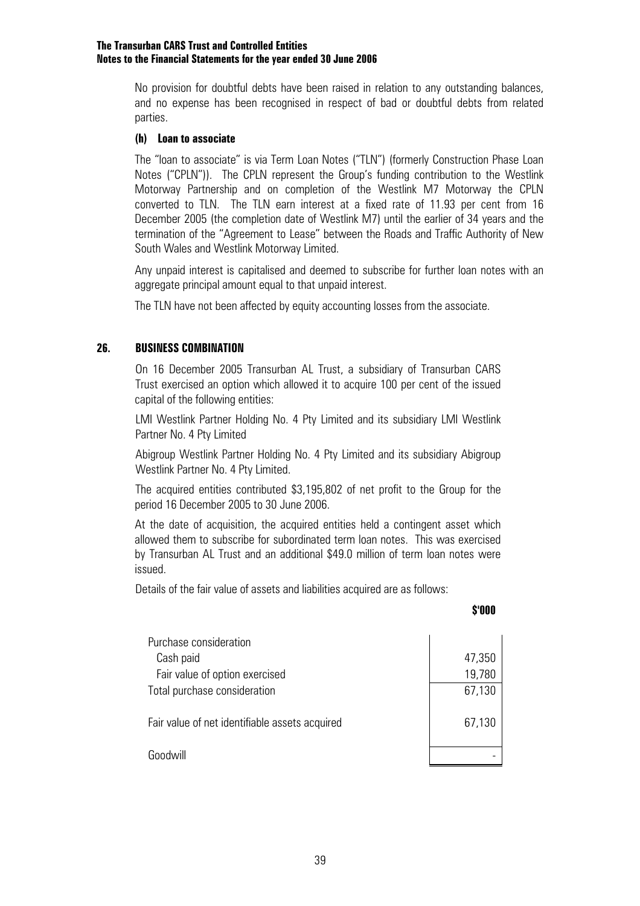No provision for doubtful debts have been raised in relation to any outstanding balances, and no expense has been recognised in respect of bad or doubtful debts from related parties.

**(h) Loan to associate**

The "loan to associate" is via Term Loan Notes ("TLN") (formerly Construction Phase Loan Notes ("CPLN")). The CPLN represent the Group's funding contribution to the Westlink Motorway Partnership and on completion of the Westlink M7 Motorway the CPLN converted to TLN. The TLN earn interest at a fixed rate of 11.93 per cent from 16 December 2005 (the completion date of Westlink M7) until the earlier of 34 years and the termination of the "Agreement to Lease" between the Roads and Traffic Authority of New South Wales and Westlink Motorway Limited.

Any unpaid interest is capitalised and deemed to subscribe for further loan notes with an aggregate principal amount equal to that unpaid interest.

The TLN have not been affected by equity accounting losses from the associate.

## 26. BUSINESS COMBINATION

On 16 December 2005 Transurban AL Trust, a subsidiary of Transurban CARS Trust exercised an option which allowed it to acquire 100 per cent of the issued capital of the following entities:

LMI Westlink Partner Holding No. 4 Pty Limited and its subsidiary LMI Westlink Partner No. 4 Pty Limited

Abigroup Westlink Partner Holding No. 4 Pty Limited and its subsidiary Abigroup Westlink Partner No. 4 Pty Limited.

The acquired entities contributed $3,195,802 of net profit to the Group for the period 16 December 2005 to 30 June 2006.

At the date of acquisition, the acquired entities held a contingent asset which allowed them to subscribe for subordinated term loan notes. This was exercised by Transurban AL Trust and an additional $49.0 million of term loan notes were issued.

Details of the fair value of assets and liabilities acquired are as follows:

| | $'000 |
|---|---|
| Purchase consideration | |
| Cash paid | 47,350 |
| Fair value of option exercised | 19,780 |
| Total purchase consideration | 67,130 |
| Fair value of net identifiable assets acquired | 67,130 |
| Goodwill | - |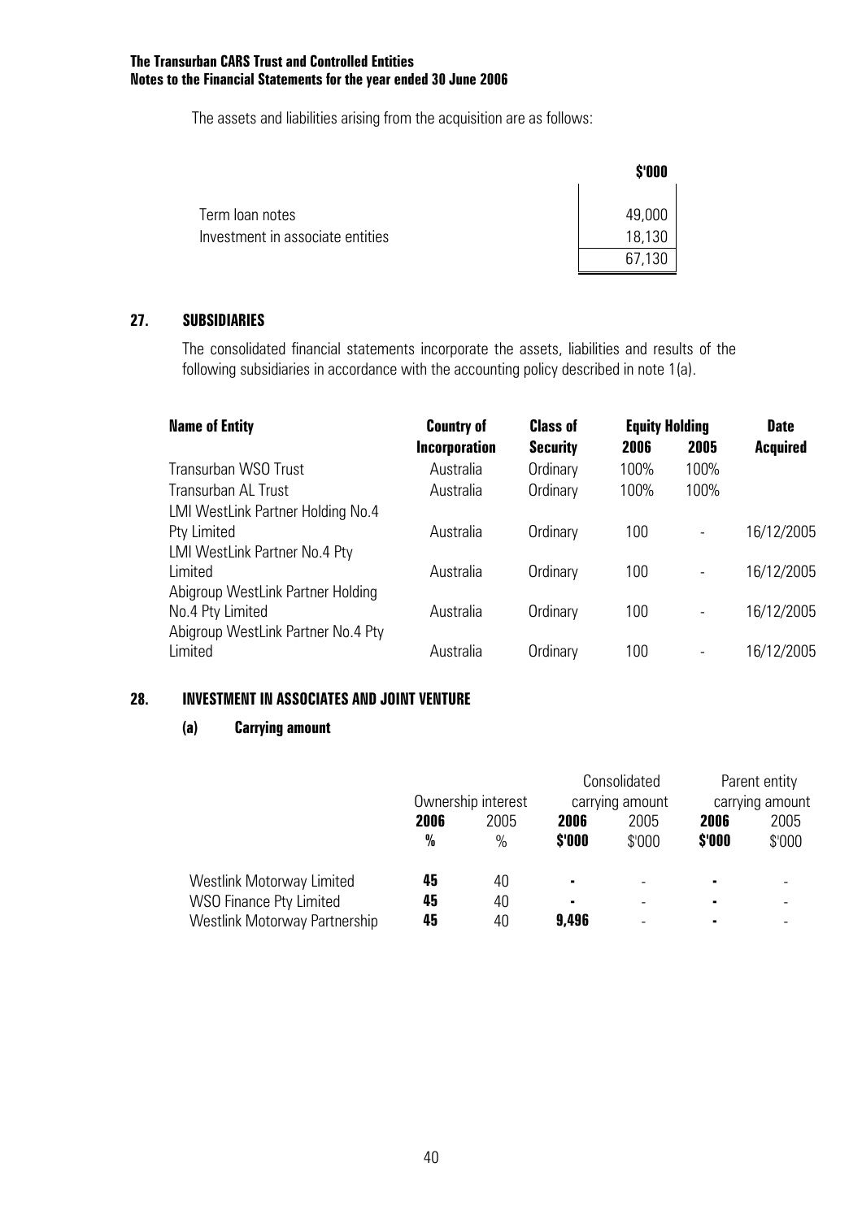The assets and liabilities arising from the acquisition are as follows:

| | $'000 |
|---|---|
| Term loan notes | 49,000 |
| Investment in associate entities | 18,130 |
| | 67,130 |

## 27. SUBSIDIARIES

The consolidated financial statements incorporate the assets, liabilities and results of the following subsidiaries in accordance with the accounting policy described in note 1(a).

| Name of Entity | Country of Incorporation | Class of Security | Equity Holding 2006 | Equity Holding 2005 | Date Acquired |
|---|---|---|---|---|---|
| Transurban WSO Trust | Australia | Ordinary | 100% | 100% | |
| Transurban AL Trust | Australia | Ordinary | 100% | 100% | |
| LMI WestLink Partner Holding No.4 Pty Limited | Australia | Ordinary | 100 | - | 16/12/2005 |
| LMI WestLink Partner No.4 Pty Limited | Australia | Ordinary | 100 | - | 16/12/2005 |
| Abigroup WestLink Partner Holding No.4 Pty Limited | Australia | Ordinary | 100 | - | 16/12/2005 |
| Abigroup WestLink Partner No.4 Pty Limited | Australia | Ordinary | 100 | - | 16/12/2005 |

## 28. INVESTMENT IN ASSOCIATES AND JOINT VENTURE

### (a) Carrying amount

| | Ownership interest | | Consolidated carrying amount | | Parent entity carrying amount | |
|---|---|---|---|---|---|---|
| | **2006** | 2005 | **2006** | 2005 | **2006** | 2005 |
| | **%** | % | **$'000** | $'000 | **$'000** | $'000 |
| Westlink Motorway Limited | **45** | 40 | **-** | - | **-** | - |
| WSO Finance Pty Limited | **45** | 40 | **-** | - | **-** | - |
| Westlink Motorway Partnership | **45** | 40 | **9,496** | - | **-** | - |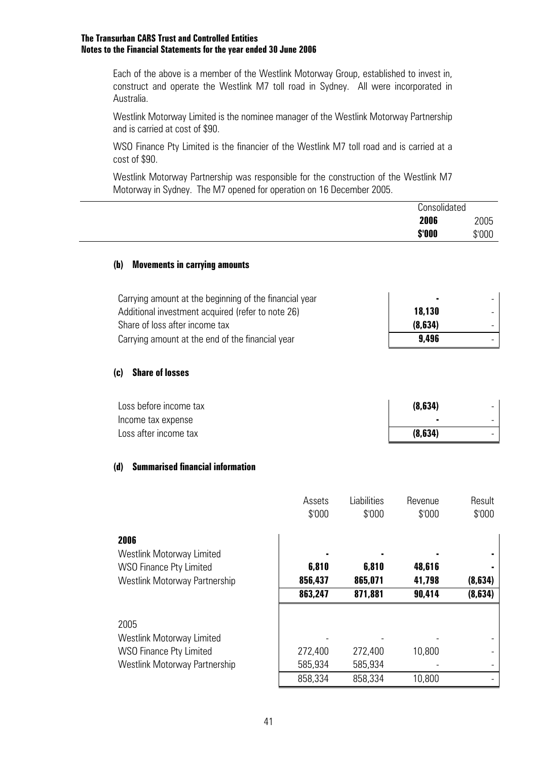Each of the above is a member of the Westlink Motorway Group, established to invest in, construct and operate the Westlink M7 toll road in Sydney. All were incorporated in Australia.

Westlink Motorway Limited is the nominee manager of the Westlink Motorway Partnership and is carried at cost of $90.

WSO Finance Pty Limited is the financier of the Westlink M7 toll road and is carried at a cost of $90.

Westlink Motorway Partnership was responsible for the construction of the Westlink M7 Motorway in Sydney. The M7 opened for operation on 16 December 2005.

| | Consolidated | |
|---|---|---|
| | **2006** | 2005 |
| | **$'000** | $'000 |

**(b) Movements in carrying amounts**

| | **2006 $'000** | 2005 $'000 |
|---|---|---|
| Carrying amount at the beginning of the financial year | **-** | - |
| Additional investment acquired (refer to note 26) | **18,130** | - |
| Share of loss after income tax | **(8,634)** | - |
| Carrying amount at the end of the financial year | **9,496** | - |

**(c) Share of losses**

| | **2006 $'000** | 2005 $'000 |
|---|---|---|
| Loss before income tax | **(8,634)** | - |
| Income tax expense | **-** | - |
| Loss after income tax | **(8,634)** | - |

**(d) Summarised financial information**

| | Assets $'000 | Liabilities $'000 | Revenue $'000 | Result $'000 |
|---|---|---|---|---|
| **2006** | | | | |
| Westlink Motorway Limited | **-** | **-** | **-** | **-** |
| WSO Finance Pty Limited | **6,810** | **6,810** | **48,616** | **-** |
| Westlink Motorway Partnership | **856,437** | **865,071** | **41,798** | **(8,634)** |
| | **863,247** | **871,881** | **90,414** | **(8,634)** |
| 2005 | | | | |
| Westlink Motorway Limited | - | - | - | - |
| WSO Finance Pty Limited | 272,400 | 272,400 | 10,800 | - |
| Westlink Motorway Partnership | 585,934 | 585,934 | - | - |
| | 858,334 | 858,334 | 10,800 | - |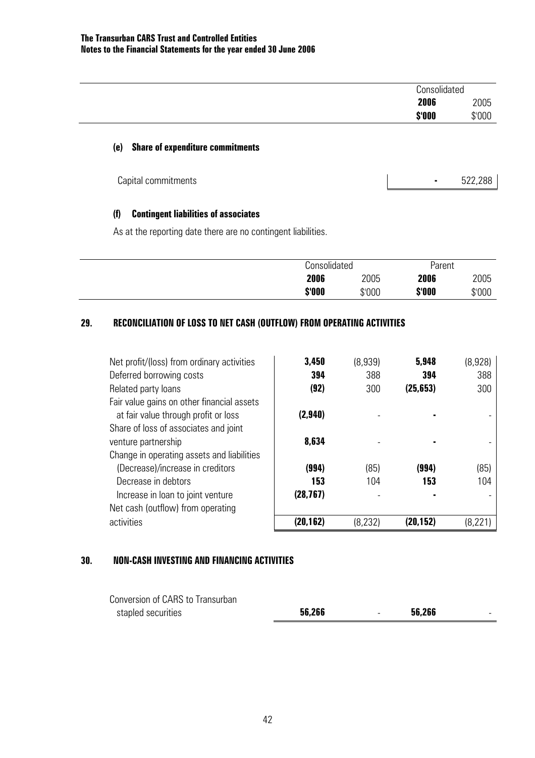|  | Consolidated | |
|---|---|---|
|  | **2006** | 2005 |
|  | **$'000** | $'000 |

**(e) Share of expenditure commitments**

|  | **2006 $'000** | 2005 $'000 |
|---|---|---|
| Capital commitments | **-** | 522,288 |

**(f) Contingent liabilities of associates**

As at the reporting date there are no contingent liabilities.

## 29. RECONCILIATION OF LOSS TO NET CASH (OUTFLOW) FROM OPERATING ACTIVITIES

|  | Consolidated | | Parent | |
|---|---|---|---|---|
|  | **2006** | 2005 | **2006** | 2005 |
|  | **$'000** | $'000 | **$'000** | $'000 |
| Net profit/(loss) from ordinary activities | **3,450** | (8,939) | **5,948** | (8,928) |
| Deferred borrowing costs | **394** | 388 | **394** | 388 |
| Related party loans | **(92)** | 300 | **(25,653)** | 300 |
| Fair value gains on other financial assets at fair value through profit or loss | **(2,940)** | - | **-** | - |
| Share of loss of associates and joint venture partnership | **8,634** | - | **-** | - |
| Change in operating assets and liabilities | | | | |
| (Decrease)/increase in creditors | **(994)** | (85) | **(994)** | (85) |
| Decrease in debtors | **153** | 104 | **153** | 104 |
| Increase in loan to joint venture | **(28,767)** | - | **-** | - |
| Net cash (outflow) from operating activities | **(20,162)** | (8,232) | **(20,152)** | (8,221) |

## 30. NON-CASH INVESTING AND FINANCING ACTIVITIES

|  | Consolidated 2006 $'000 | Consolidated 2005 $'000 | Parent 2006 $'000 | Parent 2005 $'000 |
|---|---|---|---|---|
| Conversion of CARS to Transurban stapled securities | **56,266** | - | **56,266** | - |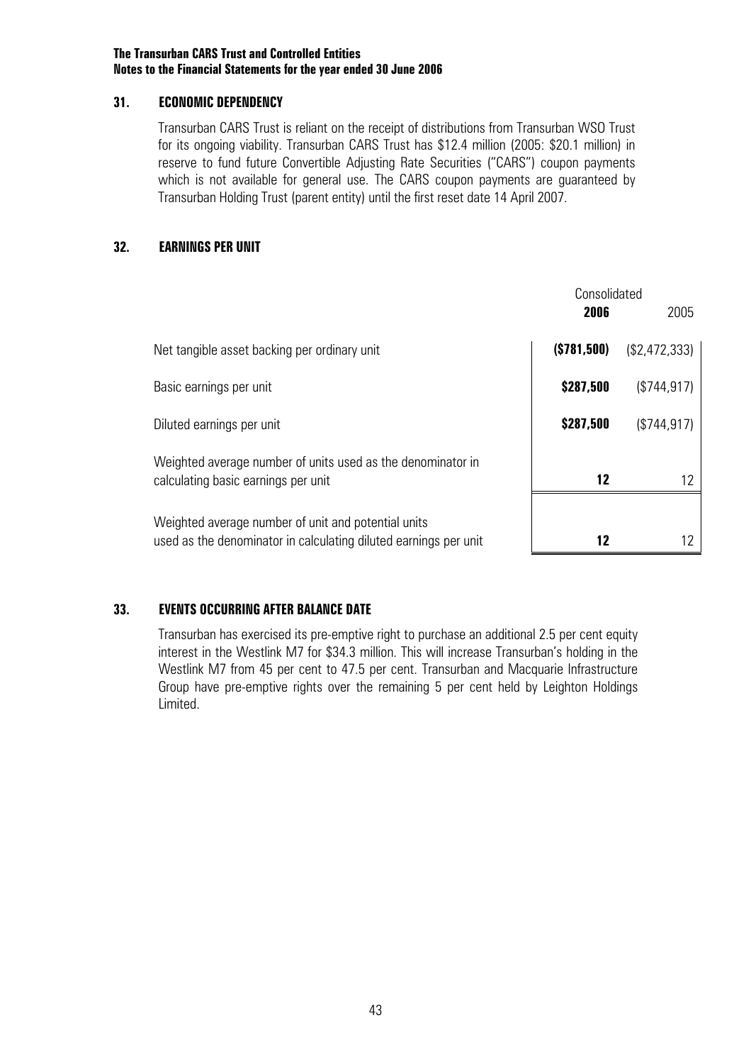**The Transurban CARS Trust and Controlled Entities**
**Notes to the Financial Statements for the year ended 30 June 2006**

## 31. ECONOMIC DEPENDENCY

Transurban CARS Trust is reliant on the receipt of distributions from Transurban WSO Trust for its ongoing viability. Transurban CARS Trust has $12.4 million (2005: $20.1 million) in reserve to fund future Convertible Adjusting Rate Securities ("CARS") coupon payments which is not available for general use. The CARS coupon payments are guaranteed by Transurban Holding Trust (parent entity) until the first reset date 14 April 2007.

## 32. EARNINGS PER UNIT

| | Consolidated | |
|---|---|---|
| | **2006** | 2005 |
| Net tangible asset backing per ordinary unit | **($781,500)** | ($2,472,333) |
| Basic earnings per unit | **$287,500** | ($744,917) |
| Diluted earnings per unit | **$287,500** | ($744,917) |
| Weighted average number of units used as the denominator in calculating basic earnings per unit | **12** | 12 |
| Weighted average number of unit and potential units used as the denominator in calculating diluted earnings per unit | **12** | 12 |

## 33. EVENTS OCCURRING AFTER BALANCE DATE

Transurban has exercised its pre-emptive right to purchase an additional 2.5 per cent equity interest in the Westlink M7 for $34.3 million. This will increase Transurban's holding in the Westlink M7 from 45 per cent to 47.5 per cent. Transurban and Macquarie Infrastructure Group have pre-emptive rights over the remaining 5 per cent held by Leighton Holdings Limited.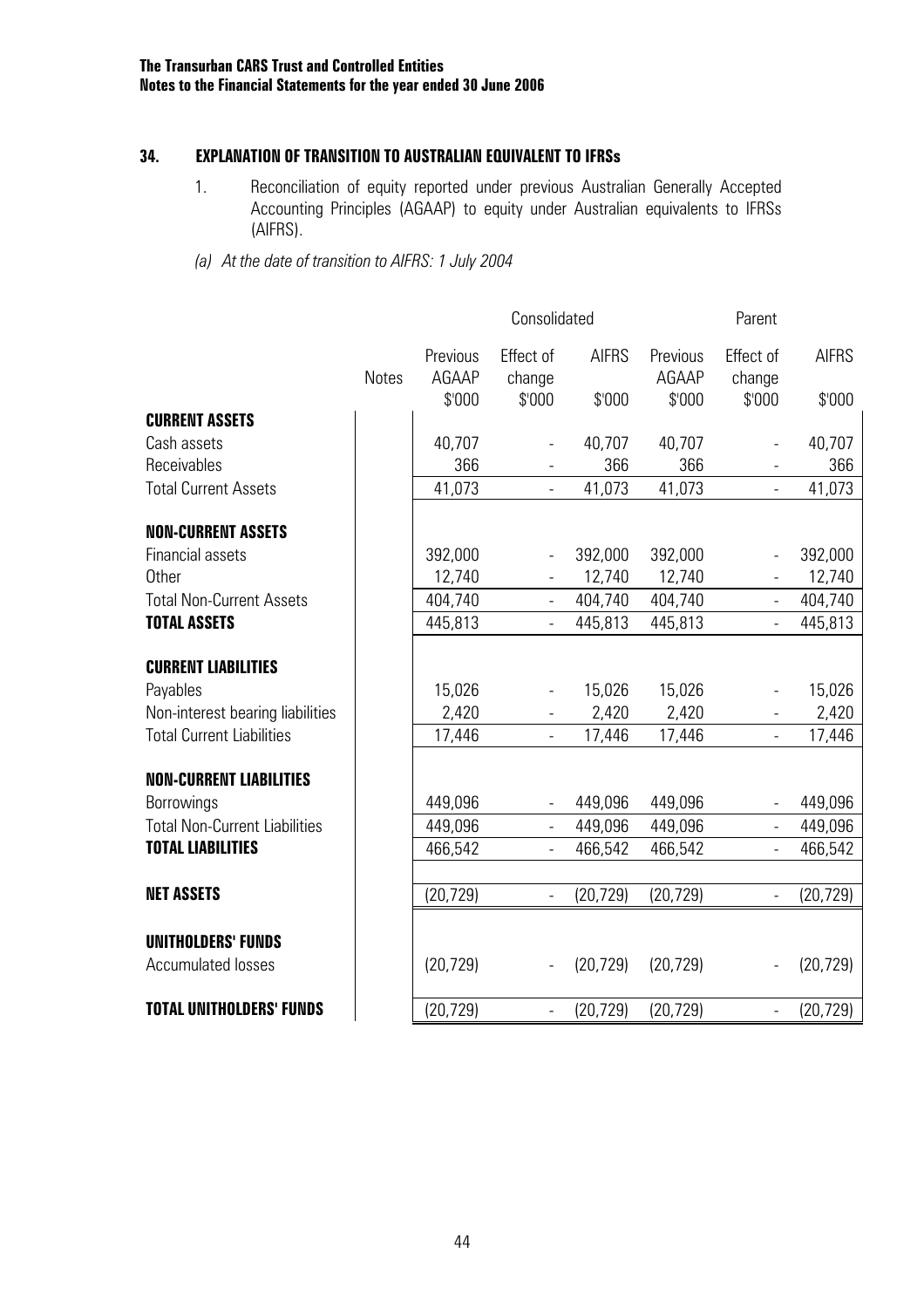## 34. EXPLANATION OF TRANSITION TO AUSTRALIAN EQUIVALENT TO IFRSs

1. Reconciliation of equity reported under previous Australian Generally Accepted Accounting Principles (AGAAP) to equity under Australian equivalents to IFRSs (AIFRS).

*(a) At the date of transition to AIFRS: 1 July 2004*

| | Notes | Consolidated | | | Parent | | |
|---|---|---|---|---|---|---|---|
| | | Previous AGAAP $'000 | Effect of change $'000 | AIFRS $'000 | Previous AGAAP $'000 | Effect of change $'000 | AIFRS $'000 |
| **CURRENT ASSETS** | | | | | | | |
| Cash assets | | 40,707 | - | 40,707 | 40,707 | - | 40,707 |
| Receivables | | 366 | - | 366 | 366 | - | 366 |
| Total Current Assets | | 41,073 | - | 41,073 | 41,073 | - | 41,073 |
| **NON-CURRENT ASSETS** | | | | | | | |
| Financial assets | | 392,000 | - | 392,000 | 392,000 | - | 392,000 |
| Other | | 12,740 | - | 12,740 | 12,740 | - | 12,740 |
| Total Non-Current Assets | | 404,740 | - | 404,740 | 404,740 | - | 404,740 |
| **TOTAL ASSETS** | | 445,813 | - | 445,813 | 445,813 | - | 445,813 |
| **CURRENT LIABILITIES** | | | | | | | |
| Payables | | 15,026 | - | 15,026 | 15,026 | - | 15,026 |
| Non-interest bearing liabilities | | 2,420 | - | 2,420 | 2,420 | - | 2,420 |
| Total Current Liabilities | | 17,446 | - | 17,446 | 17,446 | - | 17,446 |
| **NON-CURRENT LIABILITIES** | | | | | | | |
| Borrowings | | 449,096 | - | 449,096 | 449,096 | - | 449,096 |
| Total Non-Current Liabilities | | 449,096 | - | 449,096 | 449,096 | - | 449,096 |
| **TOTAL LIABILITIES** | | 466,542 | - | 466,542 | 466,542 | - | 466,542 |
| **NET ASSETS** | | (20,729) | - | (20,729) | (20,729) | - | (20,729) |
| **UNITHOLDERS' FUNDS** | | | | | | | |
| Accumulated losses | | (20,729) | - | (20,729) | (20,729) | - | (20,729) |
| **TOTAL UNITHOLDERS' FUNDS** | | (20,729) | - | (20,729) | (20,729) | - | (20,729) |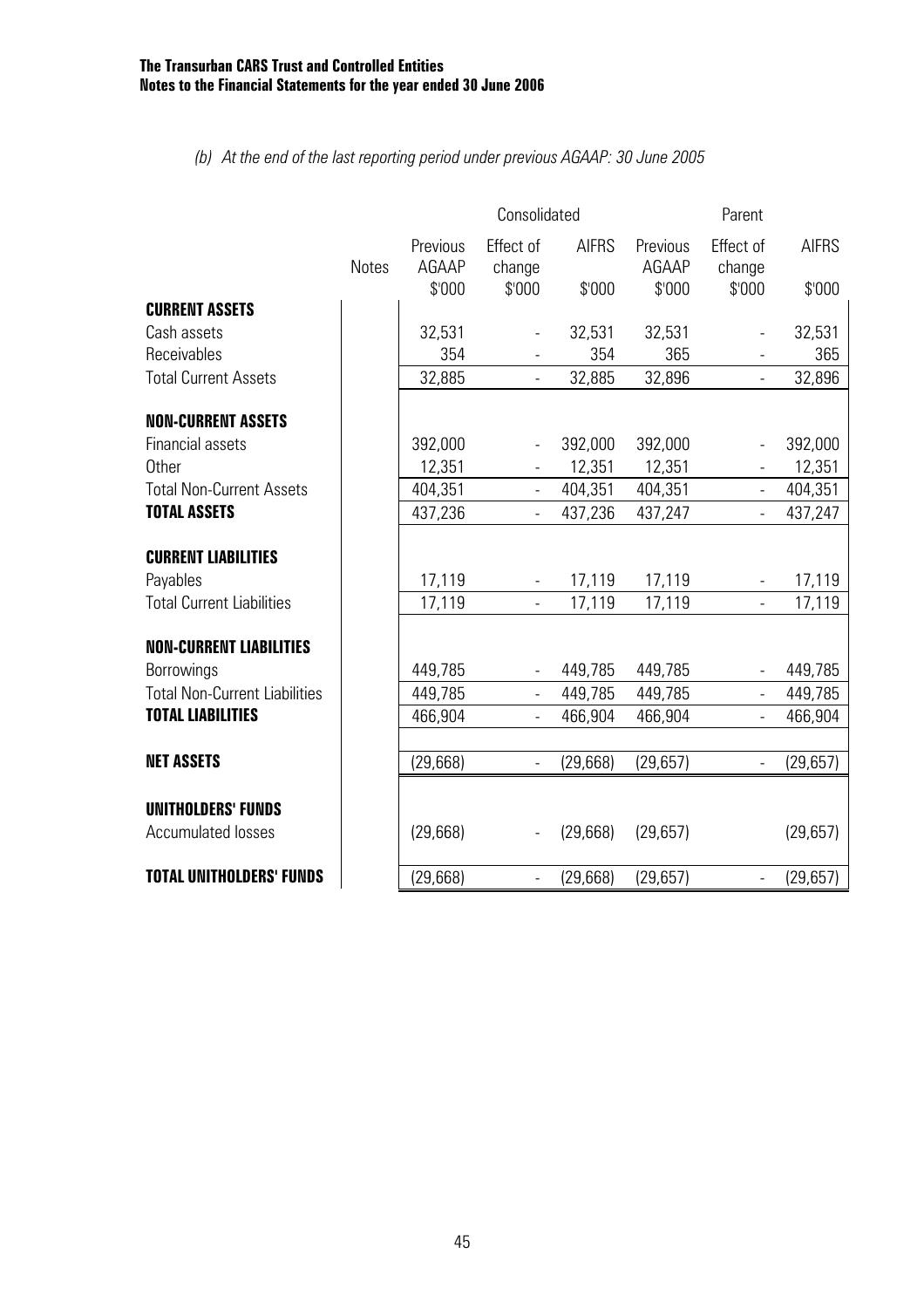*(b) At the end of the last reporting period under previous AGAAP: 30 June 2005*

| | Notes | Consolidated | | | Parent | | |
|---|---|---|---|---|---|---|---|
| | | Previous AGAAP | Effect of change | AIFRS | Previous AGAAP | Effect of change | AIFRS |
| | | $'000 | $'000 | $'000 | $'000 | $'000 | $'000 |
| **CURRENT ASSETS** | | | | | | | |
| Cash assets | | 32,531 | - | 32,531 | 32,531 | - | 32,531 |
| Receivables | | 354 | - | 354 | 365 | - | 365 |
| Total Current Assets | | 32,885 | - | 32,885 | 32,896 | - | 32,896 |
| **NON-CURRENT ASSETS** | | | | | | | |
| Financial assets | | 392,000 | - | 392,000 | 392,000 | - | 392,000 |
| Other | | 12,351 | - | 12,351 | 12,351 | - | 12,351 |
| Total Non-Current Assets | | 404,351 | - | 404,351 | 404,351 | - | 404,351 |
| **TOTAL ASSETS** | | 437,236 | - | 437,236 | 437,247 | - | 437,247 |
| **CURRENT LIABILITIES** | | | | | | | |
| Payables | | 17,119 | - | 17,119 | 17,119 | - | 17,119 |
| Total Current Liabilities | | 17,119 | - | 17,119 | 17,119 | - | 17,119 |
| **NON-CURRENT LIABILITIES** | | | | | | | |
| Borrowings | | 449,785 | - | 449,785 | 449,785 | - | 449,785 |
| Total Non-Current Liabilities | | 449,785 | - | 449,785 | 449,785 | - | 449,785 |
| **TOTAL LIABILITIES** | | 466,904 | - | 466,904 | 466,904 | - | 466,904 |
| **NET ASSETS** | | (29,668) | - | (29,668) | (29,657) | - | (29,657) |
| **UNITHOLDERS' FUNDS** | | | | | | | |
| Accumulated losses | | (29,668) | - | (29,668) | (29,657) | | (29,657) |
| **TOTAL UNITHOLDERS' FUNDS** | | (29,668) | - | (29,668) | (29,657) | - | (29,657) |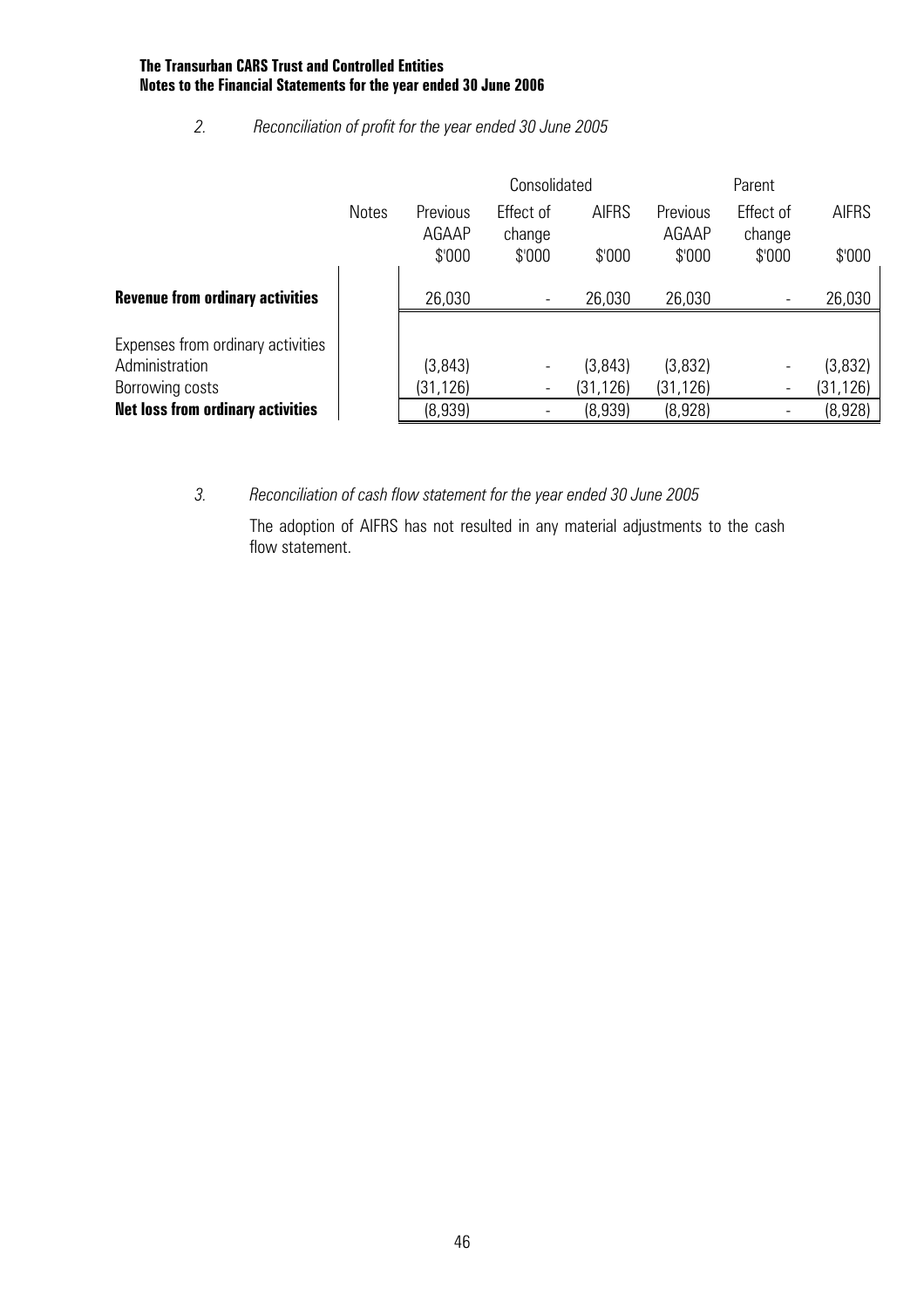**The Transurban CARS Trust and Controlled Entities**
**Notes to the Financial Statements for the year ended 30 June 2006**

*2. Reconciliation of profit for the year ended 30 June 2005*

| | Notes | Consolidated | | | Parent | | |
|---|---|---|---|---|---|---|---|
| | | Previous AGAAP | Effect of change | AIFRS | Previous AGAAP | Effect of change | AIFRS |
| | | \$'000 | \$'000 | \$'000 | \$'000 | \$'000 | \$'000 |
| **Revenue from ordinary activities** | | 26,030 | - | 26,030 | 26,030 | - | 26,030 |
| Expenses from ordinary activities | | | | | | | |
| Administration | | (3,843) | - | (3,843) | (3,832) | - | (3,832) |
| Borrowing costs | | (31,126) | - | (31,126) | (31,126) | - | (31,126) |
| **Net loss from ordinary activities** | | (8,939) | - | (8,939) | (8,928) | - | (8,928) |

*3. Reconciliation of cash flow statement for the year ended 30 June 2005*

The adoption of AIFRS has not resulted in any material adjustments to the cash flow statement.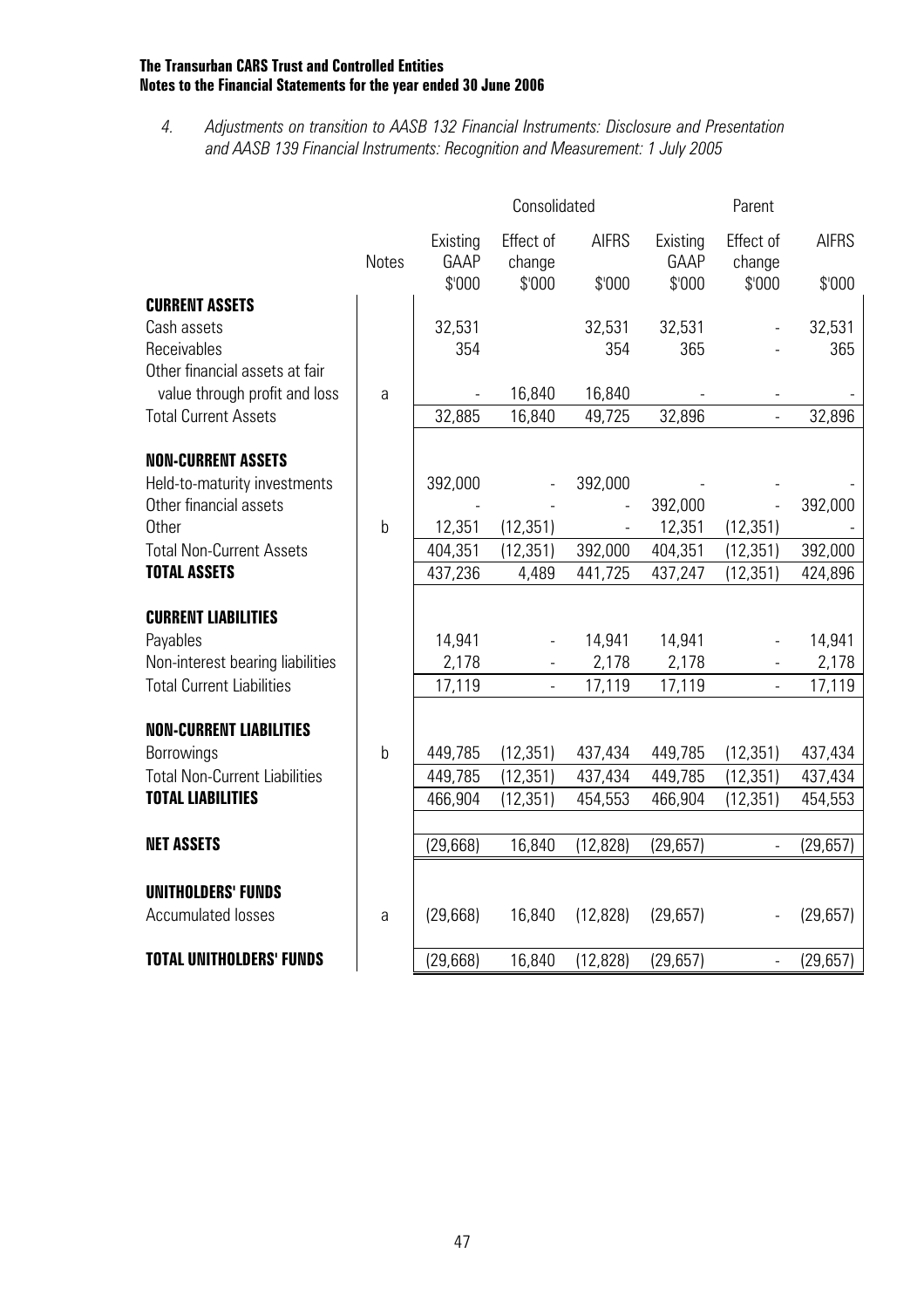4. *Adjustments on transition to AASB 132 Financial Instruments: Disclosure and Presentation and AASB 139 Financial Instruments: Recognition and Measurement: 1 July 2005*

| | Notes | Consolidated | | | Parent | | |
|---|---|---|---|---|---|---|---|
| | | Existing GAAP $'000 | Effect of change $'000 | AIFRS $'000 | Existing GAAP $'000 | Effect of change $'000 | AIFRS $'000 |
| **CURRENT ASSETS** | | | | | | | |
| Cash assets | | 32,531 | | 32,531 | 32,531 | - | 32,531 |
| Receivables | | 354 | | 354 | 365 | - | 365 |
| Other financial assets at fair value through profit and loss | a | - | 16,840 | 16,840 | - | - | - |
| Total Current Assets | | 32,885 | 16,840 | 49,725 | 32,896 | - | 32,896 |
| **NON-CURRENT ASSETS** | | | | | | | |
| Held-to-maturity investments | | 392,000 | - | 392,000 | - | - | - |
| Other financial assets | | - | - | - | 392,000 | - | 392,000 |
| Other | b | 12,351 | (12,351) | - | 12,351 | (12,351) | - |
| Total Non-Current Assets | | 404,351 | (12,351) | 392,000 | 404,351 | (12,351) | 392,000 |
| **TOTAL ASSETS** | | 437,236 | 4,489 | 441,725 | 437,247 | (12,351) | 424,896 |
| **CURRENT LIABILITIES** | | | | | | | |
| Payables | | 14,941 | - | 14,941 | 14,941 | - | 14,941 |
| Non-interest bearing liabilities | | 2,178 | - | 2,178 | 2,178 | - | 2,178 |
| Total Current Liabilities | | 17,119 | - | 17,119 | 17,119 | - | 17,119 |
| **NON-CURRENT LIABILITIES** | | | | | | | |
| Borrowings | b | 449,785 | (12,351) | 437,434 | 449,785 | (12,351) | 437,434 |
| Total Non-Current Liabilities | | 449,785 | (12,351) | 437,434 | 449,785 | (12,351) | 437,434 |
| **TOTAL LIABILITIES** | | 466,904 | (12,351) | 454,553 | 466,904 | (12,351) | 454,553 |
| **NET ASSETS** | | (29,668) | 16,840 | (12,828) | (29,657) | - | (29,657) |
| **UNITHOLDERS' FUNDS** | | | | | | | |
| Accumulated losses | a | (29,668) | 16,840 | (12,828) | (29,657) | - | (29,657) |
| **TOTAL UNITHOLDERS' FUNDS** | | (29,668) | 16,840 | (12,828) | (29,657) | - | (29,657) |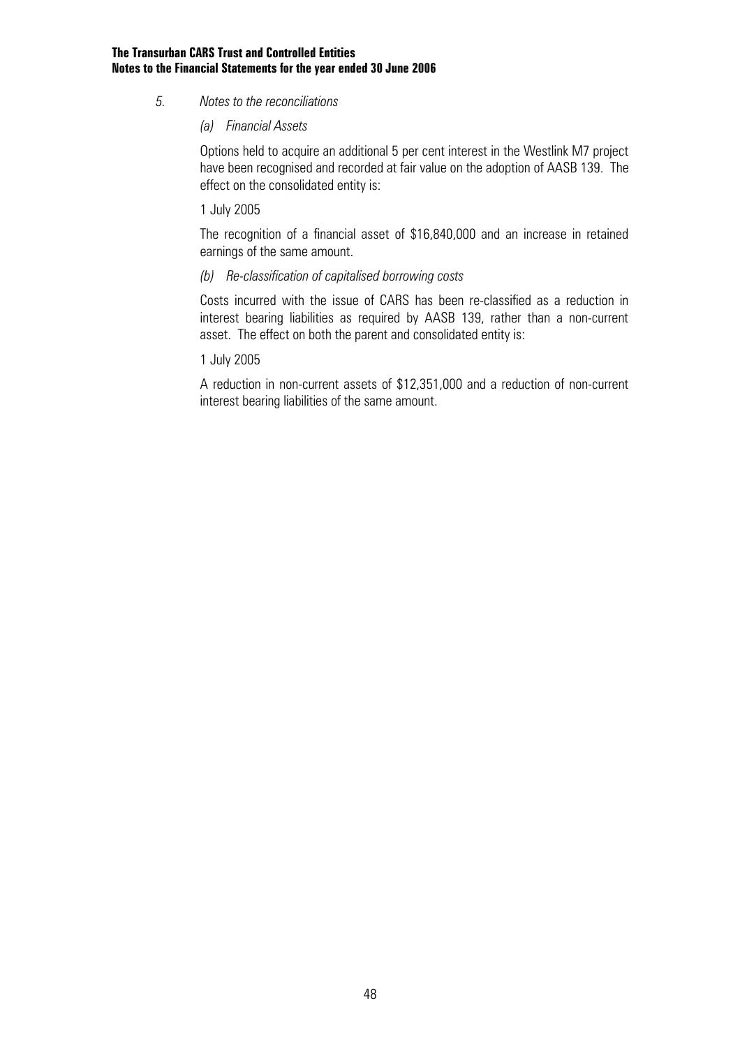*5. Notes to the reconciliations*

*(a) Financial Assets*

Options held to acquire an additional 5 per cent interest in the Westlink M7 project have been recognised and recorded at fair value on the adoption of AASB 139. The effect on the consolidated entity is:

1 July 2005

The recognition of a financial asset of $16,840,000 and an increase in retained earnings of the same amount.

*(b) Re-classification of capitalised borrowing costs*

Costs incurred with the issue of CARS has been re-classified as a reduction in interest bearing liabilities as required by AASB 139, rather than a non-current asset. The effect on both the parent and consolidated entity is:

1 July 2005

A reduction in non-current assets of $12,351,000 and a reduction of non-current interest bearing liabilities of the same amount.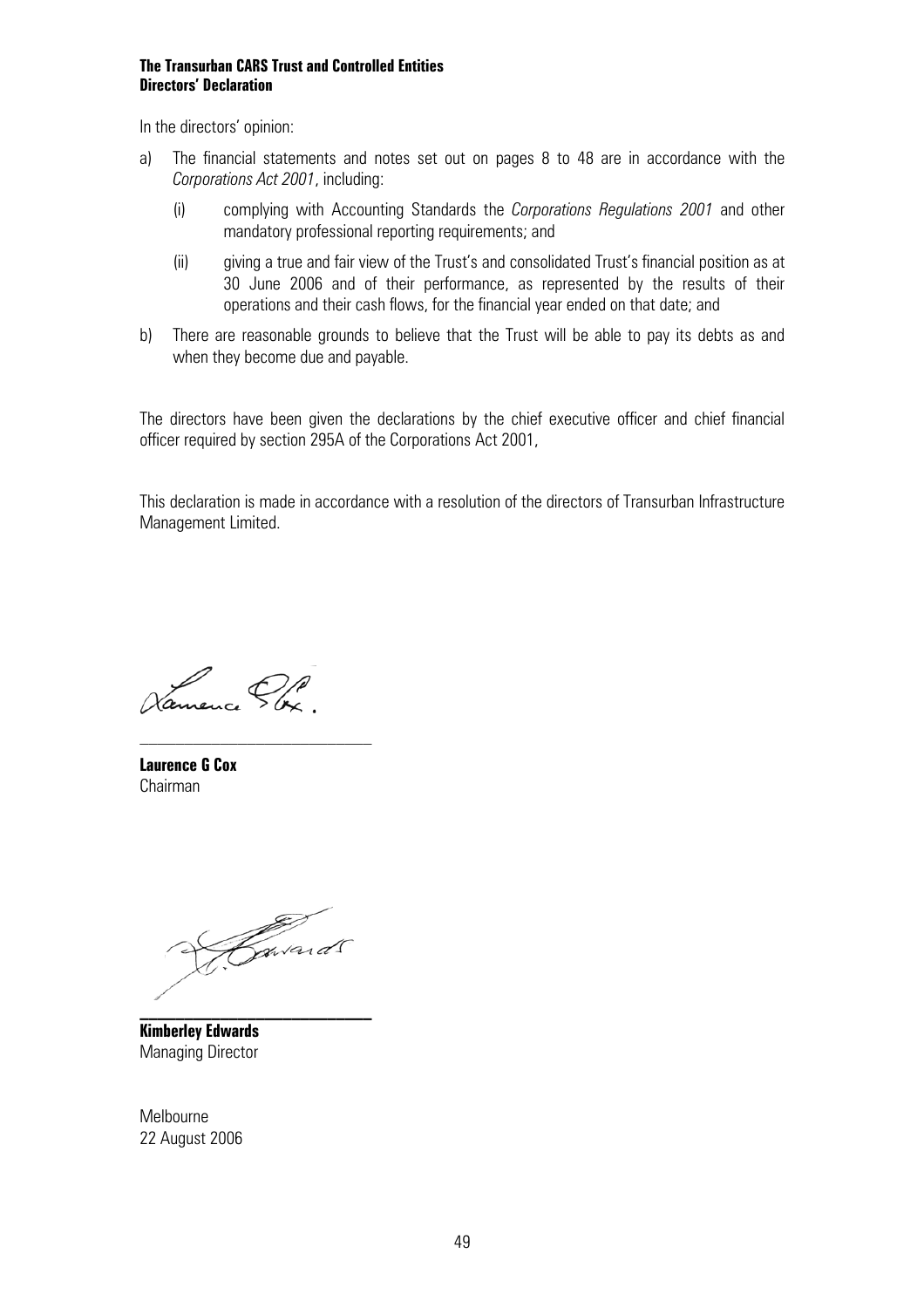**The Transurban CARS Trust and Controlled Entities**
**Directors' Declaration**

In the directors' opinion:

a) The financial statements and notes set out on pages 8 to 48 are in accordance with the *Corporations Act 2001*, including:

   (i) complying with Accounting Standards the *Corporations Regulations 2001* and other mandatory professional reporting requirements; and

   (ii) giving a true and fair view of the Trust's and consolidated Trust's financial position as at 30 June 2006 and of their performance, as represented by the results of their operations and their cash flows, for the financial year ended on that date; and

b) There are reasonable grounds to believe that the Trust will be able to pay its debts as and when they become due and payable.

The directors have been given the declarations by the chief executive officer and chief financial officer required by section 295A of the Corporations Act 2001,

This declaration is made in accordance with a resolution of the directors of Transurban Infrastructure Management Limited.

**Laurence G Cox**
Chairman

**Kimberley Edwards**
Managing Director

Melbourne
22 August 2006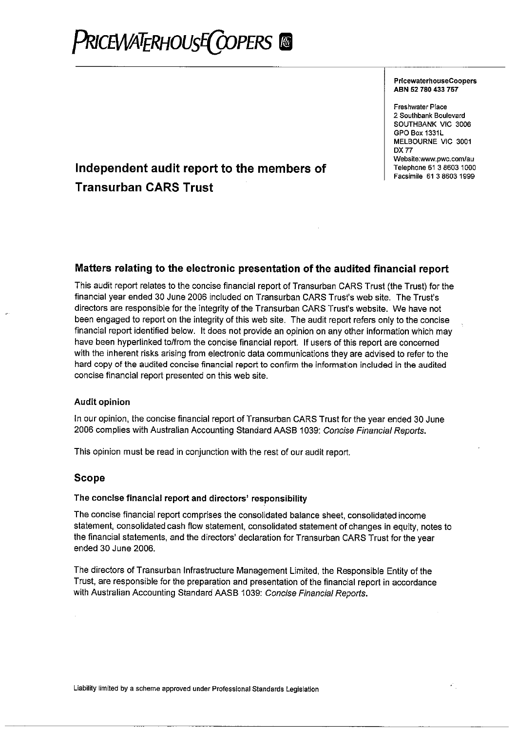# PRICEWATERHOUSECOOPERS

**PricewaterhouseCoopers**
**ABN 52 780 433 757**

Freshwater Place
2 Southbank Boulevard
SOUTHBANK VIC 3006
GPO Box 1331L
MELBOURNE VIC 3001
DX 77
Website:www.pwc.com/au
Telephone 61 3 8603 1000
Facsimile 61 3 8603 1999

# Independent audit report to the members of Transurban CARS Trust

## Matters relating to the electronic presentation of the audited financial report

This audit report relates to the concise financial report of Transurban CARS Trust (the Trust) for the financial year ended 30 June 2006 included on Transurban CARS Trust's web site. The Trust's directors are responsible for the integrity of the Transurban CARS Trust's website. We have not been engaged to report on the integrity of this web site. The audit report refers only to the concise financial report identified below. It does not provide an opinion on any other information which may have been hyperlinked to/from the concise financial report. If users of this report are concerned with the inherent risks arising from electronic data communications they are advised to refer to the hard copy of the audited concise financial report to confirm the information included in the audited concise financial report presented on this web site.

### Audit opinion

In our opinion, the concise financial report of Transurban CARS Trust for the year ended 30 June 2006 complies with Australian Accounting Standard AASB 1039: *Concise Financial Reports*.

This opinion must be read in conjunction with the rest of our audit report.

## Scope

### The concise financial report and directors' responsibility

The concise financial report comprises the consolidated balance sheet, consolidated income statement, consolidated cash flow statement, consolidated statement of changes in equity, notes to the financial statements, and the directors' declaration for Transurban CARS Trust for the year ended 30 June 2006.

The directors of Transurban Infrastructure Management Limited, the Responsible Entity of the Trust, are responsible for the preparation and presentation of the financial report in accordance with Australian Accounting Standard AASB 1039: *Concise Financial Reports*.

Liability limited by a scheme approved under Professional Standards Legislation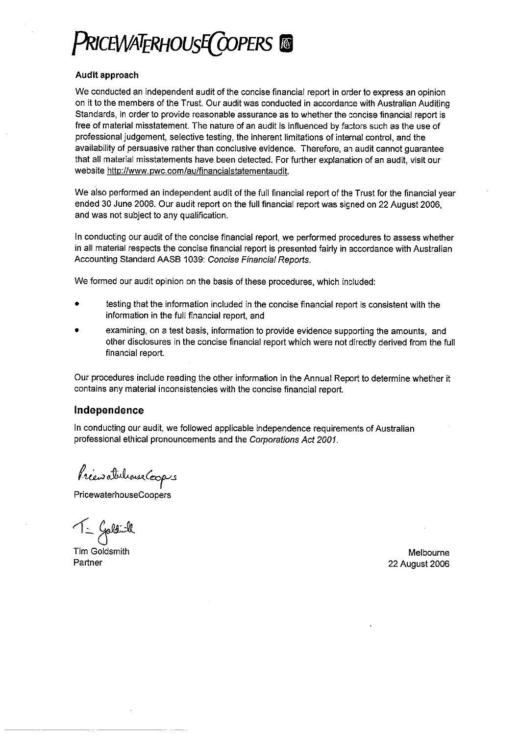**PRICEWATERHOUSECOOPERS**

**Audit approach**

We conducted an independent audit of the concise financial report in order to express an opinion on it to the members of the Trust. Our audit was conducted in accordance with Australian Auditing Standards, in order to provide reasonable assurance as to whether the concise financial report is free of material misstatement. The nature of an audit is influenced by factors such as the use of professional judgement, selective testing, the inherent limitations of internal control, and the availability of persuasive rather than conclusive evidence. Therefore, an audit cannot guarantee that all material misstatements have been detected. For further explanation of an audit, visit our website http://www.pwc.com/au/financialstatementaudit.

We also performed an independent audit of the full financial report of the Trust for the financial year ended 30 June 2006. Our audit report on the full financial report was signed on 22 August 2006, and was not subject to any qualification.

In conducting our audit of the concise financial report, we performed procedures to assess whether in all material respects the concise financial report is presented fairly in accordance with Australian Accounting Standard AASB 1039: *Concise Financial Reports*.

We formed our audit opinion on the basis of these procedures, which included:

- testing that the information included in the concise financial report is consistent with the information in the full financial report, and
- examining, on a test basis, information to provide evidence supporting the amounts, and other disclosures in the concise financial report which were not directly derived from the full financial report.

Our procedures include reading the other information in the Annual Report to determine whether it contains any material inconsistencies with the concise financial report.

## Independence

In conducting our audit, we followed applicable independence requirements of Australian professional ethical pronouncements and the *Corporations Act 2001*.

PricewaterhouseCoopers

Tim Goldsmith
Partner

Melbourne
22 August 2006